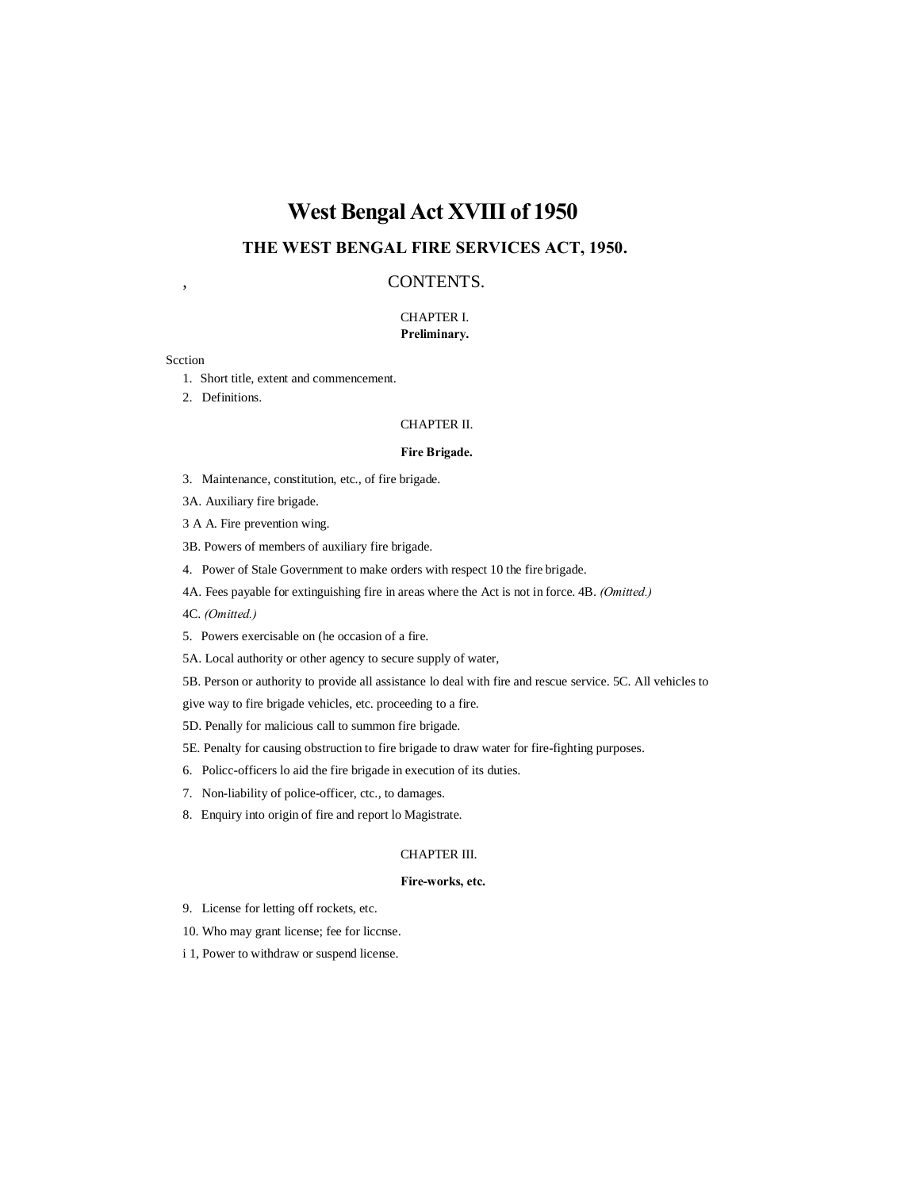# West Bengal Act XVIII of 1950

## THE WEST BENGAL FIRE SERVICES ACT, 1950.

, CONTENTS.

CHAPTER I.

**Preliminary.**

Scction

1. Short title, extent and commencement.
2. Definitions.

CHAPTER II.

**Fire Brigade.**

3. Maintenance, constitution, etc., of fire brigade.

3A. Auxiliary fire brigade.

3 A A. Fire prevention wing.

3B. Powers of members of auxiliary fire brigade.

4. Power of Stale Government to make orders with respect 10 the fire brigade.

4A. Fees payable for extinguishing fire in areas where the Act is not in force. 4B. *(Omitted.)*

4C. *(Omitted.)*

5. Powers exercisable on (he occasion of a fire.

5A. Local authority or other agency to secure supply of water,

5B. Person or authority to provide all assistance lo deal with fire and rescue service. 5C. All vehicles to give way to fire brigade vehicles, etc. proceeding to a fire.

5D. Penally for malicious call to summon fire brigade.

5E. Penalty for causing obstruction to fire brigade to draw water for fire-fighting purposes.

6. Policc-officers lo aid the fire brigade in execution of its duties.
7. Non-liability of police-officer, ctc., to damages.
8. Enquiry into origin of fire and report lo Magistrate.

CHAPTER III.

**Fire-works, etc.**

9. License for letting off rockets, etc.
10. Who may grant license; fee for liccnse.

i 1, Power to withdraw or suspend license.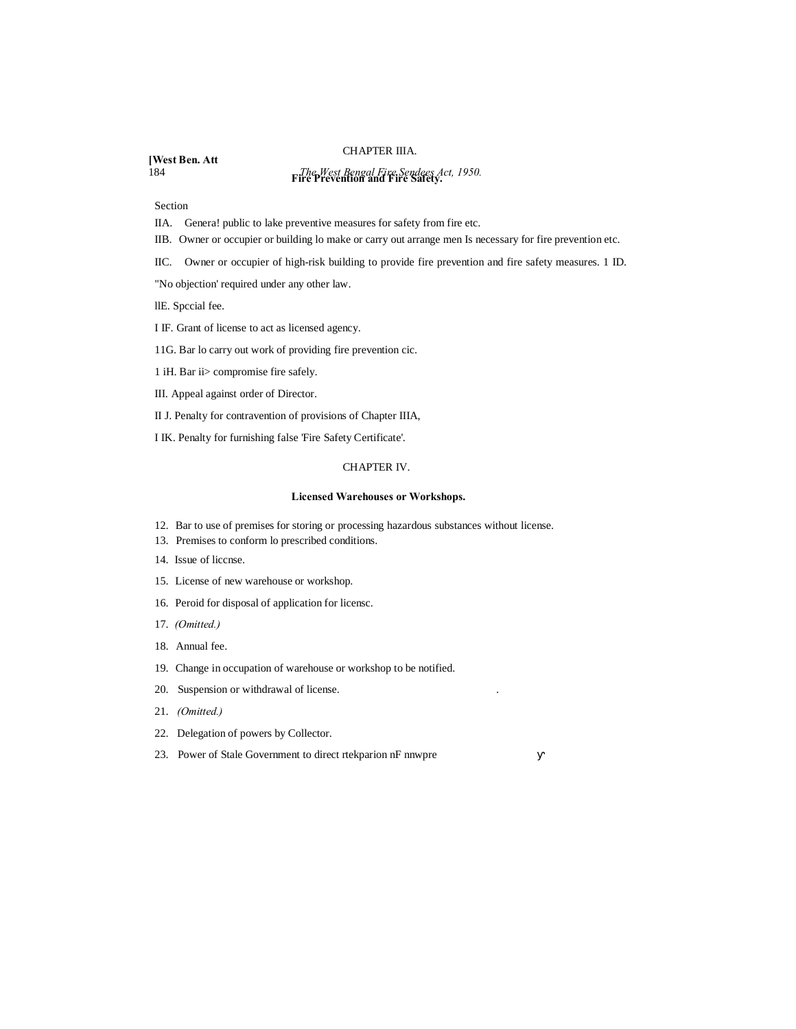## CHAPTER IIIA.

### Fire Prevention and Fire Safety.

Section

IIA. Genera! public to lake preventive measures for safety from fire etc.

IIB. Owner or occupier or building lo make or carry out arrange men Is necessary for fire prevention etc.

IIC. Owner or occupier of high-risk building to provide fire prevention and fire safety measures. 1 ID.

"No objection' required under any other law.

llE. Spccial fee.

I IF. Grant of license to act as licensed agency.

11G. Bar lo carry out work of providing fire prevention cic.

1 iH. Bar ii> compromise fire safely.

III. Appeal against order of Director.

II J. Penalty for contravention of provisions of Chapter IIIA,

I IK. Penalty for furnishing false 'Fire Safety Certificate'.

## CHAPTER IV.

### Licensed Warehouses or Workshops.

12. Bar to use of premises for storing or processing hazardous substances without license.
13. Premises to conform lo prescribed conditions.
14. Issue of liccnse.
15. License of new warehouse or workshop.
16. Peroid for disposal of application for licensc.
17. *(Omitted.)*
18. Annual fee.
19. Change in occupation of warehouse or workshop to be notified.
20. Suspension or withdrawal of license.
21. *(Omitted.)*
22. Delegation of powers by Collector.
23. Power of Stale Government to direct rtekparion nF nnwpre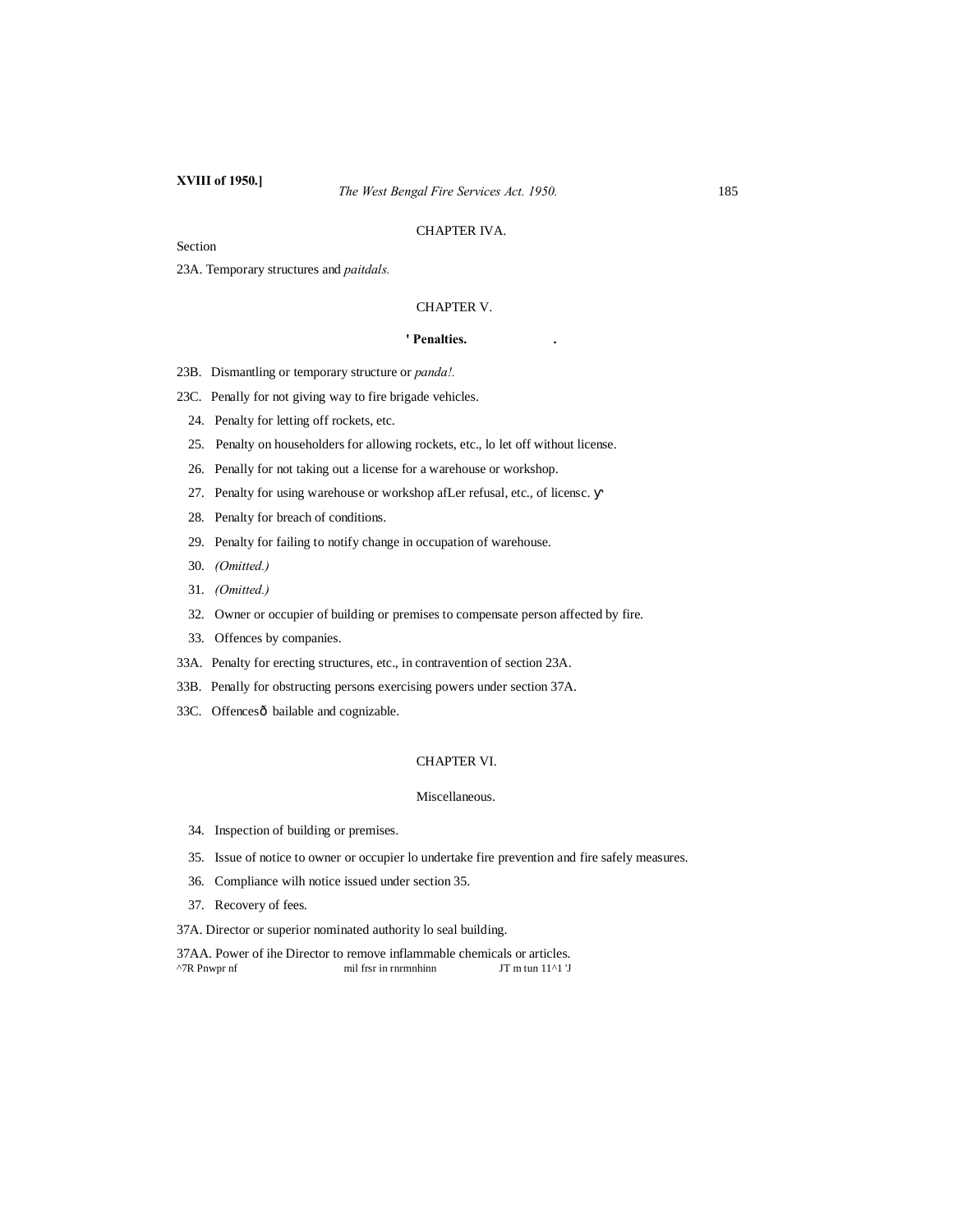## CHAPTER IVA.

Section

23A. Temporary structures and *paitdals.*

## CHAPTER V.

### ' Penalties. .

23B. Dismantling or temporary structure or *panda!.*

23C. Penally for not giving way to fire brigade vehicles.

24. Penalty for letting off rockets, etc.

25. Penalty on householders for allowing rockets, etc., lo let off without license.

26. Penally for not taking out a license for a warehouse or workshop.

27. Penalty for using warehouse or workshop afLer refusal, etc., of licensc. ү

28. Penalty for breach of conditions.

29. Penalty for failing to notify change in occupation of warehouse.

30. *(Omitted.)*

31. *(Omitted.)*

32. Owner or occupier of building or premises to compensate person affected by fire.

33. Offences by companies.

33A. Penalty for erecting structures, etc., in contravention of section 23A.

33B. Penally for obstructing persons exercising powers under section 37A.

33C. Offencesð bailable and cognizable.

## CHAPTER VI.

### Miscellaneous.

34. Inspection of building or premises.

35. Issue of notice to owner or occupier lo undertake fire prevention and fire safely measures.

36. Compliance wilh notice issued under section 35.

37. Recovery of fees.

37A. Director or superior nominated authority lo seal building.

37AA. Power of ihe Director to remove inflammable chemicals or articles.

^7R Pnwpr nf mil frsr in rnrmnhinn JT m tun 11^1 'J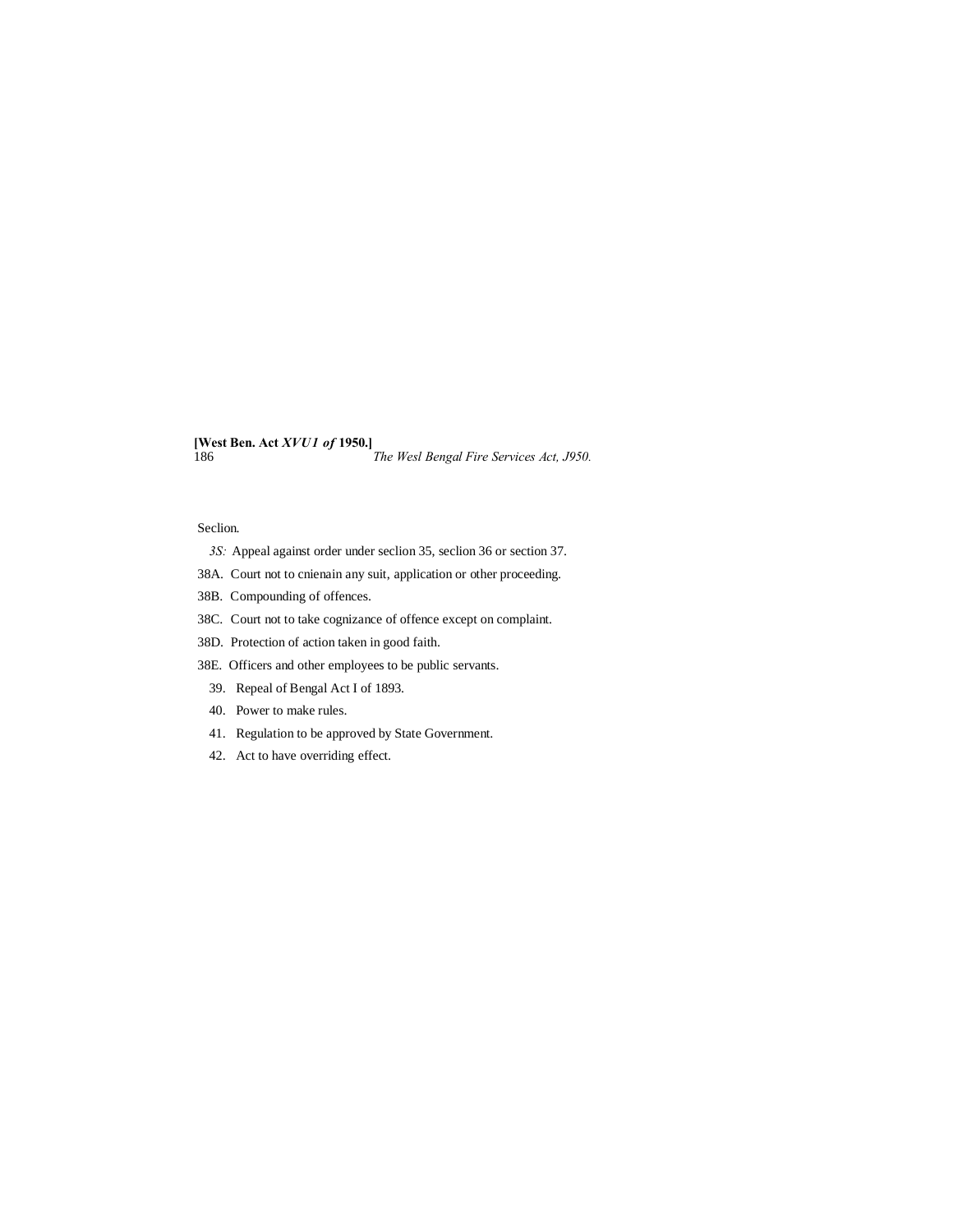Seclion.

*3S:* Appeal against order under seclion 35, seclion 36 or section 37.

38A. Court not to cnienain any suit, application or other proceeding.

38B. Compounding of offences.

38C. Court not to take cognizance of offence except on complaint.

38D. Protection of action taken in good faith.

38E. Officers and other employees to be public servants.

39. Repeal of Bengal Act I of 1893.

40. Power to make rules.

41. Regulation to be approved by State Government.

42. Act to have overriding effect.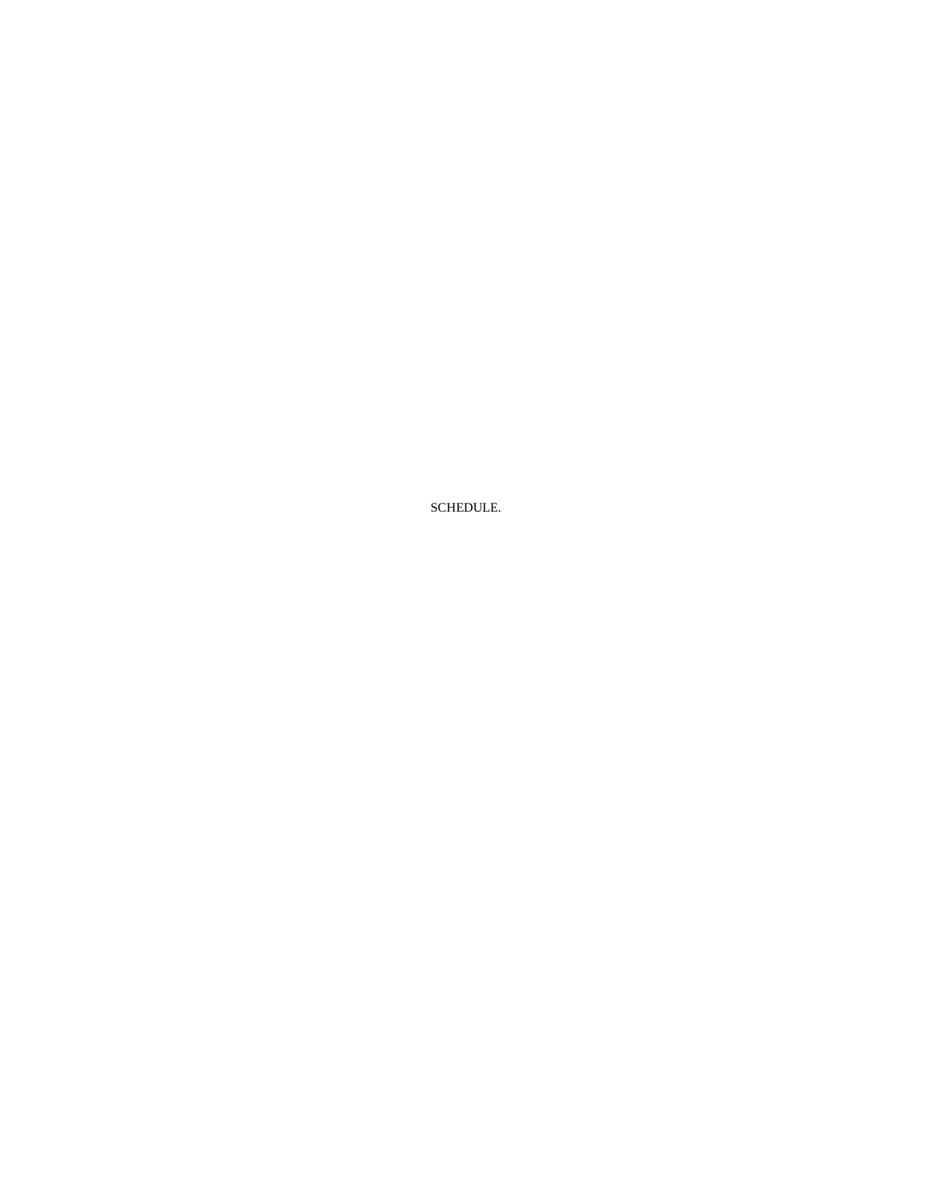SCHEDULE.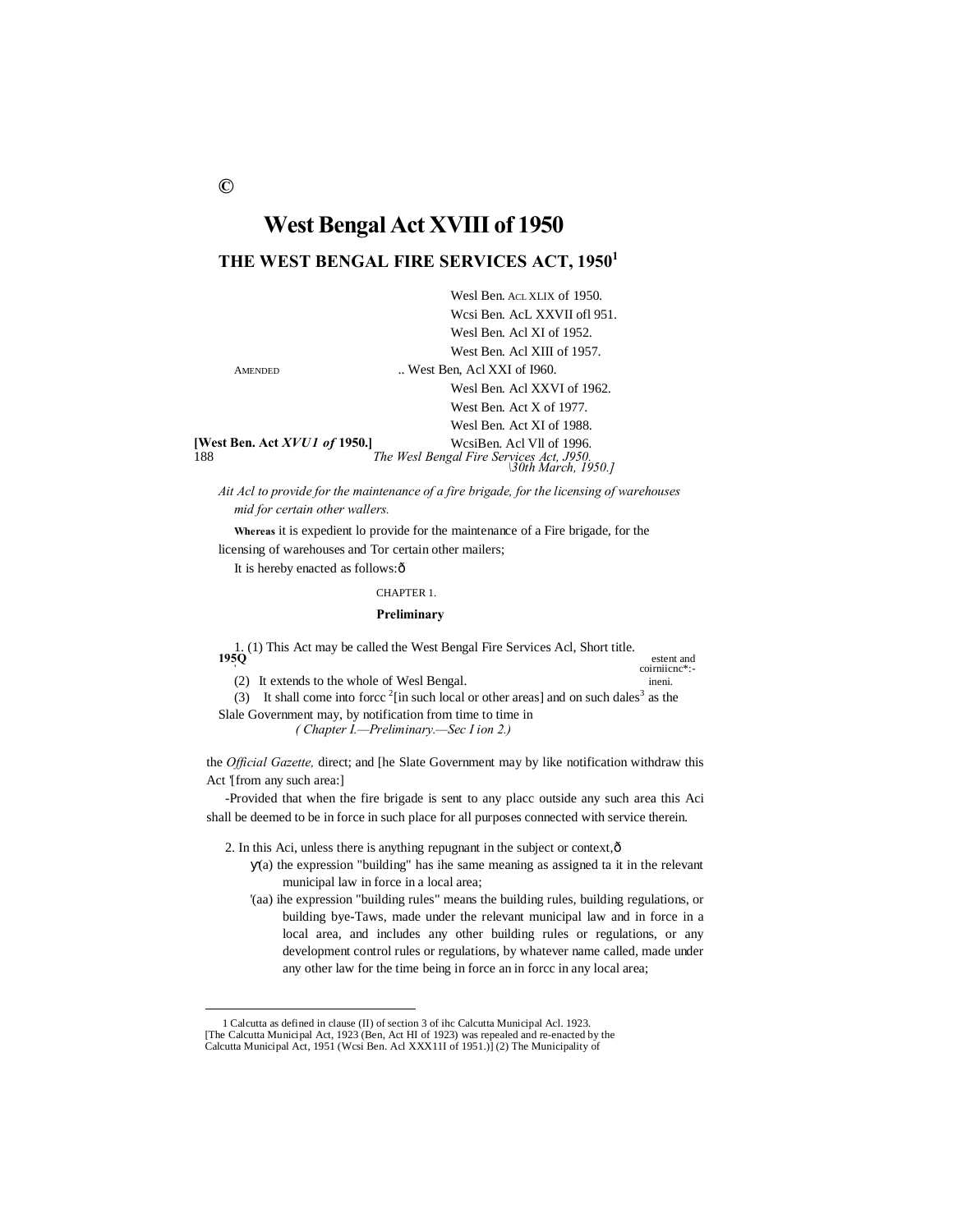©

# West Bengal Act XVIII of 1950

## THE WEST BENGAL FIRE SERVICES ACT, 1950[1]

AMENDED .. Wesl Ben. ACL XLIX of 1950.
Wcsi Ben. AcL XXVII ofl 951.
Wesl Ben. Acl XI of 1952.
West Ben. Acl XIII of 1957.
West Ben, Acl XXI of I960.
Wesl Ben. Acl XXVI of 1962.
West Ben. Act X of 1977.
Wesl Ben. Act XI of 1988.
WcsiBen. Acl Vll of 1996.

**[West Ben. Act *XVU1 of* 1950.]**

*\30th March, 1950.]*

*Ait Acl to provide for the maintenance of a fire brigade, for the licensing of warehouses mid for certain other wallers.*

**Whereas** it is expedient lo provide for the maintenance of a Fire brigade, for the licensing of warehouses and Tor certain other mailers;

It is hereby enacted as follows:ô

CHAPTER 1.

**Preliminary**

Short title. estent and coirniicnc\*:-ineni.

1. (1) This Act may be called the West Bengal Fire Services Acl, **195Q**

(2) It extends to the whole of Wesl Bengal.

(3) It shall come into forcc [2][in such local or other areas] and on such dales[3] as the Slale Government may, by notification from time to time in the *Official Gazette,* direct; and [he Slate Government may by like notification withdraw this Act '[from any such area:]

-Provided that when the fire brigade is sent to any placc outside any such area this Aci shall be deemed to be in force in such place for all purposes connected with service therein.

2. In this Aci, unless there is anything repugnant in the subject or context,ô

ý(a) the expression "building" has ihe same meaning as assigned ta it in the relevant municipal law in force in a local area;

'(aa) ihe expression "building rules" means the building rules, building regulations, or building bye-Taws, made under the relevant municipal law and in force in a local area, and includes any other building rules or regulations, or any development control rules or regulations, by whatever name called, made under any other law for the time being in force an in forcc in any local area;

---

1 Calcutta as defined in clause (II) of section 3 of ihc Calcutta Municipal Acl. 1923. [The Calcutta Municipal Act, 1923 (Ben, Act HI of 1923) was repealed and re-enacted by the Calcutta Municipal Act, 1951 (Wcsi Ben. Acl XXX11I of 1951.)] (2) The Municipality of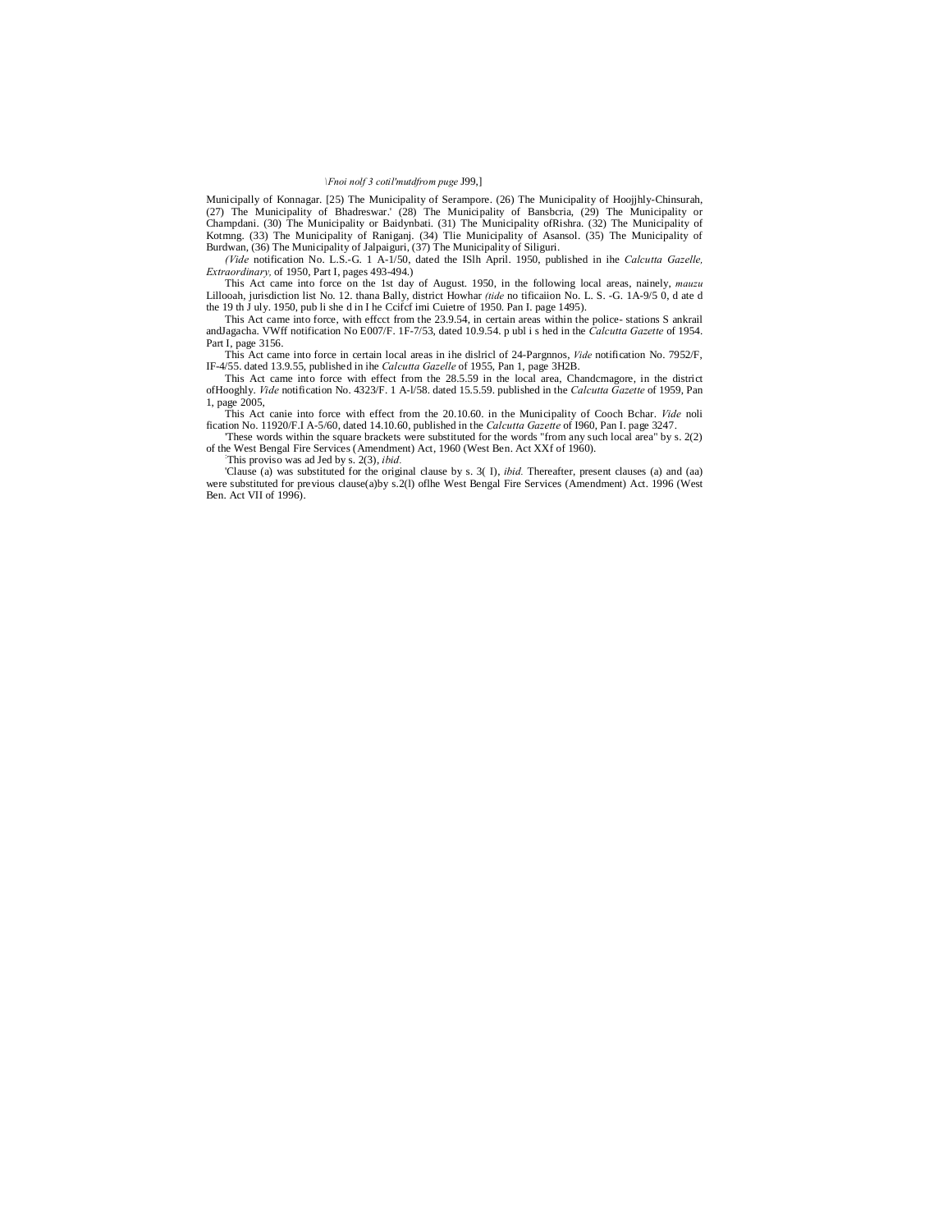\Fnoi nolf 3 cotil'mutdfrom puge J99,]

Municipally of Konnagar. [25) The Municipality of Serampore. (26) The Municipality of Hoojjhly-Chinsurah, (27) The Municipality of Bhadreswar.' (28) The Municipality of Bansbcria, (29) The Municipality or Champdani. (30) The Municipality or Baidynbati. (31) The Municipality ofRishra. (32) The Municipality of Kotmng. (33) The Municipality of Raniganj. (34) Tlie Municipality of Asansol. (35) The Municipality of Burdwan, (36) The Municipality of Jalpaiguri, (37) The Municipality of Siliguri.

*(Vide* notification No. L.S.-G. 1 A-1/50, dated the ISlh April. 1950, published in ihe *Calcutta Gazelle, Extraordinary,* of 1950, Part I, pages 493-494.)

This Act came into force on the 1st day of August. 1950, in the following local areas, nainely, *mauzu* Lillooah, jurisdiction list No. 12. thana Bally, district Howhar *(tide* no tificaiion No. L. S. -G. 1A-9/5 0, d ate d the 19 th J uly. 1950, pub li she d in I he Ccifcf imi Cuietre of 1950. Pan I. page 1495).

This Act came into force, with effcct from the 23.9.54, in certain areas within the police- stations S ankrail andJagacha. VWff notification No E007/F. 1F-7/53, dated 10.9.54. p ubl i s hed in the *Calcutta Gazette* of 1954. Part I, page 3156.

This Act came into force in certain local areas in ihe dislricl of 24-Pargnnos, *Vide* notification No. 7952/F, IF-4/55. dated 13.9.55, published in ihe *Calcutta Gazelle* of 1955, Pan 1, page 3H2B.

This Act came into force with effect from the 28.5.59 in the local area, Chandcmagore, in the district ofHooghly. *Vide* notification No. 4323/F. 1 A-l/58. dated 15.5.59. published in the *Calcutta Gazette* of 1959, Pan 1, page 2005,

This Act canie into force with effect from the 20.10.60. in the Municipality of Cooch Bchar. *Vide* noli fication No. 11920/F.I A-5/60, dated 14.10.60, published in the *Calcutta Gazette* of I960, Pan I. page 3247.

'These words within the square brackets were substituted for the words "from any such local area" by s. 2(2) of the West Bengal Fire Services (Amendment) Act, 1960 (West Ben. Act XXf of 1960).

:This proviso was ad Jed by s. 2(3), *ibid.*

'Clause (a) was substituted for the original clause by s. 3( I), *ibid.* Thereafter, present clauses (a) and (aa) were substituted for previous clause(a)by s.2(l) oflhe West Bengal Fire Services (Amendment) Act. 1996 (West Ben. Act VII of 1996).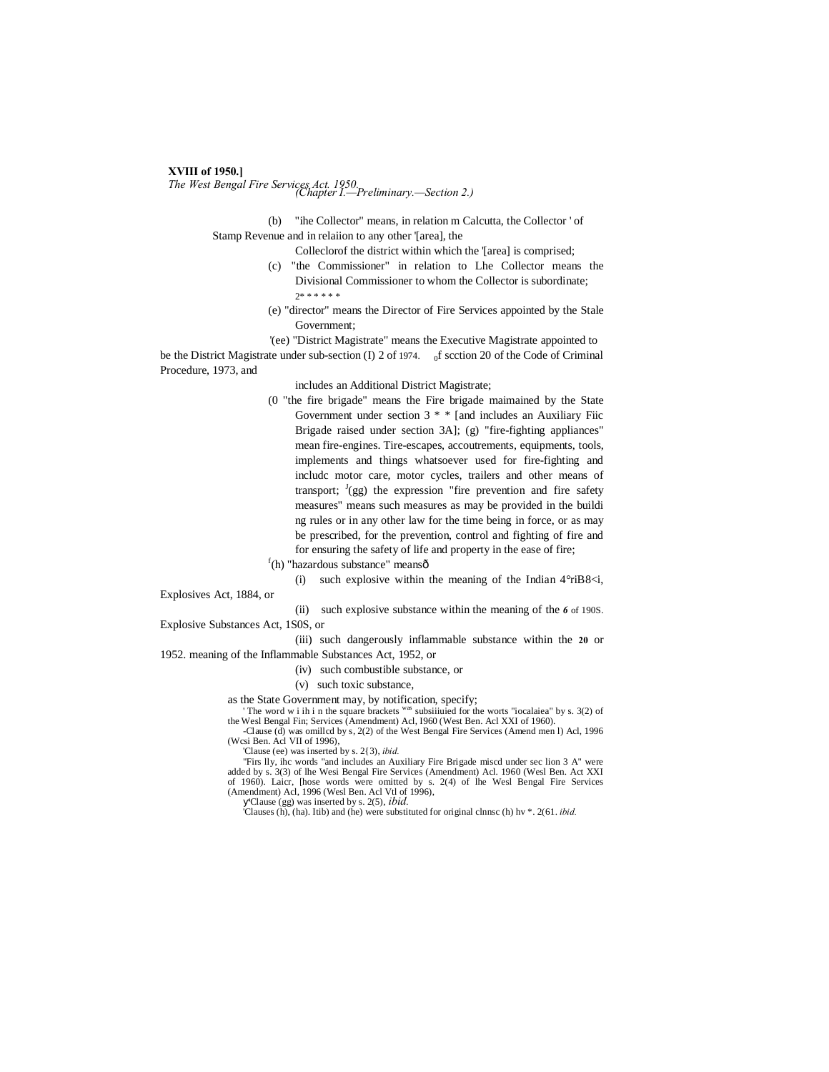(b) "ihe Collector" means, in relation m Calcutta, the Collector ' of Stamp Revenue and in relaiion to any other '[area], the Colleclorof the district within which the '[area] is comprised;

(c) "the Commissioner" in relation to Lhe Collector means the Divisional Commissioner to whom the Collector is subordinate;

2* * * * * *

(e) "director" means the Director of Fire Services appointed by the Stale Government;

'(ee) "District Magistrate" means the Executive Magistrate appointed to be the District Magistrate under sub-section (I) 2 of 1974. of scction 20 of the Code of Criminal Procedure, 1973, and includes an Additional District Magistrate;

(0 "the fire brigade" means the Fire brigade maimained by the State Government under section 3 * * [and includes an Auxiliary Fiic Brigade raised under section 3A]; (g) "fire-fighting appliances" mean fire-engines. Tire-escapes, accoutrements, equipments, tools, implements and things whatsoever used for fire-fighting and includc motor care, motor cycles, trailers and other means of transport; [J](gg) the expression "fire prevention and fire safety measures" means such measures as may be provided in the buildi ng rules or in any other law for the time being in force, or as may be prescribed, for the prevention, control and fighting of fire and for ensuring the safety of life and property in the ease of fire;

[f](h) "hazardous substance" meansô

(i) such explosive within the meaning of the Indian 4°riB8<i, Explosives Act, 1884, or

(ii) such explosive substance within the meaning of the **6** of 190S. Explosive Substances Act, 1S0S, or

(iii) such dangerously inflammable substance within the **20** or 1952. meaning of the Inflammable Substances Act, 1952, or

(iv) such combustible substance, or

(v) such toxic substance,

as the State Government may, by notification, specify;

' The word w i ih i n the square brackets was subsiiiuied for the worts "iocalaiea" by s. 3(2) of the Wesl Bengal Fin; Services (Amendment) Acl, I960 (West Ben. Acl XXI of 1960).

-Clause (d) was omillcd by s, 2(2) of the West Bengal Fire Services (Amend men l) Acl, 1996 (Wcsi Ben. Acl VII of 1996),

'Clause (ee) was inserted by s. 2{3), *ibid.*

"Firs lly, ihc words "and includes an Auxiliary Fire Brigade miscd under sec lion 3 A" were added by s. 3(3) of lhe Wesi Bengal Fire Services (Amendment) Acl. 1960 (Wesl Ben. Act XXI of 1960). Laicr, [hose words were omitted by s. 2(4) of lhe Wesl Bengal Fire Services (Amendment) Acl, 1996 (Wesl Ben. Acl Vtl of 1996),

Clause (gg) was inserted by s. 2(5), *ibid.*

'Clauses (h), (ha). Itib) and (he) were substituted for original clnnsc (h) hv *. 2(61. *ibid.*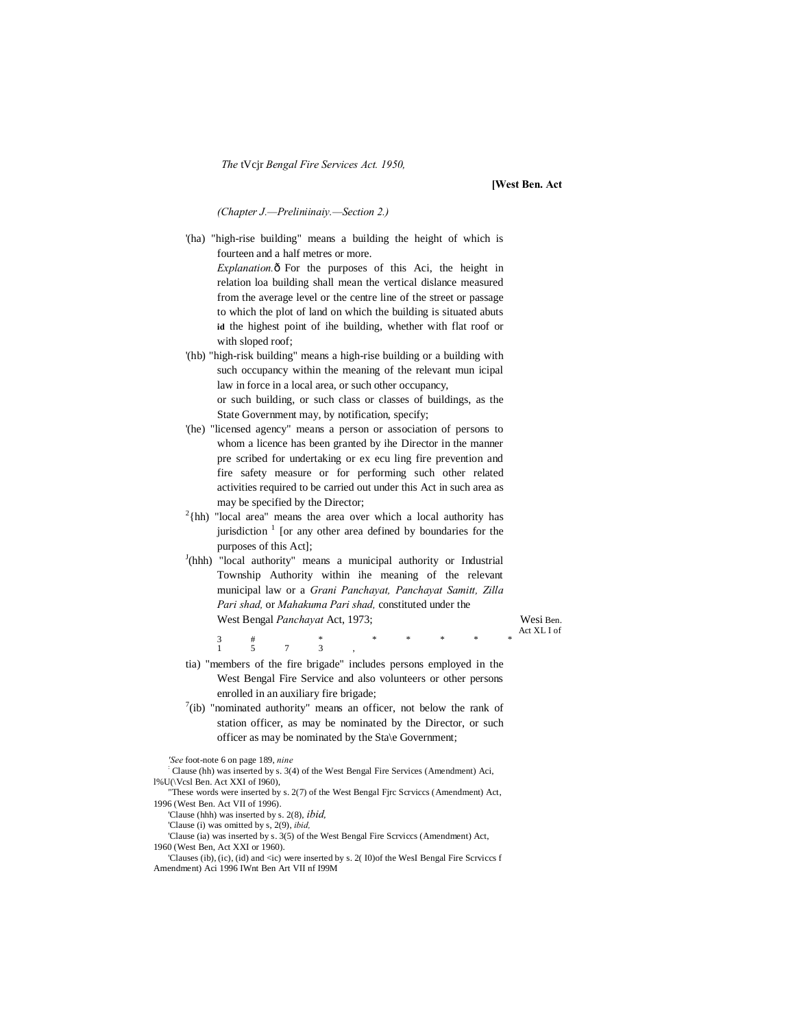*The* tVcjr *Bengal Fire Services Act. 1950,*

**[West Ben. Act**

*(Chapter J.—Preliniinaiy.—Section 2.)*

'(ha) "high-rise building" means a building the height of which is fourteen and a half metres or more.

*Explanation.*ð For the purposes of this Aci, the height in relation loa building shall mean the vertical dislance measured from the average level or the centre line of the street or passage to which the plot of land on which the building is situated abuts **id** the highest point of ihe building, whether with flat roof or with sloped roof;

'(hb) "high-risk building" means a high-rise building or a building with such occupancy within the meaning of the relevant mun icipal law in force in a local area, or such other occupancy,

or such building, or such class or classes of buildings, as the State Government may, by notification, specify;

'(he) "licensed agency" means a person or association of persons to whom a licence has been granted by ihe Director in the manner pre scribed for undertaking or ex ecu ling fire prevention and fire safety measure or for performing such other related activities required to be carried out under this Act in such area as may be specified by the Director;

[2]{hh) "local area" means the area over which a local authority has jurisdiction [1] [or any other area defined by boundaries for the purposes of this Act];

[J](hhh) "local authority" means a municipal authority or Industrial Township Authority within ihe meaning of the relevant municipal law or a *Grani Panchayat, Panchayat Samitt, Zilla Pari shad,* or *Mahakuma Pari shad,* constituted under the West Bengal *Panchayat* Act, 1973;

Wesi Ben. Act XL I of

3 # * * * * * *
1 5 7 3 ,

tia) "members of the fire brigade" includes persons employed in the West Bengal Fire Service and also volunteers or other persons enrolled in an auxiliary fire brigade;

[7](ib) "nominated authority" means an officer, not below the rank of station officer, as may be nominated by the Director, or such officer as may be nominated by the Sta\e Government;

*'See* foot-note 6 on page 189, *nine*

[:] Clause (hh) was inserted by s. 3(4) of the West Bengal Fire Services (Amendment) Aci, l%U(\Vcsl Ben. Act XXI of I960),

"These words were inserted by s. 2(7) of the West Bengal Fjrc Scrviccs (Amendment) Act, 1996 (West Ben. Act VII of 1996).

'Clause (hhh) was inserted by s. 2(8), *ibid,*

'Clause (i) was omitted by s, 2(9), *ibid,*

'Clause (ia) was inserted by s. 3(5) of the West Bengal Fire Scrviccs (Amendment) Act, 1960 (West Ben, Act XXI or 1960).

'Clauses (ib), (ic), (id) and <ic) were inserted by s. 2( I0)of the WesI Bengal Fire Scrviccs f Amendment) Aci 1996 IWnt Ben Art VII nf I99M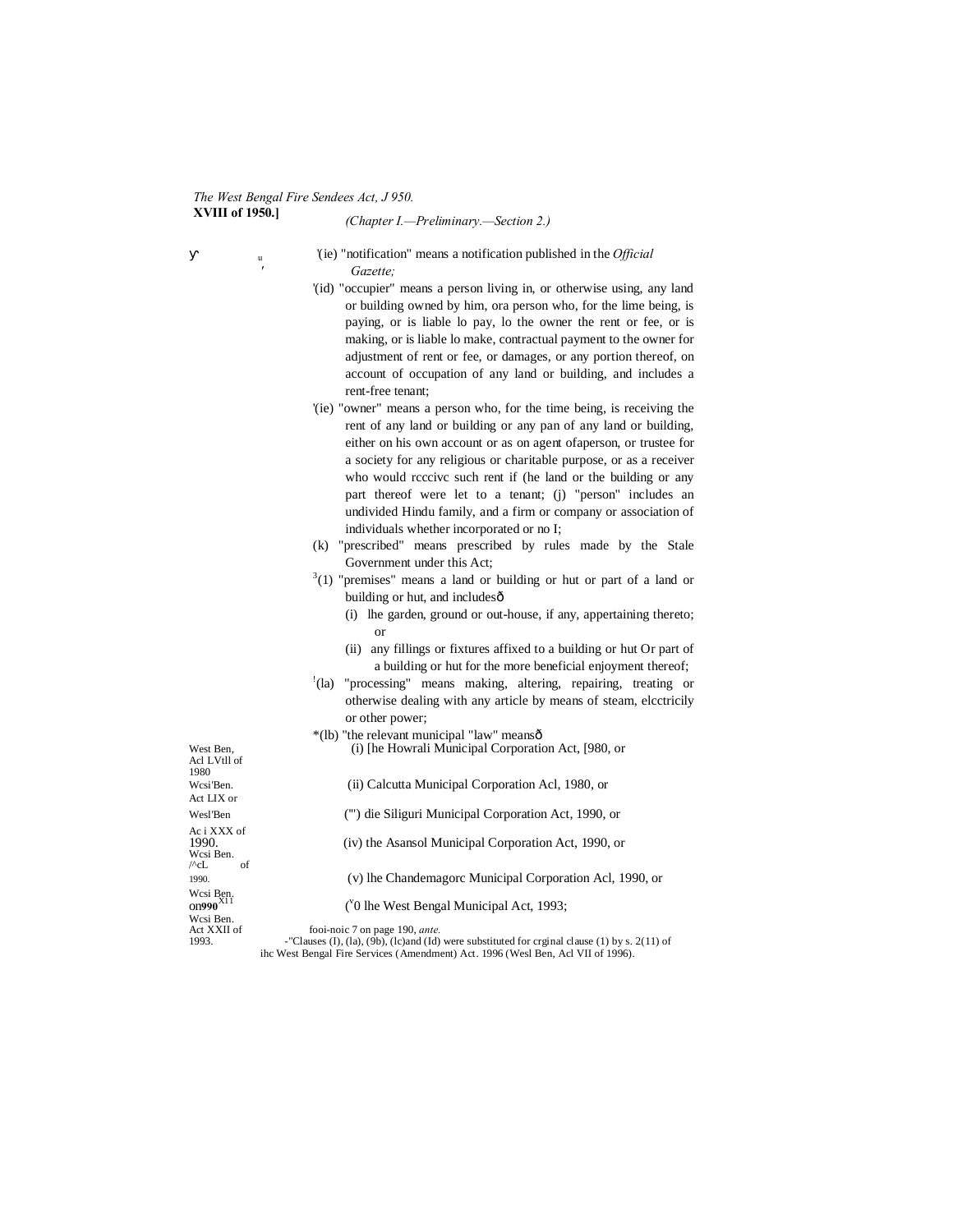(Chapter I.—Preliminary.—Section 2.)

'(ie) "notification" means a notification published in the *Official Gazette;*

'(id) "occupier" means a person living in, or otherwise using, any land or building owned by him, ora person who, for the lime being, is paying, or is liable lo pay, lo the owner the rent or fee, or is making, or is liable lo make, contractual payment to the owner for adjustment of rent or fee, or damages, or any portion thereof, on account of occupation of any land or building, and includes a rent-free tenant;

'(ie) "owner" means a person who, for the time being, is receiving the rent of any land or building or any pan of any land or building, either on his own account or as on agent ofaperson, or trustee for a society for any religious or charitable purpose, or as a receiver who would rcccivc such rent if (he land or the building or any part thereof were let to a tenant; (j) "person" includes an undivided Hindu family, and a firm or company or association of individuals whether incorporated or no I;

(k) "prescribed" means prescribed by rules made by the Stale Government under this Act;

[3](1) "premises" means a land or building or hut or part of a land or building or hut, and includesð

(i) lhe garden, ground or out-house, if any, appertaining thereto; or

(ii) any fillings or fixtures affixed to a building or hut Or part of a building or hut for the more beneficial enjoyment thereof;

[1](la) "processing" means making, altering, repairing, treating or otherwise dealing with any article by means of steam, elcctricily or other power;

*(lb) "the relevant municipal "law" meansð

(i) [he Howrali Municipal Corporation Act, [980, or — West Ben, Acl LVtll of 1980

(ii) Calcutta Municipal Corporation Acl, 1980, or — Wcsi'Ben. Act LIX or

(''') die Siliguri Municipal Corporation Act, 1990, or — Wesl'Ben Ac i XXX of 1990.

(iv) the Asansol Municipal Corporation Act, 1990, or — Wcsi Ben. /^cL of 1990.

(v) lhe Chandemagorc Municipal Corporation Acl, 1990, or — Wcsi Ben. on990 X11

(v0 lhe West Bengal Municipal Act, 1993; — Wcsi Ben. Act XXII of 1993.

fooi-noic 7 on page 190, *ante.*

-"Clauses (I), (la), (9b), (lc)and (Id) were substituted for crginal clause (1) by s. 2(11) of ihc West Bengal Fire Services (Amendment) Act. 1996 (Wesl Ben, Acl VII of 1996).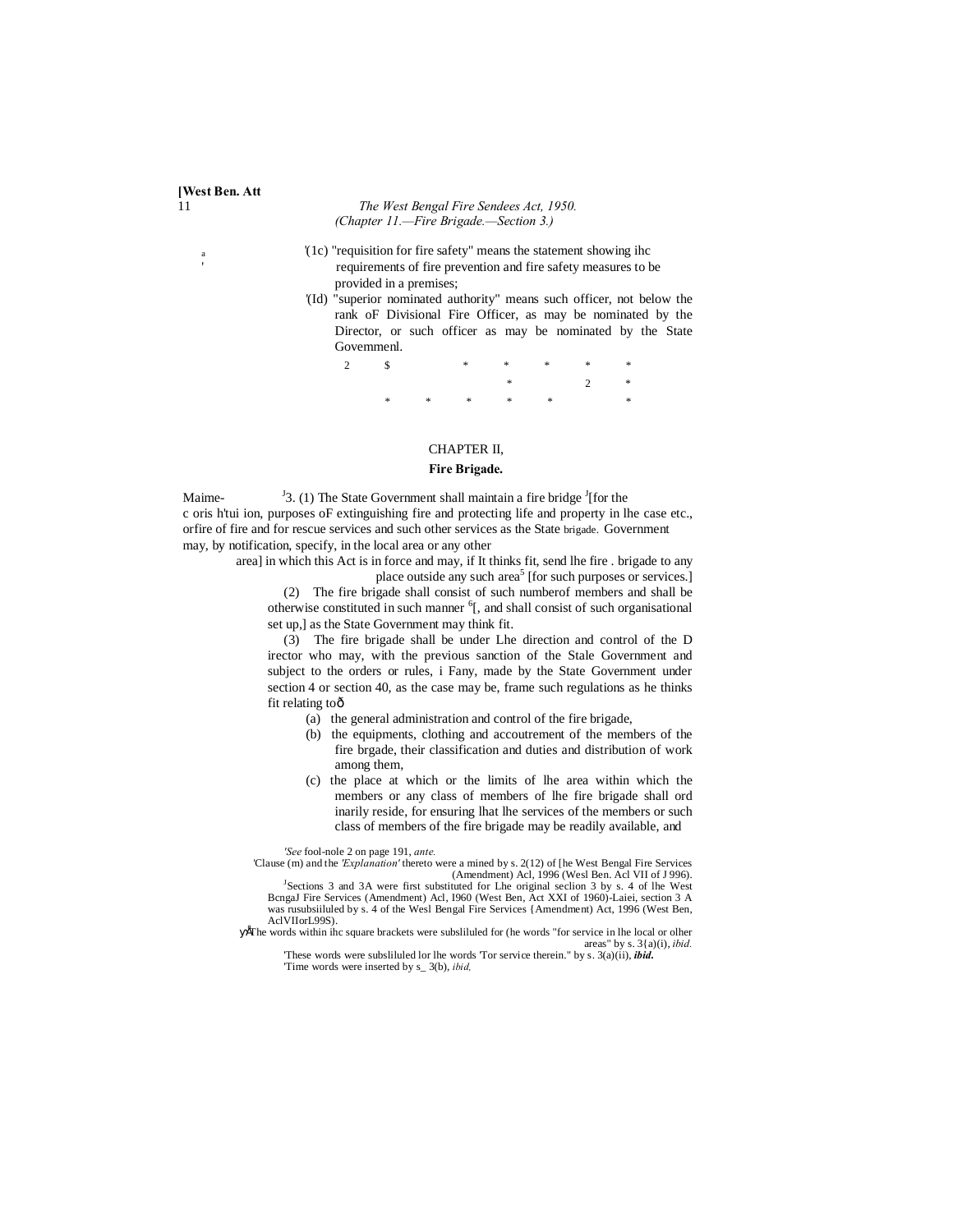(1c) "requisition for fire safety" means the statement showing ihc requirements of fire prevention and fire safety measures to be provided in a premises;

(Id) "superior nominated authority" means such officer, not below the rank oF Divisional Fire Officer, as may be nominated by the Director, or such officer as may be nominated by the State Govemmenl.

2 $ * * * * *
* 2 *
* * * * * *

## CHAPTER II,

### Fire Brigade.

Maime- c oris h'tui ion, orfire brigade.

[J]3. (1) The State Government shall maintain a fire bridge [J][for the purposes oF extinguishing fire and protecting life and property in lhe case etc., of fire and for rescue services and such other services as the State Government may, by notification, specify, in the local area or any other area] in which this Act is in force and may, if It thinks fit, send lhe fire . brigade to any place outside any such area[5] [for such purposes or services.]

(2) The fire brigade shall consist of such numberof members and shall be otherwise constituted in such manner [6][, and shall consist of such organisational set up,] as the State Government may think fit.

(3) The fire brigade shall be under Lhe direction and control of the D irector who may, with the previous sanction of the Stale Government and subject to the orders or rules, i Fany, made by the State Government under section 4 or section 40, as the case may be, frame such regulations as he thinks fit relating to—

(a) the general administration and control of the fire brigade,

(b) the equipments, clothing and accoutrement of the members of the fire brgade, their classification and duties and distribution of work among them,

(c) the place at which or the limits of lhe area within which the members or any class of members of lhe fire brigade shall ord inarily reside, for ensuring lhat lhe services of the members or such class of members of the fire brigade may be readily available, and

---

'*See* fool-nole 2 on page 191, *ante.*

'Clause (m) and the *'Explanation'* thereto were a mined by s. 2(12) of [he West Bengal Fire Services (Amendment) Acl, 1996 (Wesl Ben. Acl VII of J 996).

[J]Sections 3 and 3A were first substituted for Lhe original seclion 3 by s. 4 of lhe West BcngaJ Fire Services (Amendment) Acl, I960 (West Ben, Act XXI of 1960)-Laiei, section 3 A was rusubsiiluled by s. 4 of the Wesl Bengal Fire Services {Amendment) Act, 1996 (West Ben, AclVIIorL99S).

The words within ihc square brackets were subsliluled for (he words "for service in lhe local or olher areas" by s. 3{a)(i), *ibid.*

'These words were subsliluled lor lhe words 'Tor service therein." by s. 3(a)(ii), ***ibid.***

'Time words were inserted by s_ 3(b), *ibid,*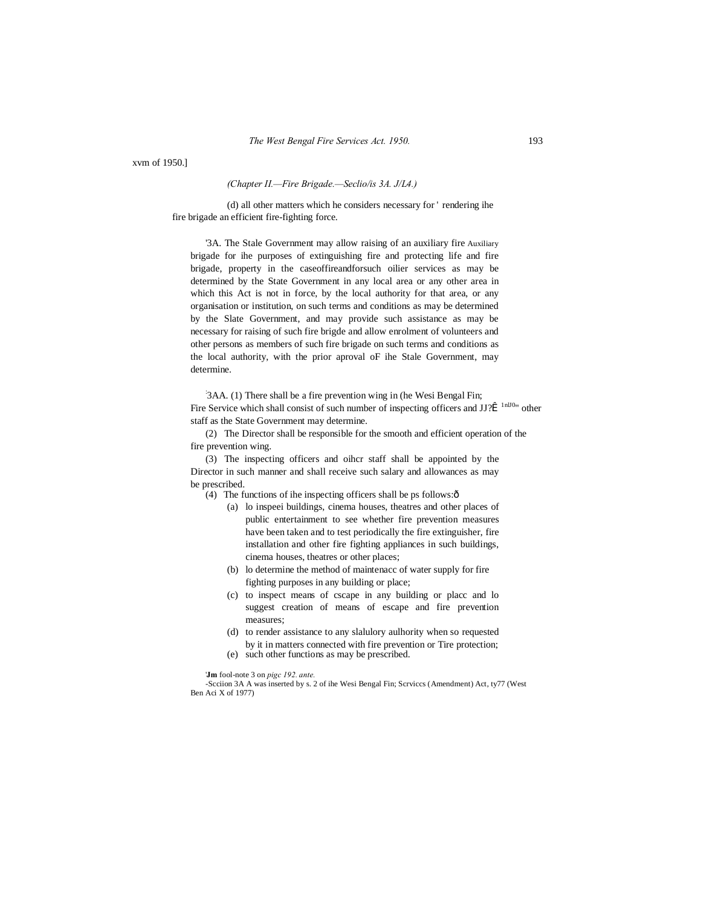xvm of 1950.]

*(Chapter II.—Fire Brigade.—Seclio/is 3A. J/L4.)*

(d) all other matters which he considers necessary for ' rendering ihe fire brigade an efficient fire-fighting force.

'3A. The Stale Government may allow raising of an auxiliary fire brigade for ihe purposes of extinguishing fire and protecting life and property in the caseoffireandforsuch oilier services as may be determined by the State Government in any local area or any other area in which this Act is not in force, by the local authority for that area, or any organisation or institution, on such terms and conditions as may be determined by the Slate Government, and may provide such assistance as may be necessary for raising of such fire brigde and allow enrolment of volunteers and other persons as members of such fire brigade on such terms and conditions as the local authority, with the prior aproval oF ihe Stale Government, may determine.

Auxiliary fire brigade,

:3AA. (1) There shall be a fire prevention wing in (he Wesi Bengal Fin; Fire Service which shall consist of such number of inspecting officers and JJ?Ê [1nl]0" other staff as the State Government may determine.

(2) The Director shall be responsible for the smooth and efficient operation of the fire prevention wing.

(3) The inspecting officers and oihcr staff shall be appointed by the Director in such manner and shall receive such salary and allowances as may be prescribed.

(4) The functions of ihe inspecting officers shall be ps follows:ð

(a) lo inspeei buildings, cinema houses, theatres and other places of public entertainment to see whether fire prevention measures have been taken and to test periodically the fire extinguisher, fire installation and other fire fighting appliances in such buildings, cinema houses, theatres or other places;

(b) lo determine the method of maintenacc of water supply for fire fighting purposes in any building or place;

(c) to inspect means of cscape in any building or placc and lo suggest creation of means of escape and fire prevention measures;

(d) to render assistance to any slalulory aulhority when so requested by it in matters connected with fire prevention or Tire protection;

(e) such other functions as may be prescribed.

'**Jm** fool-note 3 on *pigc 192. ante.*

-Scciion 3A A was inserted by s. 2 of ihe Wesi Bengal Fin; Scrviccs (Amendment) Act, ty77 (West Ben Aci X of 1977)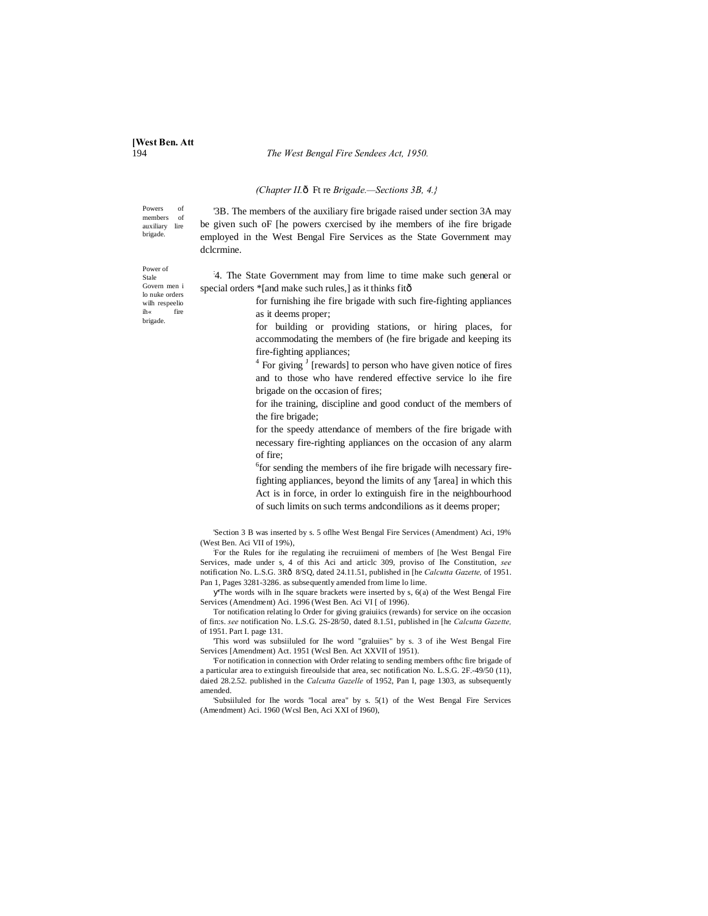*(Chapter II.—Fire Brigade.—Sections 3B, 4.)*

Powers of members of auxiliary fire brigade.

[1]3B. The members of the auxiliary fire brigade raised under section 3A may be given such of the powers exercised by the members of the fire brigade employed in the West Bengal Fire Services as the State Government may determine.

Power of State Government to make orders with respect to the fire brigade.

[2]4. The State Government may from time to time make such general or special orders [3][and make such rules,] as it thinks fit—

for furnishing the fire brigade with such fire-fighting appliances as it deems proper;

for building or providing stations, or hiring places, for accommodating the members of the fire brigade and keeping its fire-fighting appliances;

[4] For giving [5] [rewards] to person who have given notice of fires and to those who have rendered effective service to the fire brigade on the occasion of fires;

for the training, discipline and good conduct of the members of the fire brigade;

for the speedy attendance of members of the fire brigade with necessary fire-righting appliances on the occasion of any alarm of fire;

[6]for sending the members of the fire brigade with necessary fire-fighting appliances, beyond the limits of any [7][area] in which this Act is in force, in order to extinguish fire in the neighbourhood of such limits on such terms and conditions as it deems proper;

---

[1]Section 3 B was inserted by s. 5 of the West Bengal Fire Services (Amendment) Act, 19% (West Ben. Act VII of 19%),

[2]For the Rules for the regulating the recruitment of members of the West Bengal Fire Services, made under s, 4 of this Act and article 309, proviso of the Constitution, *see* notification No. L.S.G. 3R— 8/SQ, dated 24.11.51, published in the *Calcutta Gazette,* of 1951. Part 1, Pages 3281-3286. as subsequently amended from time to time.

[3]The words with in the square brackets were inserted by s, 6(a) of the West Bengal Fire Services (Amendment) Act. 1996 (West Ben. Act VI [ of 1996).

[4]For notification relating to Order for giving gratuities (rewards) for service on the occasion of fires. *see* notification No. L.S.G. 2S-28/50, dated 8.1.51, published in the *Calcutta Gazette,* of 1951. Part I. page 131.

[5]This word was substituted for the word "gratuities" by s. 3 of the West Bengal Fire Services [Amendment) Act. 1951 (West Ben. Act XXVII of 1951).

[6]For notification in connection with Order relating to sending members of the fire brigade of a particular area to extinguish fire outside that area, see notification No. L.S.G. 2F.-49/50 (11), dated 28.2.52. published in the *Calcutta Gazette* of 1952, Part I, page 1303, as subsequently amended.

[7]Substituted for the words "local area" by s. 5(1) of the West Bengal Fire Services (Amendment) Act. 1960 (West Ben, Act XXI of 1960),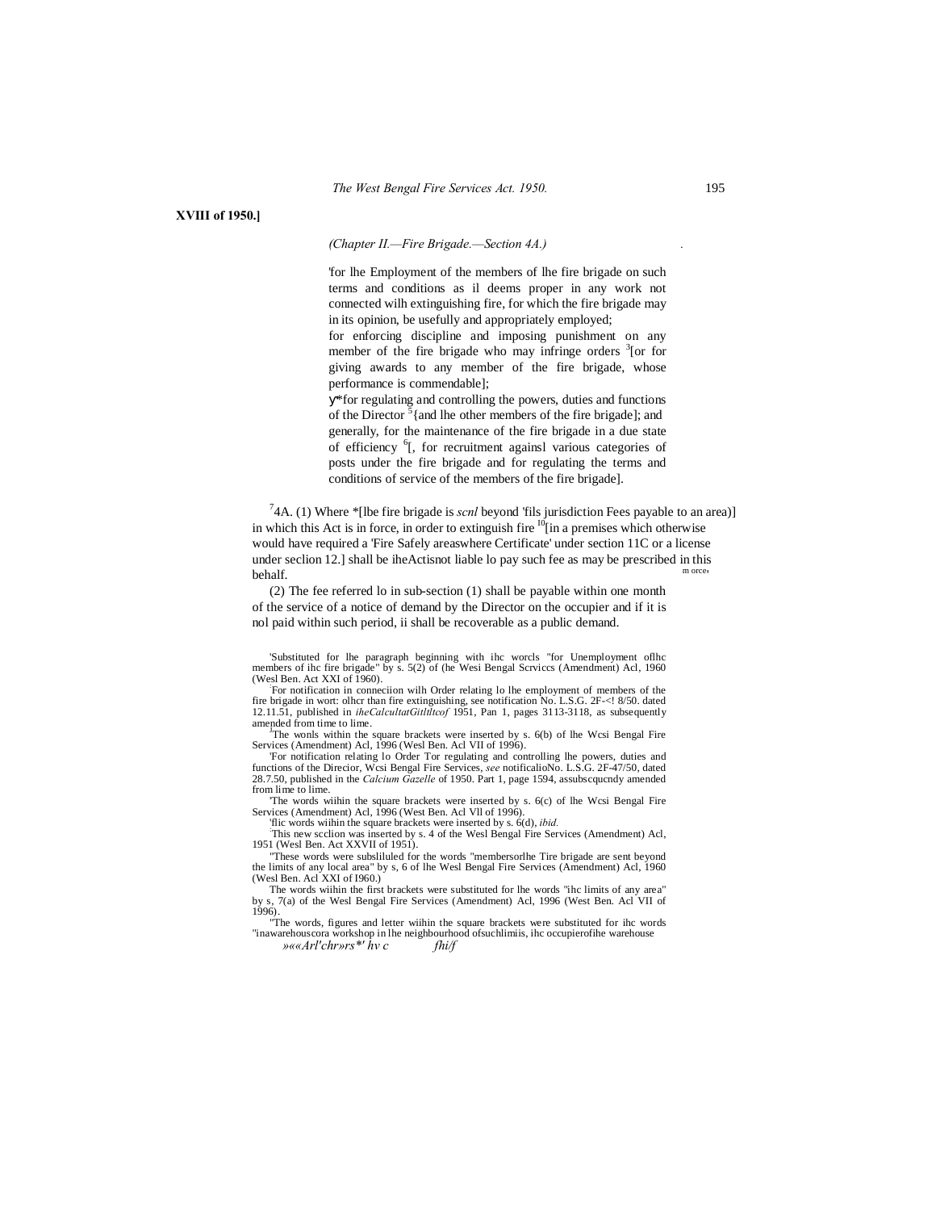**XVIII of 1950.]**

*(Chapter II.—Fire Brigade.—Section 4A.)*

'for lhe Employment of the members of lhe fire brigade on such terms and conditions as il deems proper in any work not connected wilh extinguishing fire, for which the fire brigade may in its opinion, be usefully and appropriately employed;

for enforcing discipline and imposing punishment on any member of the fire brigade who may infringe orders [3][or for giving awards to any member of the fire brigade, whose performance is commendable];

у*for regulating and controlling the powers, duties and functions of the Director [5]{and lhe other members of the fire brigade]; and generally, for the maintenance of the fire brigade in a due state of efficiency [6][, for recruitment againsl various categories of posts under the fire brigade and for regulating the terms and conditions of service of the members of the fire brigade].

[7]4A. (1) Where *[lbe fire brigade is *scnl* beyond 'fils jurisdiction Fees payable to an area)] in which this Act is in force, in order to extinguish fire [10][in a premises which otherwise would have required a 'Fire Safely areaswhere Certificate' under section 11C or a license under seclion 12.] shall be iheActisnot liable lo pay such fee as may be prescribed in this behalf. m orce

(2) The fee referred lo in sub-section (1) shall be payable within one month of the service of a notice of demand by the Director on the occupier and if it is nol paid within such period, ii shall be recoverable as a public demand.

'Substituted for lhe paragraph beginning with ihc worcls "for Unemployment oflhc members of ihc fire brigade" by s. 5(2) of (he Wesi Bengal Scrviccs (Amendment) Acl, 1960 (Wesl Ben. Act XXI of 1960).

:For notification in conneciion wilh Order relating lo lhe employment of members of the fire brigade in wort: olhcr than fire extinguishing, see notification No. L.S.G. 2F-<! 8/50. dated 12.11.51, published in *iheCalcultatGitltltcof* 1951, Pan 1, pages 3113-3118, as subsequently amended from time to lime.

[3]The wonls within the square brackets were inserted by s. 6(b) of lhe Wcsi Bengal Fire Services (Amendment) Acl, 1996 (Wesl Ben. Acl VII of 1996).

'For notification relating lo Order Tor regulating and controlling lhe powers, duties and functions of the Direcior, Wcsi Bengal Fire Services, *see* notificalioNo. L.S.G. 2F-47/50, dated 28.7.50, published in the *Calcium Gazelle* of 1950. Part 1, page 1594, assubscqucndy amended from lime to lime.

'The words wiihin the square brackets were inserted by s. 6(c) of lhe Wcsi Bengal Fire Services (Amendment) Acl, 1996 (West Ben. Acl Vll of 1996).

'flic words wiihin the square brackets were inserted by s. 6(d), *ibid.*

:This new scclion was inserted by s. 4 of the Wesl Bengal Fire Services (Amendment) Acl, 1951 (Wesl Ben. Act XXVII of 1951).

"These words were subsliluled for the words "membersorlhe Tire brigade are sent beyond the limits of any local area" by s, 6 of lhe Wesl Bengal Fire Services (Amendment) Acl, 1960 (Wesl Ben. Acl XXI of I960.)

The words wiihin the first brackets were substituted for lhe words "ihc limits of any area" by s, 7(a) of the Wesl Bengal Fire Services (Amendment) Acl, 1996 (West Ben. Acl VII of 1996).

"The words, figures and letter wiihin the square brackets were substituted for ihc words "inawarehouscora workshop in lhe neighbourhood ofsuchlimiis, ihc occupierofihe warehouse

*»««Arl'chr»rs*' hv c fhi/f*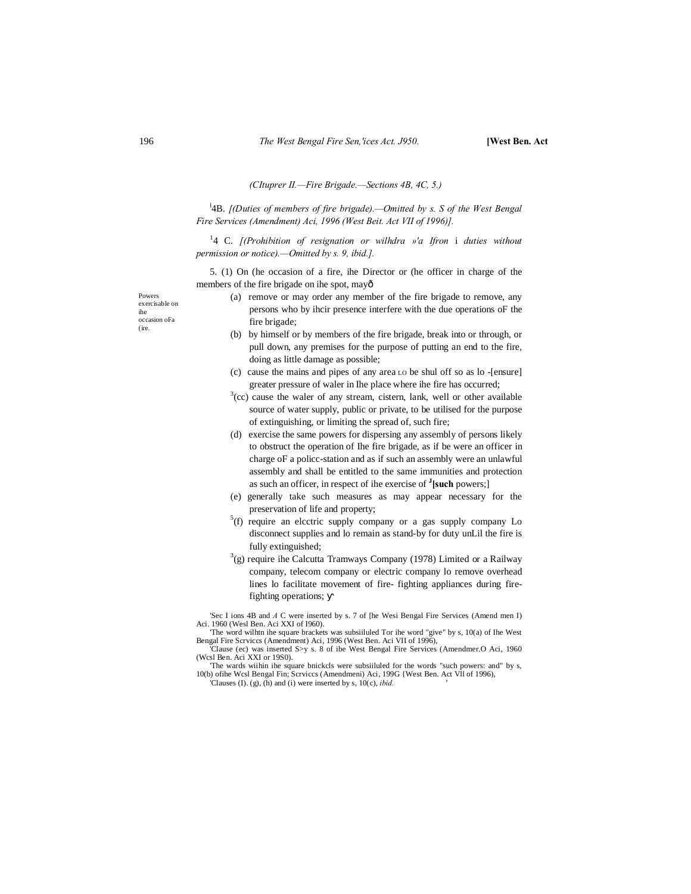*(CItuprer II.—Fire Brigade.—Sections 4B, 4C, 5.)*

[1]4B. *[(Duties of members of fire brigade).—Omitted by s. S of the West Bengal Fire Services (Amendment) Aci, 1996 (West Beit. Act VII of 1996)].*

[1]4 C. *[(Prohibition of resignation or wilhdra »'a Ifron* i *duties without permission or notice).—Omitted by s. 9, ibid.].*

Powers exercisable on ihe occasion oFa (ire.

5. (1) On (he occasion of a fire, ihe Director or (he officer in charge of the members of the fire brigade on ihe spot, mayð

(a) remove or may order any member of the fire brigade to remove, any persons who by ihcir presence interfere with the due operations oF the fire brigade;

(b) by himself or by members of the fire brigade, break into or through, or pull down, any premises for the purpose of putting an end to the fire, doing as little damage as possible;

(c) cause the mains and pipes of any area LO be shul off so as lo -[ensure] greater pressure of waler in Ihe place where ihe fire has occurred;

[3](cc) cause the waler of any stream, cistern, lank, well or other available source of water supply, public or private, to be utilised for the purpose of extinguishing, or limiting the spread of, such fire;

(d) exercise the same powers for dispersing any assembly of persons likely to obstruct the operation of Ihe fire brigade, as if be were an officer in charge oF a policc-station and as if such an assembly were an unlawful assembly and shall be entitled to the same immunities and protection as such an officer, in respect of ihe exercise of [J]**[such** powers;]

(e) generally take such measures as may appear necessary for the preservation of life and property;

[5](f) require an elcctric supply company or a gas supply company Lo disconnect supplies and lo remain as stand-by for duty unLil the fire is fully extinguished;

[3](g) require ihe Calcutta Tramways Company (1978) Limited or a Railway company, telecom company or electric company lo remove overhead lines lo facilitate movement of fire- fighting appliances during fire-fighting operations; ɣ

'Sec I ions 4B and *A* C were inserted by s. 7 of [he Wesi Bengal Fire Services (Amend men I) Aci. 1960 (Wesl Ben. Aci XXI of I960).

'The word wilhtn ihe square brackets was subsiiluled Tor ihe word "give" by s, 10(a) of Ihe West Bengal Fire Scrviccs (Amendment) Aci, 1996 (West Ben. Aci VII of 1996),

'Clause (ec) was inserted S>y s. 8 of ibe West Bengal Fire Services (Amendmer.O Aci, 1960 (Wcsl Ben. Aci XXI or 19S0).

'The wards wiihin ihe square bnickcls were subsiiluled for the words "such powers: and" by s, 10(b) ofihe Wcsl Bengal Fin; Scrviccs (Amendmeni) Aci, 199G {West Ben. Act Vll of 1996),

'Clauses (I). (g), (h) and (i) were inserted by s, 10(c), *ibid.*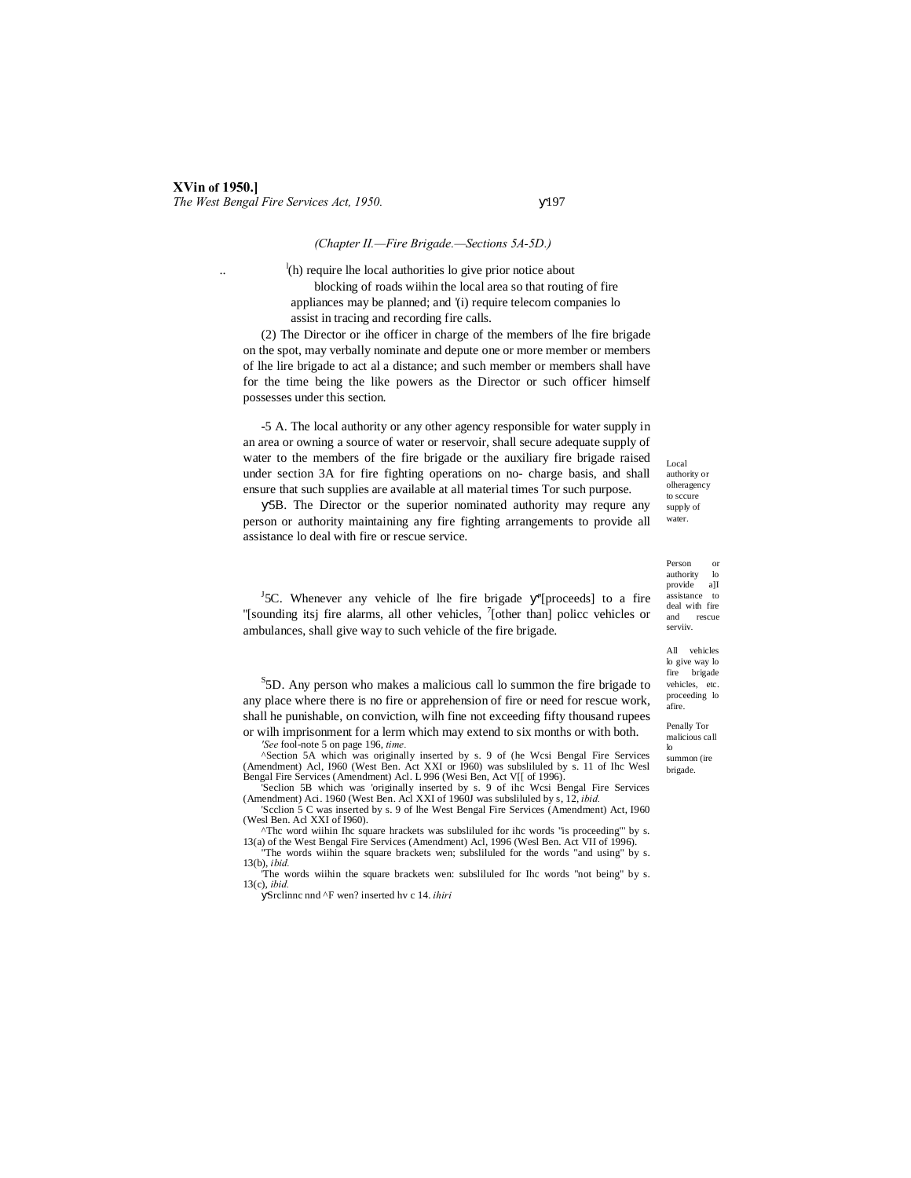*(Chapter II.—Fire Brigade.—Sections 5A-5D.)*

[1](h) require lhe local authorities lo give prior notice about blocking of roads wiihin the local area so that routing of fire appliances may be planned; and '(i) require telecom companies lo assist in tracing and recording fire calls.

(2) The Director or ihe officer in charge of the members of lhe fire brigade on the spot, may verbally nominate and depute one or more member or members of lhe lire brigade to act al a distance; and such member or members shall have for the time being the like powers as the Director or such officer himself possesses under this section.

Local authority or olheragency to sccure supply of water.

-5 A. The local authority or any other agency responsible for water supply in an area or owning a source of water or reservoir, shall secure adequate supply of water to the members of the fire brigade or the auxiliary fire brigade raised under section 3A for fire fighting operations on no- charge basis, and shall ensure that such supplies are available at all material times Tor such purpose.

Person or authority lo provide a]I assistance to deal with fire and rescue serviiv.

y'5B. The Director or the superior nominated authority may requre any person or authority maintaining any fire fighting arrangements to provide all assistance lo deal with fire or rescue service.

All vehicles lo give way lo fire brigade vehicles, etc. proceeding lo afire.

[J]5C. Whenever any vehicle of lhe fire brigade y"[proceeds] to a fire "[sounding itsj fire alarms, all other vehicles, [7][other than] policc vehicles or ambulances, shall give way to such vehicle of the fire brigade.

Penally Tor malicious call lo summon (ire brigade.

[S]5D. Any person who makes a malicious call lo summon the fire brigade to any place where there is no fire or apprehension of fire or need for rescue work, shall he punishable, on conviction, wilh fine not exceeding fifty thousand rupees or wilh imprisonment for a lerm which may extend to six months or with both.

*'See* fool-note 5 on page 196, *time.*

^Section 5A which was originally inserted by s. 9 of (he Wcsi Bengal Fire Services (Amendment) Acl, I960 (West Ben. Act XXI or I960) was subsliluled by s. 11 of Ihc Wesl Bengal Fire Services (Amendment) Acl. L 996 (Wesi Ben, Act V[[ of 1996).

'Seclion 5B which was 'originally inserted by s. 9 of ihc Wcsi Bengal Fire Services (Amendment) Aci. 1960 (West Ben. Acl XXI of 1960J was subsliluled by s, 12, *ibid.*

'Scclion 5 C was inserted by s. 9 of lhe West Bengal Fire Services (Amendment) Act, I960 (Wesl Ben. Acl XXI of I960).

^Thc word wiihin Ihc square hrackets was subsliluled for ihc words "is proceeding"' by s. 13(a) of the West Bengal Fire Services (Amendment) Acl, 1996 (Wesl Ben. Act VII of 1996).

"The words wiihin the square brackets wen; subsliluled for the words "and using" by s. 13(b), *ibid.*

'The words wiihin the square brackets wen: subsliluled for Ihc words "not being" by s. 13(c), *ibid.*

ySrclinnc nnd ^F wen? inserted hv c 14. *ihiri*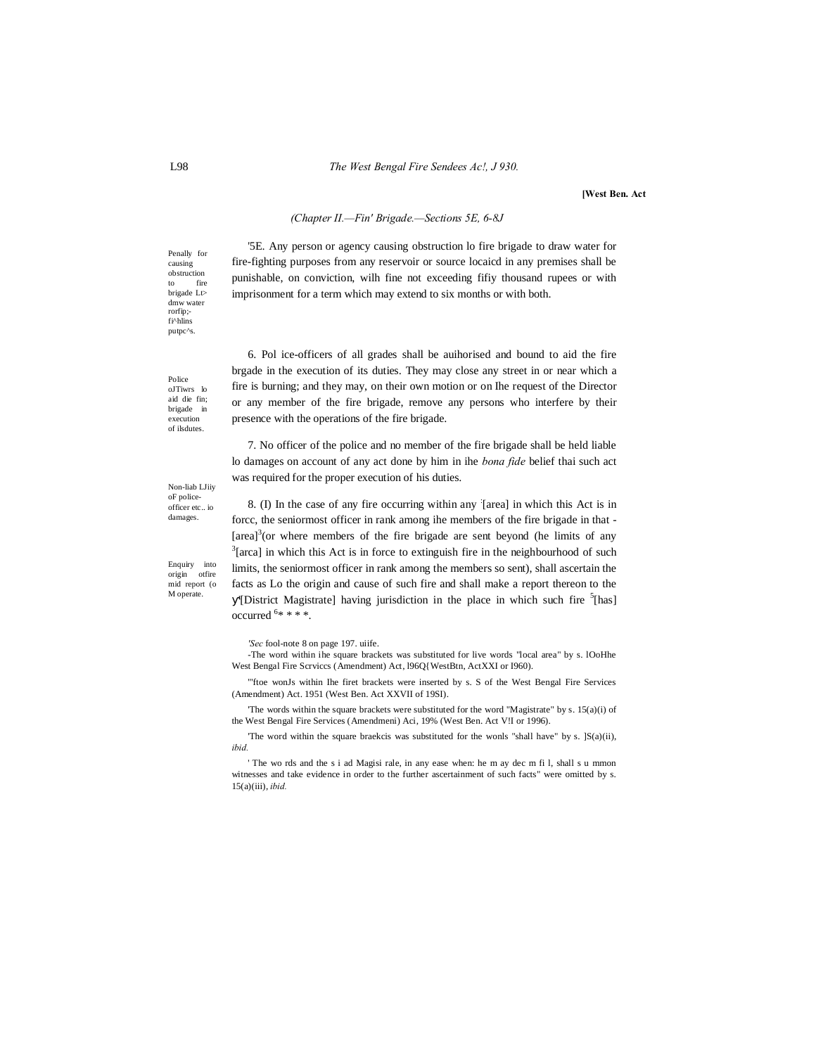[West Ben. Act

*(Chapter II.—Fin' Brigade.—Sections 5E, 6-8J*

Penally for causing obstruction to fire brigade Lt> dmw water rorfip;-fi^hlins putpc^s.

'5E. Any person or agency causing obstruction lo fire brigade to draw water for fire-fighting purposes from any reservoir or source locaicd in any premises shall be punishable, on conviction, wilh fine not exceeding fifiy thousand rupees or with imprisonment for a term which may extend to six months or with both.

Police oJTiwrs lo aid die fin; brigade in execution of ilsdutes.

6. Pol ice-officers of all grades shall be auihorised and bound to aid the fire brgade in the execution of its duties. They may close any street in or near which a fire is burning; and they may, on their own motion or on Ihe request of the Director or any member of the fire brigade, remove any persons who interfere by their presence with the operations of the fire brigade.

Non-liab LJiiy oF police-officer etc.. io damages.

7. No officer of the police and no member of the fire brigade shall be held liable lo damages on account of any act done by him in ihe *bona fide* belief thai such act was required for the proper execution of his duties.

Enquiry into origin otfire mid report (o M operate.

8. (I) In the case of any fire occurring within any [2][area] in which this Act is in forcc, the seniormost officer in rank among ihe members of the fire brigade in that -[area][3](or where members of the fire brigade are sent beyond (he limits of any [3][arca] in which this Act is in force to extinguish fire in the neighbourhood of such limits, the seniormost officer in rank among the members so sent), shall ascertain the facts as Lo the origin and cause of such fire and shall make a report thereon to the [4][District Magistrate] having jurisdiction in the place in which such fire [5][has] occurred [6]* * * *.

*'Sec* fool-note 8 on page 197. uiife.

-The word within ihe square brackets was substituted for live words "local area" by s. lOoHhe West Bengal Fire Scrviccs (Amendment) Act, l96Q{WestBtn, ActXXI or I960).

"'ftoe wonJs within Ihe firet brackets were inserted by s. S of the West Bengal Fire Services (Amendment) Act. 1951 (West Ben. Act XXVII of 19SI).

'The words within the square brackets were substituted for the word "Magistrate" by s. 15(a)(i) of the West Bengal Fire Services (Amendmeni) Aci, 19% (West Ben. Act V!I or 1996).

'The word within the square braekcis was substituted for the wonls "shall have" by s. ]S(a)(ii), *ibid.*

' The wo rds and the s i ad Magisi rale, in any ease when: he m ay dec m fi l, shall s u mmon witnesses and take evidence in order to the further ascertainment of such facts" were omitted by s. 15(a)(iii), *ibid.*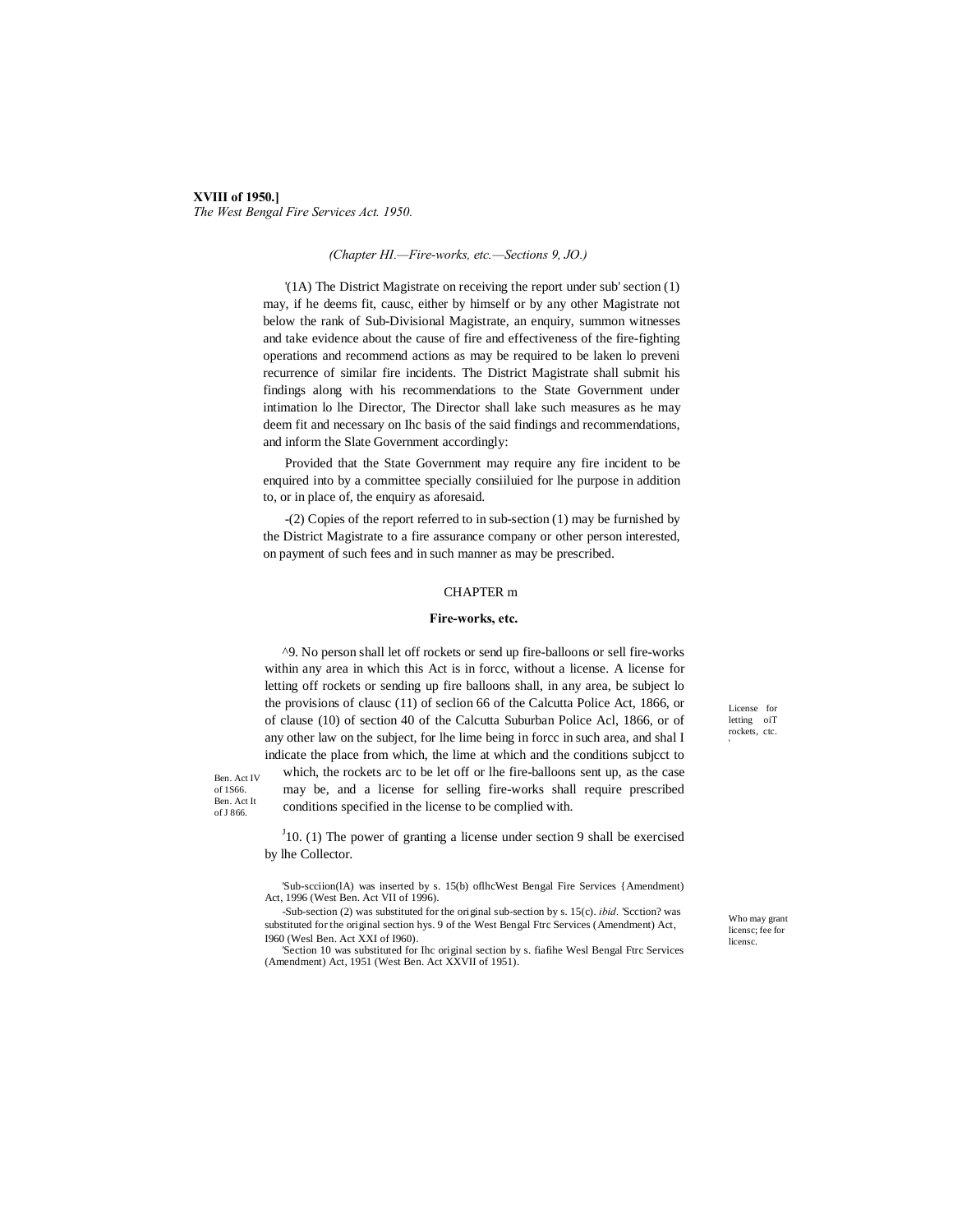(1A) The District Magistrate on receiving the report under sub' section (1) may, if he deems fit, causc, either by himself or by any other Magistrate not below the rank of Sub-Divisional Magistrate, an enquiry, summon witnesses and take evidence about the cause of fire and effectiveness of the fire-fighting operations and recommend actions as may be required to be laken lo preveni recurrence of similar fire incidents. The District Magistrate shall submit his findings along with his recommendations to the State Government under intimation lo lhe Director, The Director shall lake such measures as he may deem fit and necessary on Ihc basis of the said findings and recommendations, and inform the Slate Government accordingly:

Provided that the State Government may require any fire incident to be enquired into by a committee specially consiiluied for lhe purpose in addition to, or in place of, the enquiry as aforesaid.

(2) Copies of the report referred to in sub-section (1) may be furnished by the District Magistrate to a fire assurance company or other person interested, on payment of such fees and in such manner as may be prescribed.

## CHAPTER m

### Fire-works, etc.

*License for letting oiT rockets, ctc.*

9. No person shall let off rockets or send up fire-balloons or sell fire-works within any area in which this Act is in forcc, without a license. A license for letting off rockets or sending up fire balloons shall, in any area, be subject lo the provisions of clausc (11) of seclion 66 of the Calcutta Police Act, 1866, or of clause (10) of section 40 of the Calcutta Suburban Police Acl, 1866, or of any other law on the subject, for lhe lime being in forcc in such area, and shal I indicate the place from which, the lime at which and the conditions subjcct to which, the rockets arc to be let off or lhe fire-balloons sent up, as the case may be, and a license for selling fire-works shall require prescribed conditions specified in the license to be complied with.

*Ben. Act IV of 1S66. Ben. Act It of J 866.*

*Who may grant licensc; fee for licensc.*

10. (1) The power of granting a license under section 9 shall be exercised by lhe Collector.

Sub-scciion(lA) was inserted by s. 15(b) oflhcWest Bengal Fire Services {Amendment) Act, 1996 (West Ben. Act VII of 1996).

Sub-section (2) was substituted for the original sub-section by s. 15(c). *ibid.* Scction? was substituted for the original section hys. 9 of the West Bengal Ftrc Services (Amendment) Act, I960 (Wesl Ben. Act XXI of I960).

Section 10 was substituted for Ihc original section by s. fiafihe Wesl Bengal Ftrc Services (Amendment) Act, 1951 (West Ben. Act XXVII of 1951).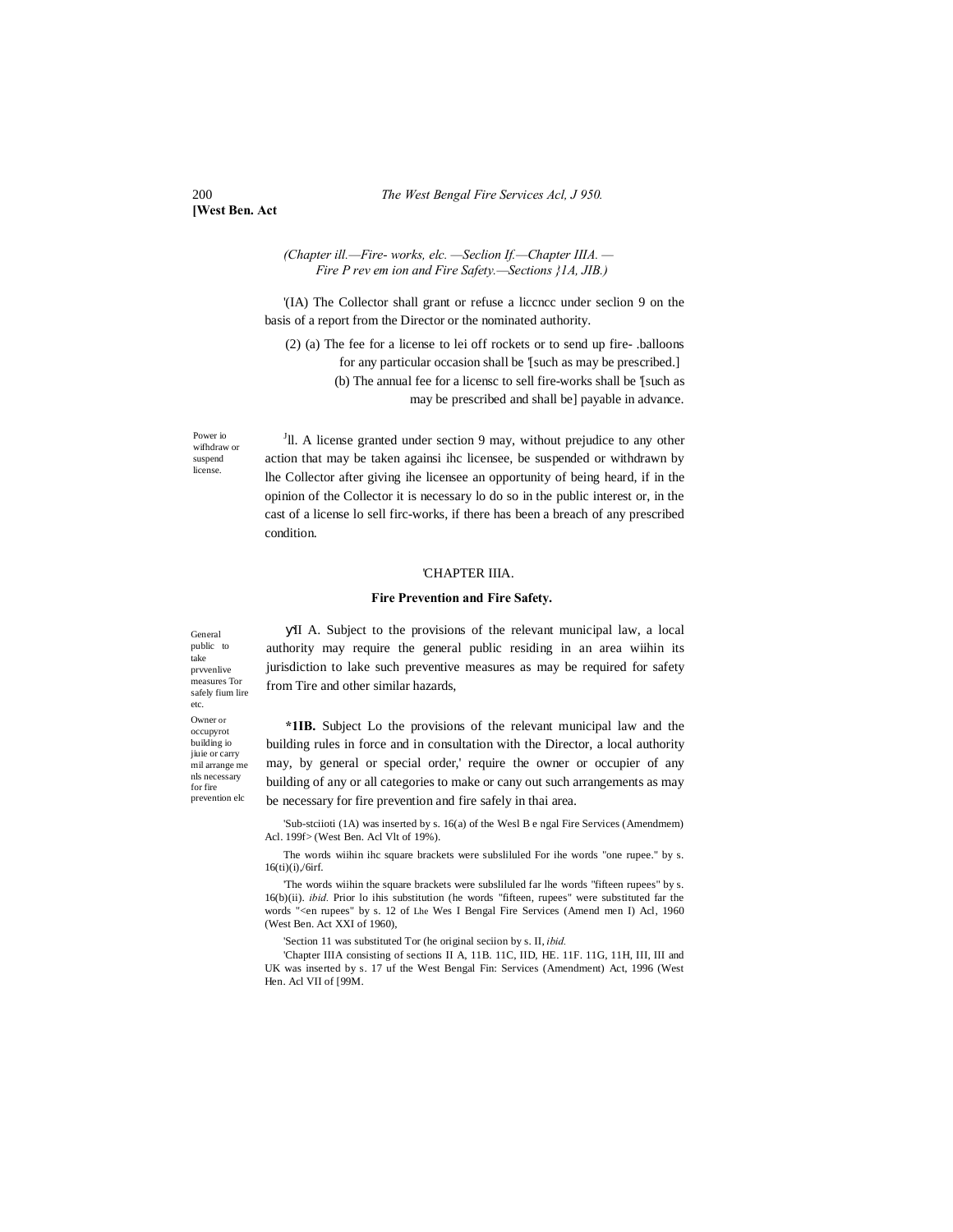*(Chapter ill.—Fire- works, elc. —Seclion If.—Chapter IIIA. —Fire P rev em ion and Fire Safety.—Sections }1A, JIB.)*

'(IA) The Collector shall grant or refuse a liccncc under seclion 9 on the basis of a report from the Director or the nominated authority.

(2) (a) The fee for a license to lei off rockets or to send up fire- .balloons for any particular occasion shall be '[such as may be prescribed.]

(b) The annual fee for a licensc to sell fire-works shall be '[such as may be prescribed and shall be] payable in advance.

Power io wifhdraw or suspend license.

[J]ll. A license granted under section 9 may, without prejudice to any other action that may be taken againsi ihc licensee, be suspended or withdrawn by lhe Collector after giving ihe licensee an opportunity of being heard, if in the opinion of the Collector it is necessary lo do so in the public interest or, in the cast of a license lo sell firc-works, if there has been a breach of any prescribed condition.

## 'CHAPTER IIIA.

### Fire Prevention and Fire Safety.

General public to take prvvenlive measures Tor safely fium lire etc.

ÿI A. Subject to the provisions of the relevant municipal law, a local authority may require the general public residing in an area wiihin its jurisdiction to lake such preventive measures as may be required for safety from Tire and other similar hazards,

Owner or occupyrot building io jiuie or carry mil arrange me nls necessary for fire prevention elc

**\*1IB.** Subject Lo the provisions of the relevant municipal law and the building rules in force and in consultation with the Director, a local authority may, by general or special order,' require the owner or occupier of any building of any or all categories to make or cany out such arrangements as may be necessary for fire prevention and fire safely in thai area.

'Sub-stciioti (1A) was inserted by s. 16(a) of the Wesl B e ngal Fire Services (Amendmem) Acl. 199f> (West Ben. Acl Vlt of 19%).

The words wiihin ihc square brackets were subsliluled For ihe words "one rupee." by s. 16(ti)(i),/6irf.

'The words wiihin the square brackets were subsliluled far lhe words "fifteen rupees" by s. 16(b)(ii). *ibid.* Prior lo ihis substitution (he words "fifteen, rupees" were substituted far the words "<en rupees" by s. 12 of Lhe Wes I Bengal Fire Services (Amend men I) Acl, 1960 (West Ben. Act XXI of 1960),

'Section 11 was substituted Tor (he original seciion by s. II, *ibid.*

'Chapter IIIA consisting of sections II A, 11B. 11C, IID, HE. 11F. 11G, 11H, III, III and UK was inserted by s. 17 uf the West Bengal Fin: Services (Amendment) Act, 1996 (West Hen. Acl VII of [99M.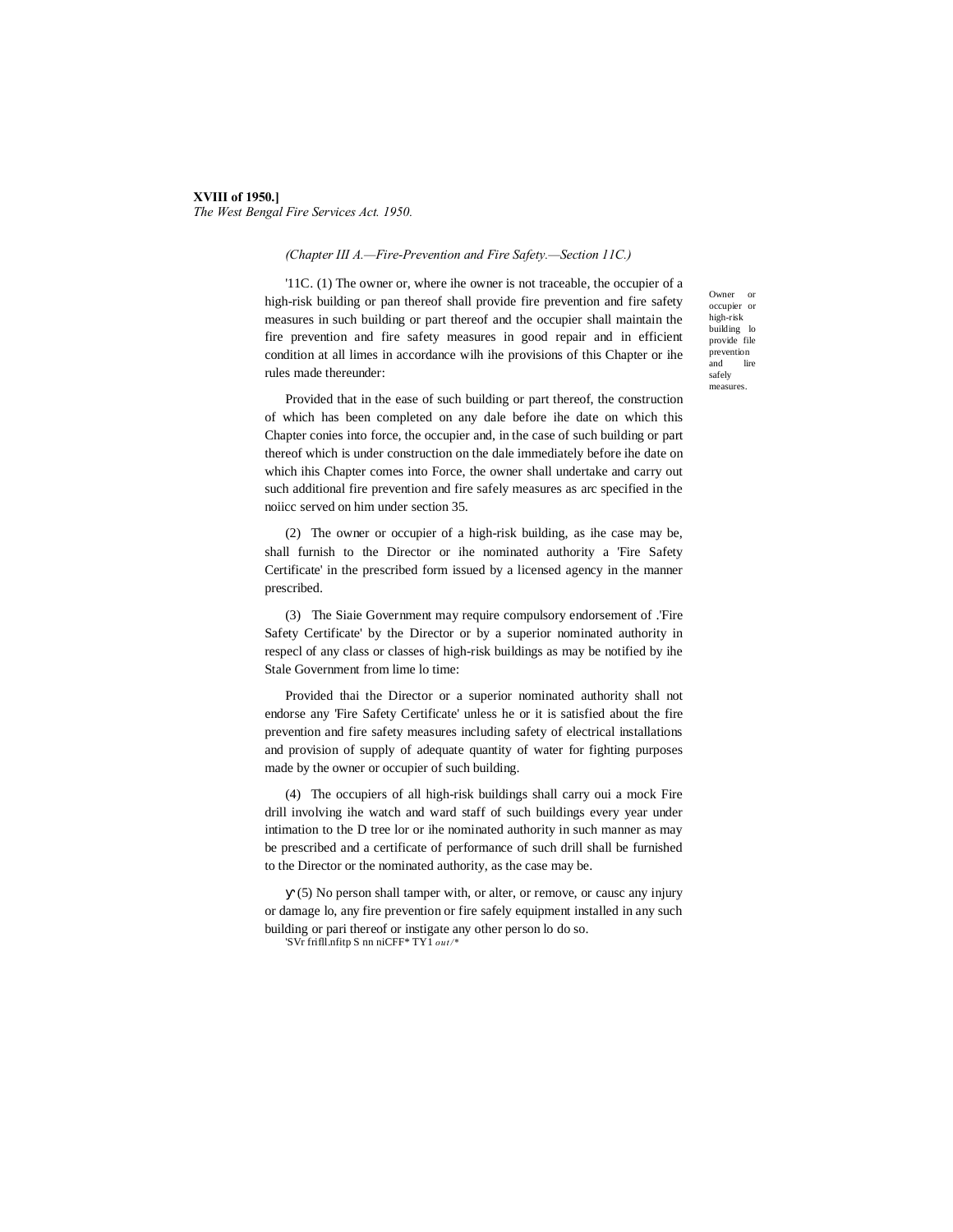*(Chapter III A.—Fire-Prevention and Fire Safety.—Section 11C.)*

'11C. (1) The owner or, where ihe owner is not traceable, the occupier of a high-risk building or pan thereof shall provide fire prevention and fire safety measures in such building or part thereof and the occupier shall maintain the fire prevention and fire safety measures in good repair and in efficient condition at all limes in accordance wilh ihe provisions of this Chapter or ihe rules made thereunder:

Owner or occupier or high-risk building lo provide file prevention and lire safely measures.

Provided that in the ease of such building or part thereof, the construction of which has been completed on any dale before ihe date on which this Chapter conies into force, the occupier and, in the case of such building or part thereof which is under construction on the dale immediately before ihe date on which ihis Chapter comes into Force, the owner shall undertake and carry out such additional fire prevention and fire safely measures as arc specified in the noiicc served on him under section 35.

(2) The owner or occupier of a high-risk building, as ihe case may be, shall furnish to the Director or ihe nominated authority a 'Fire Safety Certificate' in the prescribed form issued by a licensed agency in the manner prescribed.

(3) The Siaie Government may require compulsory endorsement of .'Fire Safety Certificate' by the Director or by a superior nominated authority in respecl of any class or classes of high-risk buildings as may be notified by ihe Stale Government from lime lo time:

Provided thai the Director or a superior nominated authority shall not endorse any 'Fire Safety Certificate' unless he or it is satisfied about the fire prevention and fire safety measures including safety of electrical installations and provision of supply of adequate quantity of water for fighting purposes made by the owner or occupier of such building.

(4) The occupiers of all high-risk buildings shall carry oui a mock Fire drill involving ihe watch and ward staff of such buildings every year under intimation to the D tree lor or ihe nominated authority in such manner as may be prescribed and a certificate of performance of such drill shall be furnished to the Director or the nominated authority, as the case may be.

ﾀ(5) No person shall tamper with, or alter, or remove, or causc any injury or damage lo, any fire prevention or fire safely equipment installed in any such building or pari thereof or instigate any other person lo do so.

'SVr frifll.nfitp S nn niCFF* TY1 *out/*\*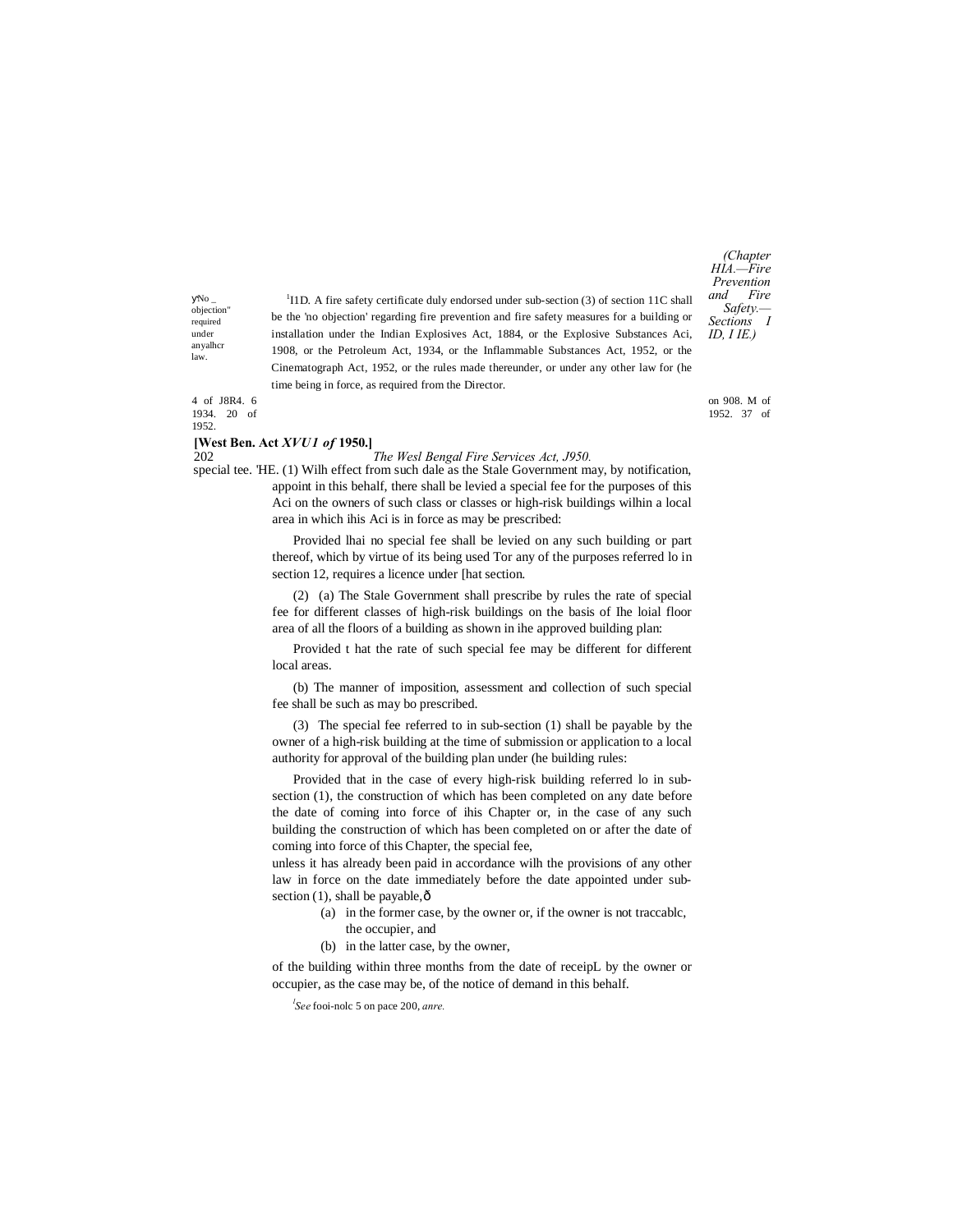"No objection" required under any other law.

[1]11D. A fire safety certificate duly endorsed under sub-section (3) of section 11C shall be the 'no objection' regarding fire prevention and fire safety measures for a building or installation under the Indian Explosives Act, 1884, or the Explosive Substances Aci, 1908, or the Petroleum Act, 1934, or the Inflammable Substances Act, 1952, or the Cinematograph Act, 1952, or the rules made thereunder, or under any other law for (he time being in force, as required from the Director.

4 of J8R4. 6 on 908. M of 1934. 20 of 1952. 37 of 1952.

(Chapter HIA.—Fire Prevention and Fire Safety.—Sections I ID, I IE.)

Special fee. 'HE. (1) Wilh effect from such dale as the Stale Government may, by notification, appoint in this behalf, there shall be levied a special fee for the purposes of this Aci on the owners of such class or classes or high-risk buildings wilhin a local area in which ihis Aci is in force as may be prescribed:

Provided lhai no special fee shall be levied on any such building or part thereof, which by virtue of its being used Tor any of the purposes referred lo in section 12, requires a licence under [hat section.

(2) (a) The Stale Government shall prescribe by rules the rate of special fee for different classes of high-risk buildings on the basis of Ihe loial floor area of all the floors of a building as shown in ihe approved building plan:

Provided t hat the rate of such special fee may be different for different local areas.

(b) The manner of imposition, assessment and collection of such special fee shall be such as may bo prescribed.

(3) The special fee referred to in sub-section (1) shall be payable by the owner of a high-risk building at the time of submission or application to a local authority for approval of the building plan under (he building rules:

Provided that in the case of every high-risk building referred lo in sub-section (1), the construction of which has been completed on any date before the date of coming into force of ihis Chapter or, in the case of any such building the construction of which has been completed on or after the date of coming into force of this Chapter, the special fee,

unless it has already been paid in accordance wilh the provisions of any other law in force on the date immediately before the date appointed under sub-section (1), shall be payable,—

(a) in the former case, by the owner or, if the owner is not traccablc, the occupier, and

(b) in the latter case, by the owner,

of the building within three months from the date of receipL by the owner or occupier, as the case may be, of the notice of demand in this behalf.

[1]*See* fooi-nolc 5 on pace 200, *anre.*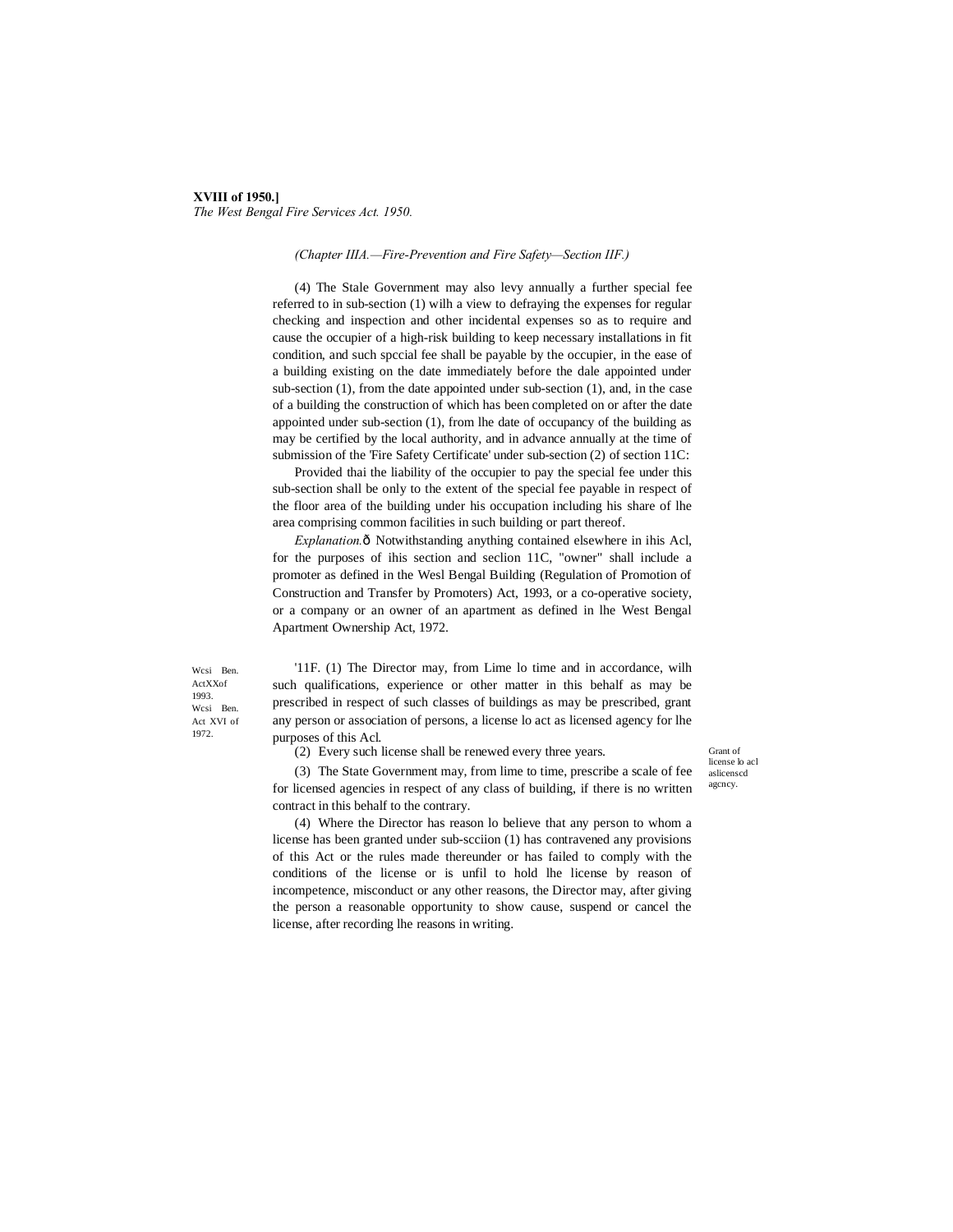(Chapter IIIA.—Fire-Prevention and Fire Safety—Section IIF.)

(4) The Stale Government may also levy annually a further special fee referred to in sub-section (1) wilh a view to defraying the expenses for regular checking and inspection and other incidental expenses so as to require and cause the occupier of a high-risk building to keep necessary installations in fit condition, and such spccial fee shall be payable by the occupier, in the ease of a building existing on the date immediately before the dale appointed under sub-section (1), from the date appointed under sub-section (1), and, in the case of a building the construction of which has been completed on or after the date appointed under sub-section (1), from lhe date of occupancy of the building as may be certified by the local authority, and in advance annually at the time of submission of the 'Fire Safety Certificate' under sub-section (2) of section 11C:

Provided thai the liability of the occupier to pay the special fee under this sub-section shall be only to the extent of the special fee payable in respect of the floor area of the building under his occupation including his share of lhe area comprising common facilities in such building or part thereof.

*Explanation.*ð Notwithstanding anything contained elsewhere in ihis Acl, for the purposes of ihis section and seclion 11C, "owner" shall include a promoter as defined in the Wesl Bengal Building (Regulation of Promotion of Construction and Transfer by Promoters) Act, 1993, or a co-operative society, or a company or an owner of an apartment as defined in lhe West Bengal Apartment Ownership Act, 1972.

Wcsi Ben. ActXXof 1993.
Wcsi Ben. Act XVI of 1972.

Grant of license lo acl aslicenscd agcncy.

'11F. (1) The Director may, from Lime lo time and in accordance, wilh such qualifications, experience or other matter in this behalf as may be prescribed in respect of such classes of buildings as may be prescribed, grant any person or association of persons, a license lo act as licensed agency for lhe purposes of this Acl.

(2) Every such license shall be renewed every three years.

(3) The State Government may, from lime to time, prescribe a scale of fee for licensed agencies in respect of any class of building, if there is no written contract in this behalf to the contrary.

(4) Where the Director has reason lo believe that any person to whom a license has been granted under sub-scciion (1) has contravened any provisions of this Act or the rules made thereunder or has failed to comply with the conditions of the license or is unfil to hold lhe license by reason of incompetence, misconduct or any other reasons, the Director may, after giving the person a reasonable opportunity to show cause, suspend or cancel the license, after recording lhe reasons in writing.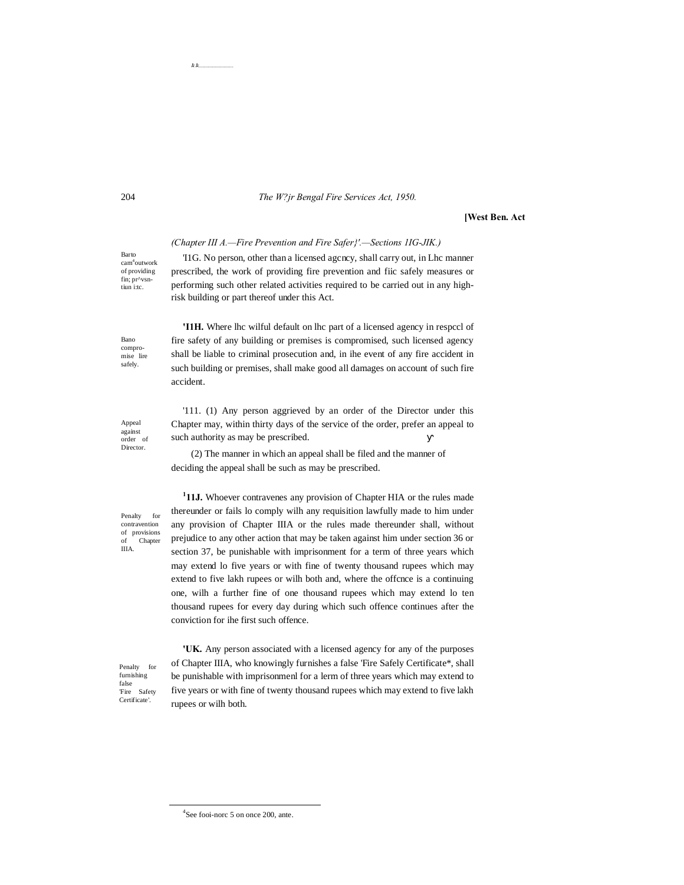*(Chapter III A.—Fire Prevention and Fire Safer}'.—Sections 11G-JIK.)*

Barto cam[4]outwork of providing fin; pr^vsn-tiun i:tc.

'I1G. No person, other than a licensed agcncy, shall carry out, in Lhc manner prescribed, the work of providing fire prevention and fiic safely measures or performing such other related activities required to be carried out in any high-risk building or part thereof under this Act.

Bano compro-mise lire safely.

**'I1H.** Where lhc wilful default on lhc part of a licensed agency in respccl of fire safety of any building or premises is compromised, such licensed agency shall be liable to criminal prosecution and, in ihe event of any fire accident in such building or premises, shall make good all damages on account of such fire accident.

Appeal against order of Director.

'111. (1) Any person aggrieved by an order of the Director under this Chapter may, within thirty days of the service of the order, prefer an appeal to such authority as may be prescribed.

(2) The manner in which an appeal shall be filed and the manner of deciding the appeal shall be such as may be prescribed.

Penalty for contravention of provisions of Chapter IIIA.

[1]**11J.** Whoever contravenes any provision of Chapter HIA or the rules made thereunder or fails lo comply wilh any requisition lawfully made to him under any provision of Chapter IIIA or the rules made thereunder shall, without prejudice to any other action that may be taken against him under section 36 or section 37, be punishable with imprisonment for a term of three years which may extend lo five years or with fine of twenty thousand rupees which may extend to five lakh rupees or wilh both and, where the offcnce is a continuing one, wilh a further fine of one thousand rupees which may extend lo ten thousand rupees for every day during which such offence continues after the conviction for ihe first such offence.

Penalty for furnishing false 'Fire Safety Certificate'.

**'UK.** Any person associated with a licensed agency for any of the purposes of Chapter IIIA, who knowingly furnishes a false 'Fire Safely Certificate*, shall be punishable with imprisonmenl for a lerm of three years which may extend to five years or with fine of twenty thousand rupees which may extend to five lakh rupees or wilh both.

---

[4]See fooi-norc 5 on once 200, ante.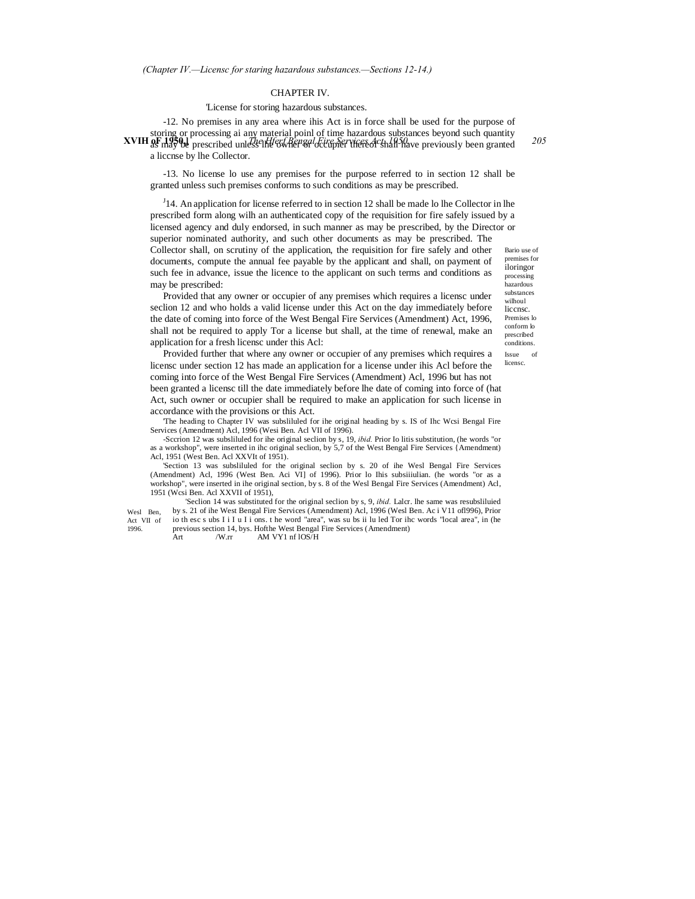CHAPTER IV.

'License for storing hazardous substances.

-12. No premises in any area where ihis Act is in force shall be used for the purpose of storing or processing ai any material poinl of time hazardous substances beyond such quantity as may be prescribed unless the owner or occupier thereof shall have previously been granted a liccnse by lhe Collector.

-13. No license lo use any premises for the purpose referred to in section 12 shall be granted unless such premises conforms to such conditions as may be prescribed.

[J]14. An application for license referred to in section 12 shall be made lo lhe Collector in lhe prescribed form along wilh an authenticated copy of the requisition for fire safely issued by a licensed agency and duly endorsed, in such manner as may be prescribed, by the Director or superior nominated authority, and such other documents as may be prescribed. The Collector shall, on scrutiny of the application, the requisition for fire safely and other documents, compute the annual fee payable by the applicant and shall, on payment of such fee in advance, issue the licence to the applicant on such terms and conditions as may be prescribed:

Provided that any owner or occupier of any premises which requires a licensc under seclion 12 and who holds a valid license under this Act on the day immediately before the date of coming into force of the West Bengal Fire Services (Amendment) Act, 1996, shall not be required to apply Tor a license but shall, at the time of renewal, make an application for a fresh licensc under this Acl:

Provided further that where any owner or occupier of any premises which requires a licensc under section 12 has made an application for a license under ihis Acl before the coming into force of the West Bengal Fire Services (Amendment) Acl, 1996 but has not been granted a licensc till the date immediately before lhe date of coming into force of (hat Act, such owner or occupier shall be required to make an application for such license in accordance with the provisions or this Act.

Bario use of premises for iloringor processing hazardous substances wilhoul liccnsc.

Premises lo conform lo prescribed conditions.

Issue of licensc.

'The heading to Chapter IV was subsliluled for ihe original heading by s. IS of Ihc Wcsi Bengal Fire Services (Amendment) Acl, 1996 (Wesi Ben. Acl VII of 1996).

-Sccrion 12 was subsliluled for ihe original seclion by s, 19, *ibid.* Prior Io litis substitution, (he words "or as a workshop", were inserted in ihc original seclion, by 5,7 of the West Bengal Fire Services {Amendment) Acl, 1951 (West Ben. Acl XXVIt of 1951).

'Section 13 was subsliluled for the original seclion by s. 20 of ihe Wesl Bengal Fire Services (Amendment) Acl, 1996 (West Ben. Aci VI] of 1996). Prior lo Ihis subsiiiulian. (he words "or as a workshop", were inserted in ihe original section, by s. 8 of the Wesl Bengal Fire Services (Amendment) Acl, 1951 (Wcsi Ben. Acl XXVII of 1951),

'Seclion 14 was substituted for the original seclion by s, 9, *ibid.* Lalcr. lhe same was resubsliluied by s. 21 of ihe West Bengal Fire Services (Amendment) Acl, 1996 (Wesl Ben. Ac i V11 ofl996), Prior io th esc s ubs I i I u I i ons. t he word "area", was su bs ii lu led Tor ihc words "local area", in (he previous section 14, bys. Hofthe West Bengal Fire Services (Amendment) Art /W.rr AM VY1 nf lOS/H

Wesl Ben, Act VII of 1996.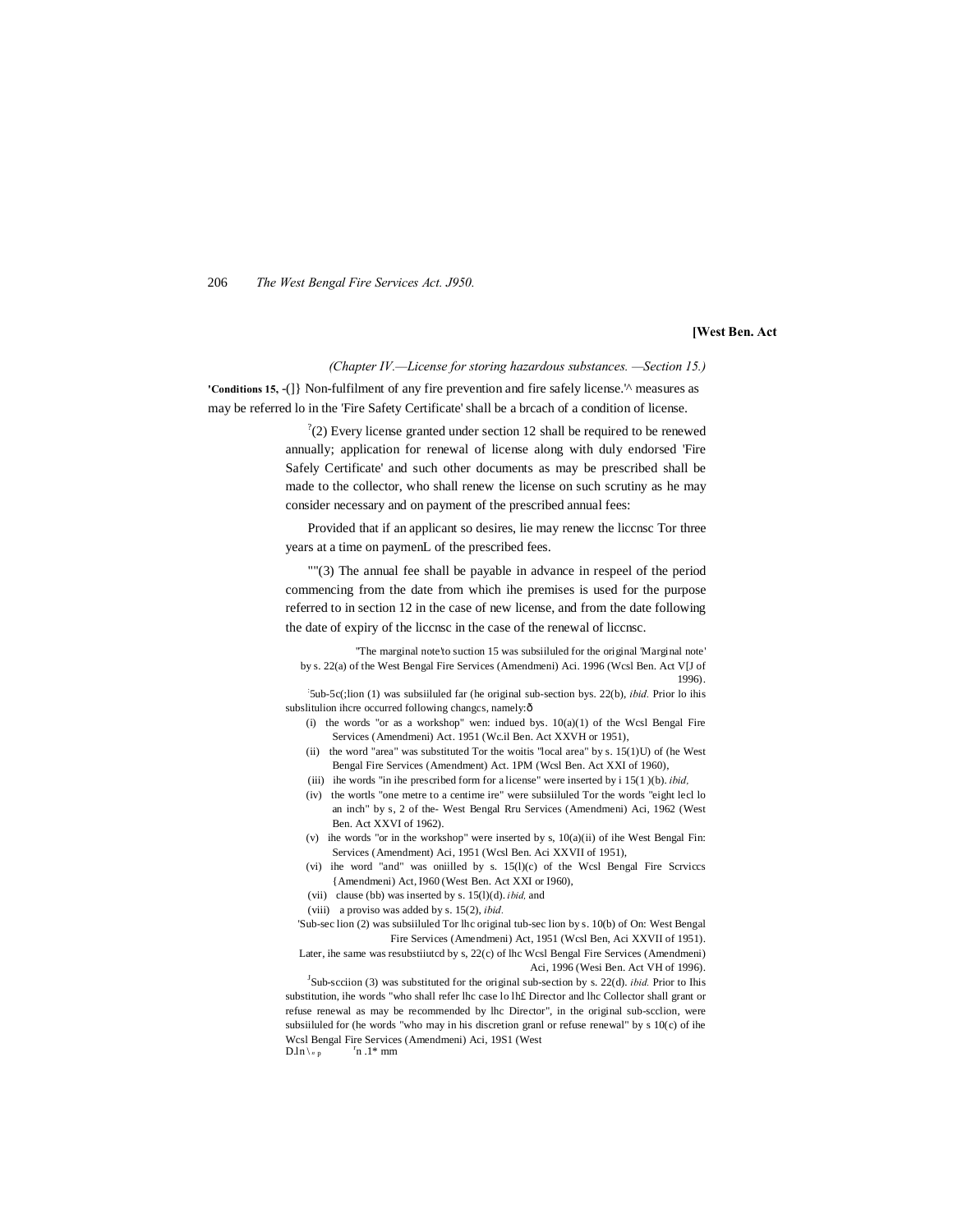**[West Ben. Act**

*(Chapter IV.—License for storing hazardous substances. —Section 15.)*

**'Conditions 15,** -(]} Non-fulfilment of any fire prevention and fire safely license.'^ measures as may be referred lo in the 'Fire Safety Certificate' shall be a brcach of a condition of license.

[?](2) Every license granted under section 12 shall be required to be renewed annually; application for renewal of license along with duly endorsed 'Fire Safely Certificate' and such other documents as may be prescribed shall be made to the collector, who shall renew the license on such scrutiny as he may consider necessary and on payment of the prescribed annual fees:

Provided that if an applicant so desires, lie may renew the liccnsc Tor three years at a time on paymenL of the prescribed fees.

""(3) The annual fee shall be payable in advance in respeel of the period commencing from the date from which ihe premises is used for the purpose referred to in section 12 in the case of new license, and from the date following the date of expiry of the liccnsc in the case of the renewal of liccnsc.

"The marginal note'to suction 15 was subsiiluled for the original 'Marginal note' by s. 22(a) of the West Bengal Fire Services (Amendmeni) Aci. 1996 (Wcsl Ben. Act V[J of 1996).

[:]5ub-5c(;lion (1) was subsiiluled far (he original sub-section bys. 22(b), *ibid.* Prior lo ihis subslitulion ihcre occurred following changcs, namely:ô

(i) the words "or as a workshop" wen: indued bys. 10(a)(1) of the Wcsl Bengal Fire Services (Amendmeni) Act. 1951 (Wc.il Ben. Act XXVH or 1951),

(ii) the word "area" was substituted Tor the woitis "local area" by s. 15(1)U) of (he West Bengal Fire Services (Amendment) Act. 1PM (Wcsl Ben. Act XXI of 1960),

(iii) ihe words "in ihe prescribed form for a license" were inserted by i 15(1 )(b). *ibid,*

(iv) the wortls "one metre to a centime ire" were subsiiluled Tor the words "eight lecl lo an inch" by s, 2 of the- West Bengal Rru Services (Amendmeni) Aci, 1962 (West Ben. Act XXVI of 1962).

(v) ihe words "or in the workshop" were inserted by s, 10(a)(ii) of ihe West Bengal Fin: Services (Amendment) Aci, 1951 (Wcsl Ben. Aci XXVII of 1951),

(vi) ihe word "and" was oniilled by s. 15(l)(c) of the Wcsl Bengal Fire Scrviccs {Amendmeni) Act, I960 (West Ben. Act XXI or I960),

(vii) clause (bb) was inserted by s. 15(l)(d). *ibid,* and

(viii) a proviso was added by s. 15(2), *ibid.*

'Sub-sec lion (2) was subsiiluled Tor lhc original tub-sec lion by s. 10(b) of On: West Bengal Fire Services (Amendmeni) Act, 1951 (Wcsl Ben, Aci XXVII of 1951).

Later, ihe same was resubstiiutcd by s, 22(c) of lhc Wcsl Bengal Fire Services (Amendmeni) Aci, 1996 (Wesi Ben. Act VH of 1996).

[J]Sub-scciion (3) was substituted for the original sub-section by s. 22(d). *ibid.* Prior to Ihis substitution, ihe words "who shall refer lhc case lo lh£ Director and lhc Collector shall grant or refuse renewal as may be recommended by lhc Director", in the original sub-scclion, were subsiiluled for (he words "who may in his discretion granl or refuse renewal" by s 10(c) of ihe Wcsl Bengal Fire Services (Amendmeni) Aci, 19S1 (West D.ln \ « p [r]n .1* mm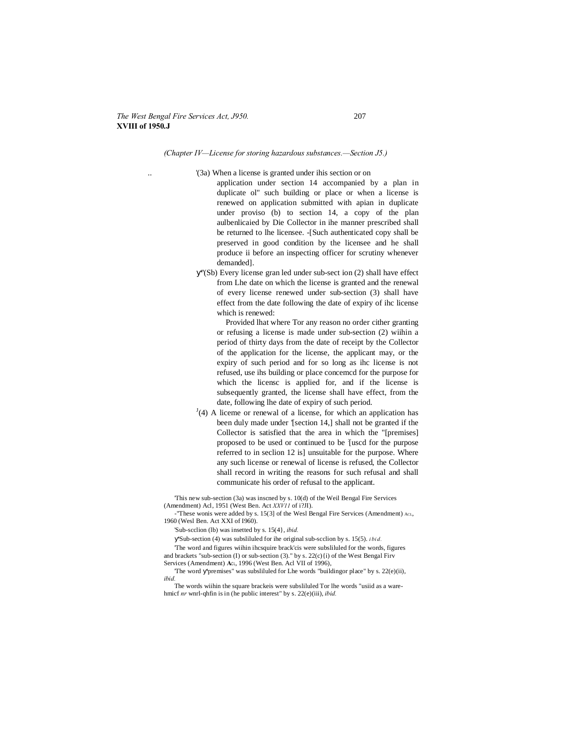*(Chapter IV—License for storing hazardous substances.—Section J5.)*

'(3a) When a license is granted under ihis section or on application under section 14 accompanied by a plan in duplicate ol" such building or place or when a license is renewed on application submitted with apian in duplicate under proviso (b) to section 14, a copy of the plan aulbenlicaied by Die Collector in ihe manner prescribed shall be returned to lhe licensee. -[Such authenticated copy shall be preserved in good condition by the licensee and he shall produce ii before an inspecting officer for scrutiny whenever demanded].

y"(Sb) Every license gran led under sub-sect ion (2) shall have effect from Lhe date on which the license is granted and the renewal of every license renewed under sub-section (3) shall have effect from the date following the date of expiry of ihc license which is renewed:

Provided lhat where Tor any reason no order cither granting or refusing a license is made under sub-section (2) wiihin a period of thirty days from the date of receipt by the Collector of the application for the license, the applicant may, or the expiry of such period and for so long as ihc license is not refused, use ihs building or place concemcd for the purpose for which the licensc is applied for, and if the license is subsequently granted, the license shall have effect, from the date, following lhe date of expiry of such period.

[J](4) A liceme or renewal of a license, for which an application has been duly made under '[section 14,] shall not be granted if the Collector is satisfied that the area in which the "[premises] proposed to be used or continued to be :[uscd for the purpose referred to in seclion 12 is] unsuitable for the purpose. Where any such license or renewal of license is refused, the Collector shall record in writing the reasons for such refusal and shall communicate his order of refusal to the applicant.

'This new sub-section (3a) was inscned by s. 10(d) of the Weil Bengal Fire Services (Amendment) Acl, 1951 (West Ben. Act *XXV11* of i?JI).

-"These wonis were added by s. 15(3] of the Wesl Bengal Fire Services (Amendment) Acl, 1960 (Wesl Ben. Act XXI of I960).

'Sub-scclion (lb) was insetted by s. 15(4}, *ibid.*

y'Sub-section (4) was subsliluled for ihe original sub-scclion by s. 15(5). *ibid.*

'The word and figures wiihin ihcsquire brack'cis were subsliluled for the words, figures and brackets "sub-section (I) or sub-section (3)." by s. 22(c){i) of the West Bengal Firv Services (Amendment) Acl, 1996 (West Ben. Acl VII of 1996),

'The word y'premises" was subsliluled for Lhe words "buildingor place" by s. 22(e)(ii), *ibid.*

The words wiihin the square brackeis were subsliluled Tor lhe words "usiid as a ware-hmicf *nr* wnrl-qhfin is in (he public interest" by s. 22(e)(iii), *ibid.*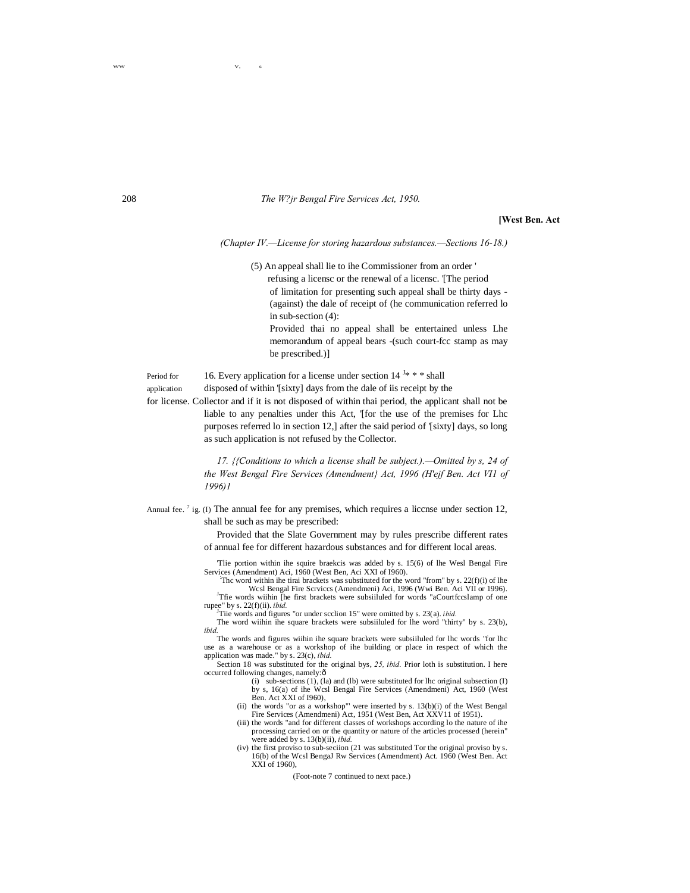**[West Ben. Act**

*(Chapter IV.—License for storing hazardous substances.—Sections 16-18.)*

(5) An appeal shall lie to ihe Commissioner from an order ' refusing a licensc or the renewal of a licensc. '[The period of limitation for presenting such appeal shall be thirty days -(against) the dale of receipt of (he communication referred lo in sub-section (4):

Provided thai no appeal shall be entertained unless Lhe memorandum of appeal bears -(such court-fcc stamp as may be prescribed.)]

Period for application for license.

16. Every application for a license under section 14 [J]* * * shall disposed of within '[sixty] days from the dale of iis receipt by the Collector and if it is not disposed of within thai period, the applicant shall not be liable to any penalties under this Act, '[for the use of the premises for Lhc purposes referred lo in section 12,] after the said period of '[sixty] days, so long as such application is not refused by the Collector.

*17. {(Conditions to which a license shall be subject.).—Omitted by s, 24 of the West Bengal Fire Services (Amendment} Act, 1996 (H'ejf Ben. Act VI1 of 1996)1*

Annual fee. [7] ig. (I) The annual fee for any premises, which requires a liccnse under section 12, shall be such as may be prescribed:

Provided that the Slate Government may by rules prescribe different rates of annual fee for different hazardous substances and for different local areas.

'Tlie portion within ihe squire braekcis was added by s. 15(6) of lhe Wesl Bengal Fire Services (Amendment) Aci, 1960 (West Ben, Aci XXI of I960).

:Thc word within ihe tirai brackets was substituted for the word "from" by s. 22(f)(i) of lhe Wcsl Bengal Fire Scrviccs (Amendmeni) Aci, 1996 (Wwi Ben. Aci VII or 1996).

[J]Tfie words wiihin [he first brackets were subsiiluled for words "aCourtfccslamp of one rupee" by s. 22(f)(ii). *ibid.*

[J]Tiie words and figures "or under scclion 15" were omitted by s. 23(a). *ibid.*

The word wiihin ihe square brackets were subsiiluled for lhe word "thirty" by s. 23(b), *ibid.*

The words and figures wiihin ihe square brackets were subsiiluled for lhc words "for lhc use as a warehouse or as a workshop of ihe building or place in respect of which the application was made." by s. 23(c), *ibid.*

Section 18 was substituted for the original bys, *25, ibid.* Prior loth is substitution. I here occurred following changes, namely:ô

(i) sub-sections (1), (la) and (lb) were substituted for lhc original subsection (I) by s, 16(a) of ihe Wcsl Bengal Fire Services (Amendmeni) Act, 1960 (West Ben. Act XXI of l960),

(ii) the words "or as a workshop"' were inserted by s. 13(b)(i) of the West Bengal Fire Services (Amendmeni) Act, 1951 (West Ben, Act XXV11 of 1951).

(iii) the words "and for different classes of workshops according lo the nature of ihe processing carried on or the quantity or nature of the articles processed (herein" were added by s. 13(b)(ii), *ibid.*

(iv) the first proviso to sub-seciion (21 was substituted Tor the original proviso by s. 16(b) of the Wcsl BengaJ Rw Services (Amendment) Act. 1960 (West Ben. Act XXI of 1960),

(Foot-note 7 continued to next pace.)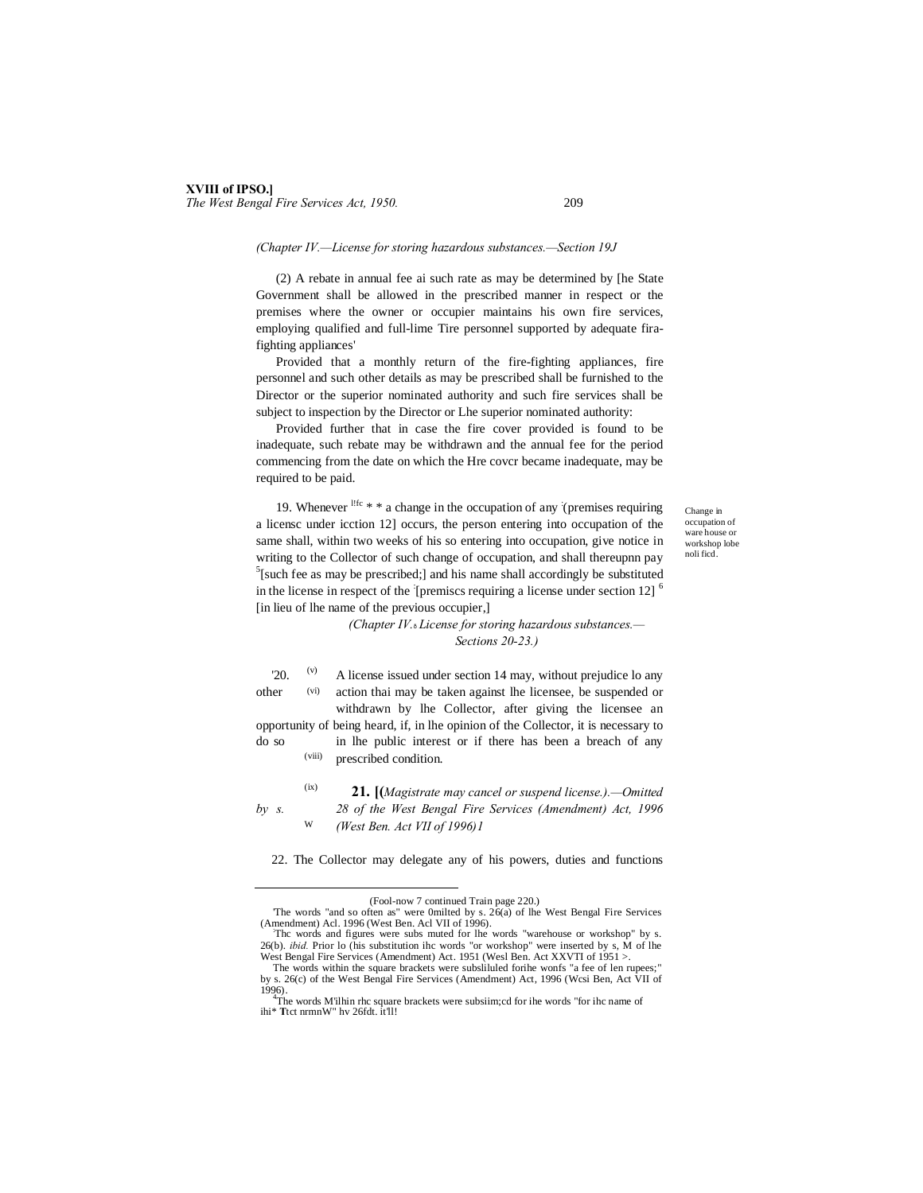*(Chapter IV.—License for storing hazardous substances.—Section 19J*

(2) A rebate in annual fee ai such rate as may be determined by [he State Government shall be allowed in the prescribed manner in respect or the premises where the owner or occupier maintains his own fire services, employing qualified and full-lime Tire personnel supported by adequate fira-fighting appliances'

Provided that a monthly return of the fire-fighting appliances, fire personnel and such other details as may be prescribed shall be furnished to the Director or the superior nominated authority and such fire services shall be subject to inspection by the Director or Lhe superior nominated authority:

Provided further that in case the fire cover provided is found to be inadequate, such rebate may be withdrawn and the annual fee for the period commencing from the date on which the Hre covcr became inadequate, may be required to be paid.

Change in occupation of ware house or workshop lobe noli ficd.

19. Whenever [1fc] * * a change in the occupation of any [(premises requiring a licensc under icction 12] occurs, the person entering into occupation of the same shall, within two weeks of his so entering into occupation, give notice in writing to the Collector of such change of occupation, and shall thereupnn pay [5][such fee as may be prescribed;] and his name shall accordingly be substituted in the license in respect of the [premiscs requiring a license under section 12] [6] [in lieu of lhe name of the previous occupier,]

*(Chapter IV.*₅ *License for storing hazardous substances.— Sections 20-23.)*

'20. (v) (vi) A license issued under section 14 may, without prejudice lo any other action thai may be taken against lhe licensee, be suspended or withdrawn by lhe Collector, after giving the licensee an opportunity of being heard, if, in lhe opinion of the Collector, it is necessary to do so in lhe public interest or if there has been a breach of any (viii) prescribed condition.

(ix) **21. [(***Magistrate may cancel or suspend license.).—Omitted by s.* W *28 of the West Bengal Fire Services (Amendment) Act, 1996 (West Ben. Act VII of 1996)1*

22. The Collector may delegate any of his powers, duties and functions

---

(Fool-now 7 continued Train page 220.)

'The words "and so often as" were 0milted by s. 26(a) of lhe West Bengal Fire Services (Amendment) Acl. 1996 (West Ben. Acl VII of 1996).

Thc words and figures were subs muted for lhe words "warehouse or workshop" by s. 26(b). *ibid.* Prior lo (his substitution ihc words "or workshop" were inserted by s, M of lhe West Bengal Fire Services (Amendment) Act. 1951 (Wesl Ben. Act XXVTI of 1951 >.

The words within the square brackets were subsliluled forihe wonfs "a fee of len rupees;" by s. 26(c) of the West Bengal Fire Services (Amendment) Act, 1996 (Wcsi Ben, Act VII of 1996).

[4]The words M'ilhin rhc square brackets were subsiim;cd for ihe words "for ihc name of ihi* Ttct nrmnW" hv 26fdt. it'll!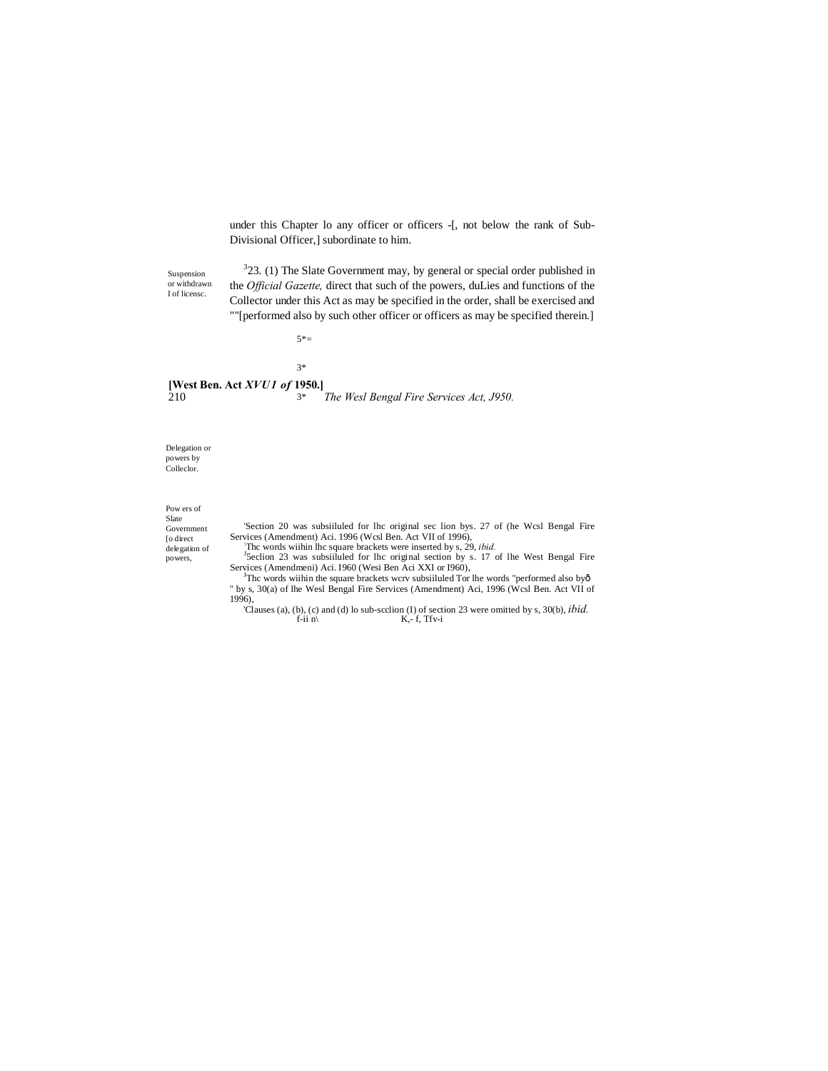under this Chapter lo any officer or officers -[, not below the rank of Sub-Divisional Officer,] subordinate to him.

Suspension or withdrawn I of licensc.

[3]23. (1) The Slate Government may, by general or special order published in the *Official Gazette,* direct that such of the powers, duLies and functions of the Collector under this Act as may be specified in the order, shall be exercised and ""[performed also by such other officer or officers as may be specified therein.]

5*=

3*

**[West Ben. Act *XVU1 of* 1950.]**

3* *The Wesl Bengal Fire Services Act, J950.*

Delegation or powers by Colleclor.

Pow ers of Slate Government [o direct delegation of powers,

'Section 20 was subsiiluled for lhc original sec lion bys. 27 of (he Wcsl Bengal Fire Services (Amendment) Aci. 1996 (Wcsl Ben. Act VII of 1996),

[:]Thc words wiihin lhc square brackets were inserted by s, 29, *ibid.*

[J]5eclion 23 was subsiiluled for lhc original section by s. 17 of lhe West Bengal Fire Services (Amendmeni) Aci. I960 (Wesi Ben Aci XXI or I960),

[J]Thc words wiihin the square brackets wcrv subsiiluled Tor lhe words "performed also byð " by s, 30(a) of lhe Wesl Bengal Fire Services (Amendment) Aci, 1996 (Wcsl Ben. Act VII of 1996),

'Clauses (a), (b), (c) and (d) lo sub-scclion (I) of section 23 were omitted by s, 30(b), *ibid.*

f-ii n\ K,- f, Tfv-i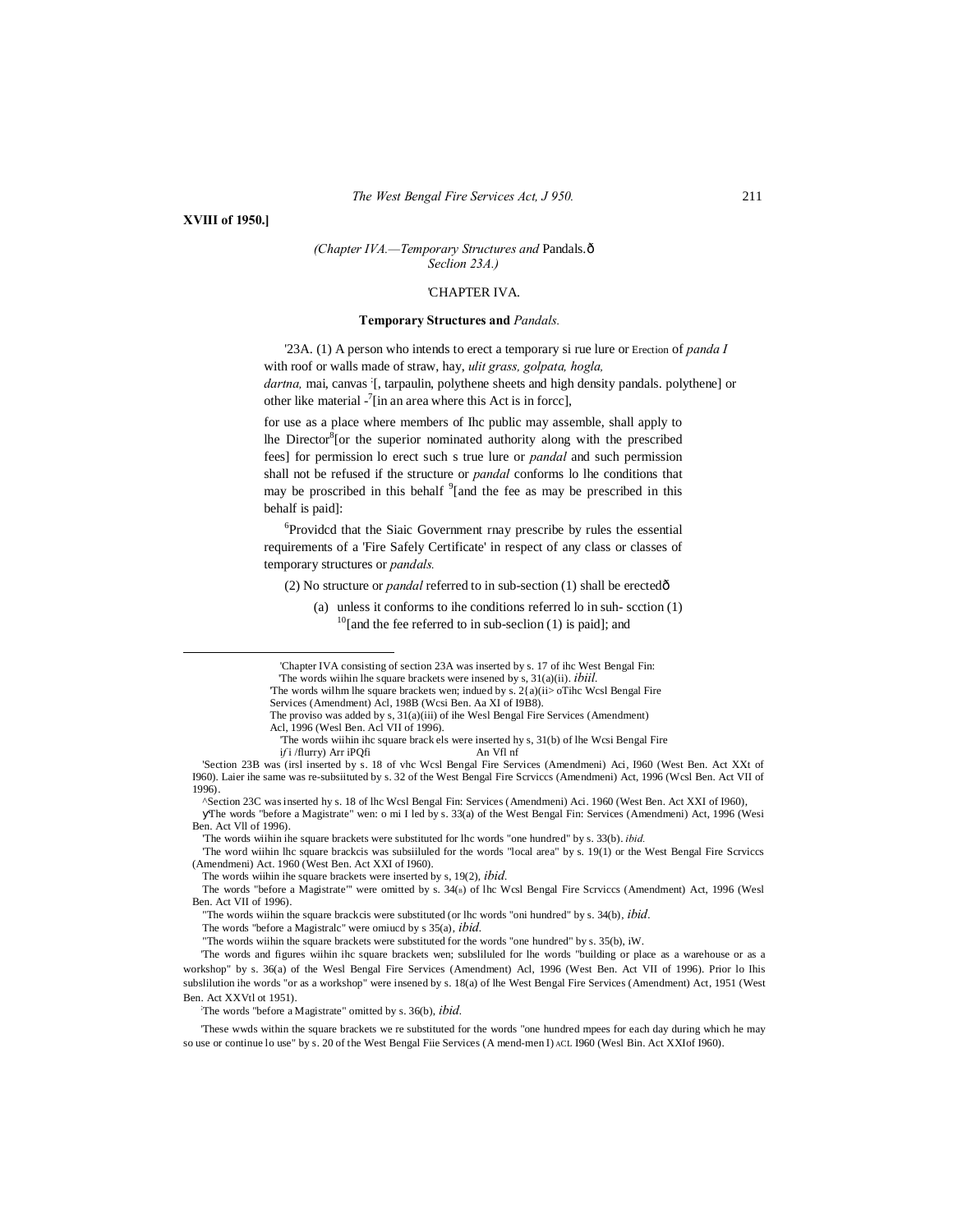**XVIII of 1950.]**

*(Chapter IVA.—Temporary Structures and* Pandals.—*Seclion 23A.)*

'CHAPTER IVA.

**Temporary Structures and** *Pandals.*

'23A. (1) A person who intends to erect a temporary si rue lure or Erection of *panda I* with roof or walls made of straw, hay, *ulit grass, golpata, hogla, dartna,* mai, canvas [, tarpaulin, polythene sheets and high density pandals. polythene] or other like material -[7][in an area where this Act is in forcc],

for use as a place where members of Ihc public may assemble, shall apply to lhe Director[8][or the superior nominated authority along with the prescribed fees] for permission lo erect such s true lure or *pandal* and such permission shall not be refused if the structure or *pandal* conforms lo lhe conditions that may be proscribed in this behalf [9][and the fee as may be prescribed in this behalf is paid]:

[6]Providcd that the Siaic Government rnay prescribe by rules the essential requirements of a 'Fire Safely Certificate' in respect of any class or classes of temporary structures or *pandals.*

(2) No structure or *pandal* referred to in sub-section (1) shall be erected—

(a) unless it conforms to ihe conditions referred lo in suh- scction (1) [10][and the fee referred to in sub-seclion (1) is paid]; and

---

'Chapter IVA consisting of section 23A was inserted by s. 17 of ihc West Bengal Fin:

'The words wiihin lhe square brackets were insened by s, 31(a)(ii). *ibiil.*

'The words wilhm lhe square brackets wen; indued by s. 2{a)(ii> oTihc Wcsl Bengal Fire Services (Amendment) Acl, 198B (Wcsi Ben. Aa XI of I9B8).

The proviso was added by s, 31(a)(iii) of ihe Wesl Bengal Fire Services (Amendment) Acl, 1996 (Wesl Ben. Acl VII of 1996).

'The words wiihin ihc square brack els were inserted hy s, 31(b) of lhe Wcsi Bengal Fire i/i /flurry) Arr iPQfi An Vfl nf

'Section 23B was (irsl inserted by s. 18 of vhc Wcsl Bengal Fire Services (Amendmeni) Aci, I960 (West Ben. Act XXt of I960). Laier ihe same was re-subsiituted by s. 32 of the West Bengal Fire Scrviccs (Amendmeni) Act, 1996 (Wcsl Ben. Act VII of 1996).

^Section 23C was inserted hy s. 18 of lhc Wcsl Bengal Fin: Services (Amendmeni) Aci. 1960 (West Ben. Act XXI of I960),

The words "before a Magistrate" wen: o mi I led by s. 33(a) of the West Bengal Fin: Services (Amendmeni) Act, 1996 (Wesi Ben. Act Vll of 1996).

'The words wiihin ihe square brackets were substituted for lhc words "one hundred" by s. 33(b). *ibid.*

'The word wiihin lhc square brackcis was subsiiluled for the words "local area" by s. 19(1) or the West Bengal Fire Scrviccs (Amendmeni) Act. 1960 (West Ben. Act XXI of I960).

The words wiihin ihe square brackets were inserted by s, 19(2), *ibid.*

The words "before a Magistrate'" were omitted by s. 34(a) of lhc Wcsl Bengal Fire Scrviccs (Amendment) Act, 1996 (Wesl Ben. Act VII of 1996).

"The words wiihin the square brackcis were substituted (or lhc words "oni hundred" by s. 34(b), *ibid.*

The words "before a Magistralc" were omiucd by s 35(a), *ibid.*

"The words wiihin the square brackets were substituted for the words "one hundred" by s. 35(b), iW.

'The words and figures wiihin ihc square brackets wen; subsliluled for lhe words "building or place as a warehouse or as a workshop" by s. 36(a) of the Wesl Bengal Fire Services (Amendment) Acl, 1996 (West Ben. Act VII of 1996). Prior lo Ihis subslilution ihe words "or as a workshop" were insened by s. 18(a) of lhe West Bengal Fire Services (Amendment) Act, 1951 (West Ben. Act XXVtl ot 1951).

The words "before a Magistrate" omitted by s. 36(b), *ibid.*

'These wwds within the square brackets we re substituted for the words "one hundred mpees for each day during which he may so use or continue lo use" by s. 20 of the West Bengal Fiie Services (A mend-men I) ACL I960 (Wesl Bin. Act XXIof I960).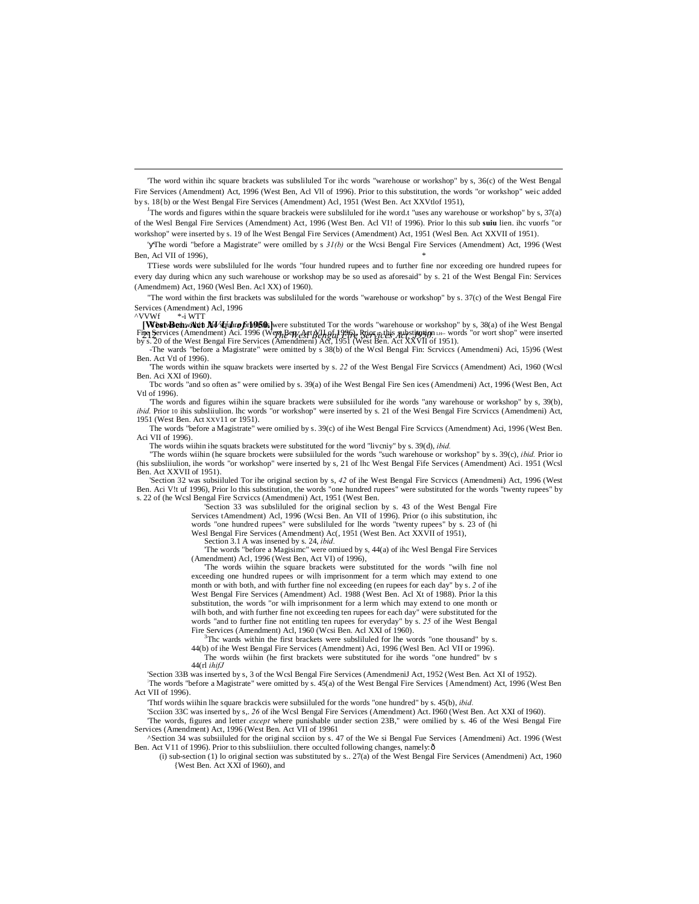'The word within ihc square brackets was subsliluled Tor ihc words "warehouse or workshop" by s, 36(c) of the West Bengal Fire Services (Amendment) Act, 1996 (West Ben, Acl Vll of 1996). Prior to this substitution, the words "or workshop" weic added by s. 18{b) or the West Bengal Fire Services (Amendment) Acl, 1951 (West Ben. Act XXVtlof 1951),

[1]The words and figures within the square brackeis were subsliluled for ihe word.t "uses any warehouse or workshop" by s, 37(a) of the Wesl Bengal Fire Services (Amendment) Act, 1996 (West Ben. Act VI! of 1996). Prior lo this sub **suiu** lien. ihc vuorfs "or workshop" were inserted by s. 19 of lhe West Bengal Fire Services (Amendment) Act, 1951 (Wesl Ben. Act XXVII of 1951).

'уThe wordi "before a Magistrate" were omilled by s *31(b)* or the Wcsi Bengal Fire Services (Amendment) Act, 1996 (West Ben, Acl VII of 1996), *

TTiese words were subsliluled for lhe words "four hundred rupees and to further fine nor exceeding ore hundred rupees for every day during whicn any such warehouse or workshop may be so used as aforesaid" by s. 21 of the West Bengal Fin: Services (Amendmem) Act, 1960 (Wesl Ben. Acl XX) of 1960).

"The word within the first brackets was subsliluled for the words "warehouse or workshop" by s. 37(c) of the West Bengal Fire Services (Amendment) Acl, 1996

^VVWf *-i WTT

The words within the square brackets were substituted Tor the words "warehouse or workshop" by s, 38(a) of ihe West Bengal Fire Services (Amendment) Aci. 1996 (West Ben. Act VII of 1996). Prior to this substitution the words "or wort shop" were inserted by s. 20 of the West Bengal Fire Services (Amendmeni) Act, 1951 (West Ben. Act XXVII of 1951).

-The wards "before a Magistrate" were omitted by s 38(b) of the Wcsl Bengal Fin: Scrviccs (Amendmeni) Aci, 15)96 (West Ben. Act Vtl of 1996).

'The words within ihe squaw brackets were inserted by s. *22* of the West Bengal Fire Scrviccs (Amendment) Aci, 1960 (Wcsl Ben. Aci XXI of I960).

Tbc words "and so often as" were omilied by s. 39(a) of ihe West Bengal Fire Sen ices (Amendmeni) Act, 1996 (West Ben, Act Vtl of 1996).

'The words and figures wiihin ihe square brackets were subsiiluled for ihe words "any warehouse or workshop" by s. 39(b), *ibid.* Prior 10 ihis subsliiulion. lhc words "or workshop" were inserted by s. 21 of the Wesi Bengal Fire Scrviccs (Amendmeni) Act, 1951 (West Ben. Act XXV11 or 1951).

The words "before a Magistrate" were omilied by s. 39(c) of ihe West Bengal Fire Scrviccs (Amendment) Aci, 1996 (West Ben. Aci VII of 1996).

The words wiihin ihe squats brackets were substituted for the word "livcniy" by s. 39(d), *ibid.*

"The words wiihin (he square brockets were subsiiluled for the words "such warehouse or workshop" by s. 39(c), *ibid.* Prior io (his subsliiulion, ihe words "or workshop" were inserted by s, 21 of lhc West Bengal Fife Services (Amendment) Aci. 1951 (Wcsl Ben. Act XXVII of 1951).

'Section 32 was subsiiluled Tor ihe original section by s, *42* of ihe West Bengal Fire Scrviccs (Amendmeni) Act, 1996 (West Ben. Aci V!t uf 1996), Prior lo this substitution, the words "one hundred rupees" were substituted for the words "twenty rupees" by s. 22 of (he Wcsl Bengal Fire Scrviccs (Amendmeni) Act, 1951 (West Ben.

'Section 33 was subsliluled for the original seclion by s. 43 of the West Bengal Fire Services tAmendment) Acl, 1996 (Wcsi Ben. An VII of 1996). Prior (o ihis substitution, ihc words "one hundred rupees" were subsliluled for lhe words "twenty rupees" by s. 23 of (hi Wesl Bengal Fire Services (Amendment) Ac(, 1951 (West Ben. Act XXVII of 1951),

Section 3.1 A was insened by s. 24, *ibid.*

'The words "before a Magisimc" were omiued by s, 44(a) of ihc Wesl Bengal Fire Services (Amendment) Acl, 1996 (West Ben, Act VI) of 1996),

'The words wiihin the square brackets were substituted for the words "wilh fine nol exceeding one hundred rupees or wilh imprisonment for a term which may extend to one month or with both, and with further fine nol exceeding (en rupees for each day" by s. *2* of ihe West Bengal Fire Services (Amendment) Acl. 1988 (West Ben. Acl Xt of 1988). Prior la this substitution, the words "or wilh imprisonment for a lerm which may extend to one month or wilh both, and with further fine not exceeding ten rupees for each day" were substituted for the words "and to further fine not entitling ten rupees for everyday" by s. *25* of ihe West Bengal Fire Services (Amendment) Acl, 1960 (Wcsi Ben. Acl XXI of 1960).

[3]Thc wards within the first brackets were subsliluled for lhe words "one thousand" by s. 44(b) of ihe West Bengal Fire Services (Amendment) Aci, 1996 (Wesl Ben. Acl VII or 1996).

The words wiihin (he first brackets were substituted for ihe words "one hundred" bv s 44(rl *ihifJ*

'Section 33B was inserted by s, 3 of the Wcsl Bengal Fire Services (AmendmeniJ Act, 1952 (West Ben. Act XI of 1952).

:The words "before a Magistrate" were omitted by s. 45(a) of the West Bengal Fire Services {Amendment) Act, 1996 (West Ben Act VII of 1996).

'Thtf words wiihin lhe square brackcis were subsiiluled for the words "one hundred" by s. 45(b), *ibid.*

'Scciion 33C was inserted by s,. *26* of ihe Wcsl Bengal Fire Services (Amendment) Act. I960 (West Ben. Act XXI of I960).

'The words, figures and letter *except* where punishable under section 23B," were omilied by s. 46 of the Wesi Bengal Fire Services (Amendment) Act, 1996 (West Ben. Act VII of 19961

^Section 34 was subsiiluled for the original scciion by s. 47 of the We si Bengal Fue Services {Amendmeni) Act. 1996 (West Ben. Act V11 of 1996). Prior to this subsliiulion. there occulted following changes, namely:ð

(i) sub-section (1) lo original section was substituted by s.. 27(a) of the West Bengal Fire Services (Amendmeni) Act, 1960 {West Ben. Act XXI of I960), and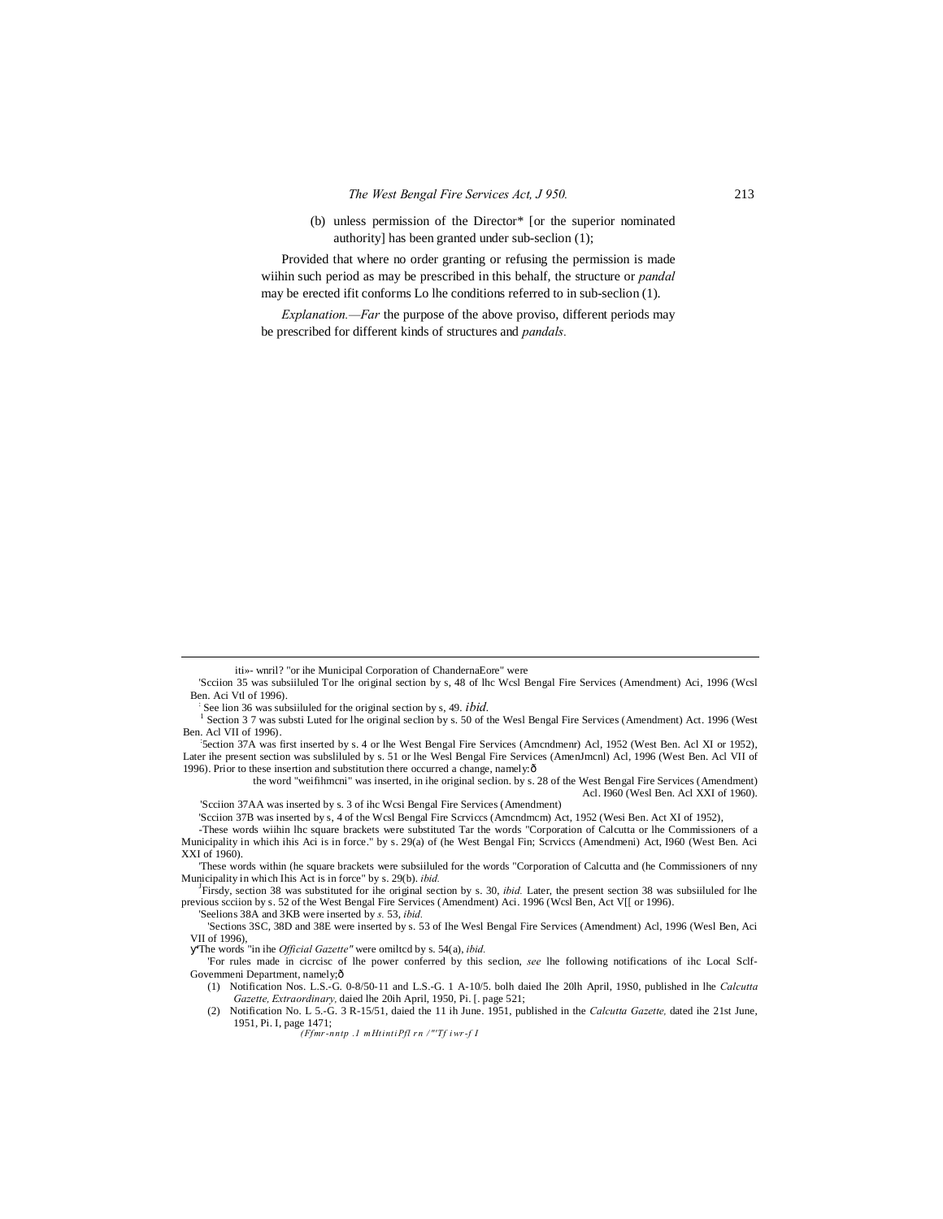(b) unless permission of the Director* [or the superior nominated authority] has been granted under sub-seclion (1);

Provided that where no order granting or refusing the permission is made wiihin such period as may be prescribed in this behalf, the structure or *pandal* may be erected ifit conforms Lo lhe conditions referred to in sub-seclion (1).

*Explanation.—Far* the purpose of the above proviso, different periods may be prescribed for different kinds of structures and *pandals.*

---

iti»- wnril? "or ihe Municipal Corporation of ChandernaEore" were

'Scciion 35 was subsiiluled Tor lhe original section by s, 48 of lhc Wcsl Bengal Fire Services (Amendment) Aci, 1996 (Wcsl Ben. Aci Vtl of 1996).

: See lion 36 was subsiiluled for the original section by s, 49. *ibid.*

[1] Section 3 7 was substi Luted for lhe original seclion by s. 50 of the Wesl Bengal Fire Services (Amendment) Act. 1996 (West Ben. Acl VII of 1996).

:5ection 37A was first inserted by s. 4 or lhe West Bengal Fire Services (Amcndmenr) Acl, 1952 (West Ben. Acl XI or 1952), Later ihe present section was subsliluled by s. 51 or lhe Wesl Bengal Fire Services (AmenJmcnl) Acl, 1996 (West Ben. Acl VII of 1996). Prior to these insertion and substitution there occurred a change, namely:ð

the word "weifihmcni" was inserted, in ihe original seclion. by s. 28 of the West Bengal Fire Services (Amendment) Acl. I960 (Wesl Ben. Acl XXI of 1960).

'Scciion 37AA was inserted by s. 3 of ihc Wcsi Bengal Fire Services (Amendment)

'Scciion 37B was inserted by s, 4 of the Wcsl Bengal Fire Scrviccs (Amcndmcm) Act, 1952 (Wesi Ben. Act XI of 1952),

-These words wiihin lhc square brackets were substituted Tar the words "Corporation of Calcutta or lhe Commissioners of a Municipality in which ihis Aci is in force." by s. 29(a) of (he West Bengal Fin; Scrviccs (Amendmeni) Act, I960 (West Ben. Aci XXI of 1960).

'These words within (he square brackets were subsiiluled for the words "Corporation of Calcutta and (he Commissioners of nny Municipality in which Ihis Act is in force" by s. 29(b). *ibid.*

JFirsdy, section 38 was substituted for ihe original section by s. 30, *ibid.* Later, the present section 38 was subsiiluled for lhe previous scciion by s. 52 of the West Bengal Fire Services (Amendment) Aci. 1996 (Wcsl Ben, Act V[[ or 1996).

'Seelions 38A and 3KB were inserted by *s.* 53, *ibid.*

'Sections 3SC, 38D and 38E were inserted by s. 53 of Ihe Wesl Bengal Fire Services (Amendment) Acl, 1996 (Wesl Ben, Aci VII of 1996),

y'The words "in ihe *Official Gazette"* were omiltcd by s. 54(a), *ibid.*

'For rules made in cicrcisc of lhe power conferred by this seclion, *see* lhe following notifications of ihc Local Sclf-Govemmeni Department, namely;ð

(1) Notification Nos. L.S.-G. 0-8/50-11 and L.S.-G. 1 A-10/5. bolh daied Ihe 20lh April, 19S0, published in lhe *Calcutta Gazette, Extraordinary,* daied lhe 20ih April, 1950, Pi. [. page 521;

(2) Notification No. L 5.-G. 3 R-15/51, daied the 11 ih June. 1951, published in the *Calcutta Gazette,* dated ihe 21st June, 1951, Pi. I, page 1471;

*(Ffmr-nntp .I mHtintiPfl rn /"'Tf iwr-f I*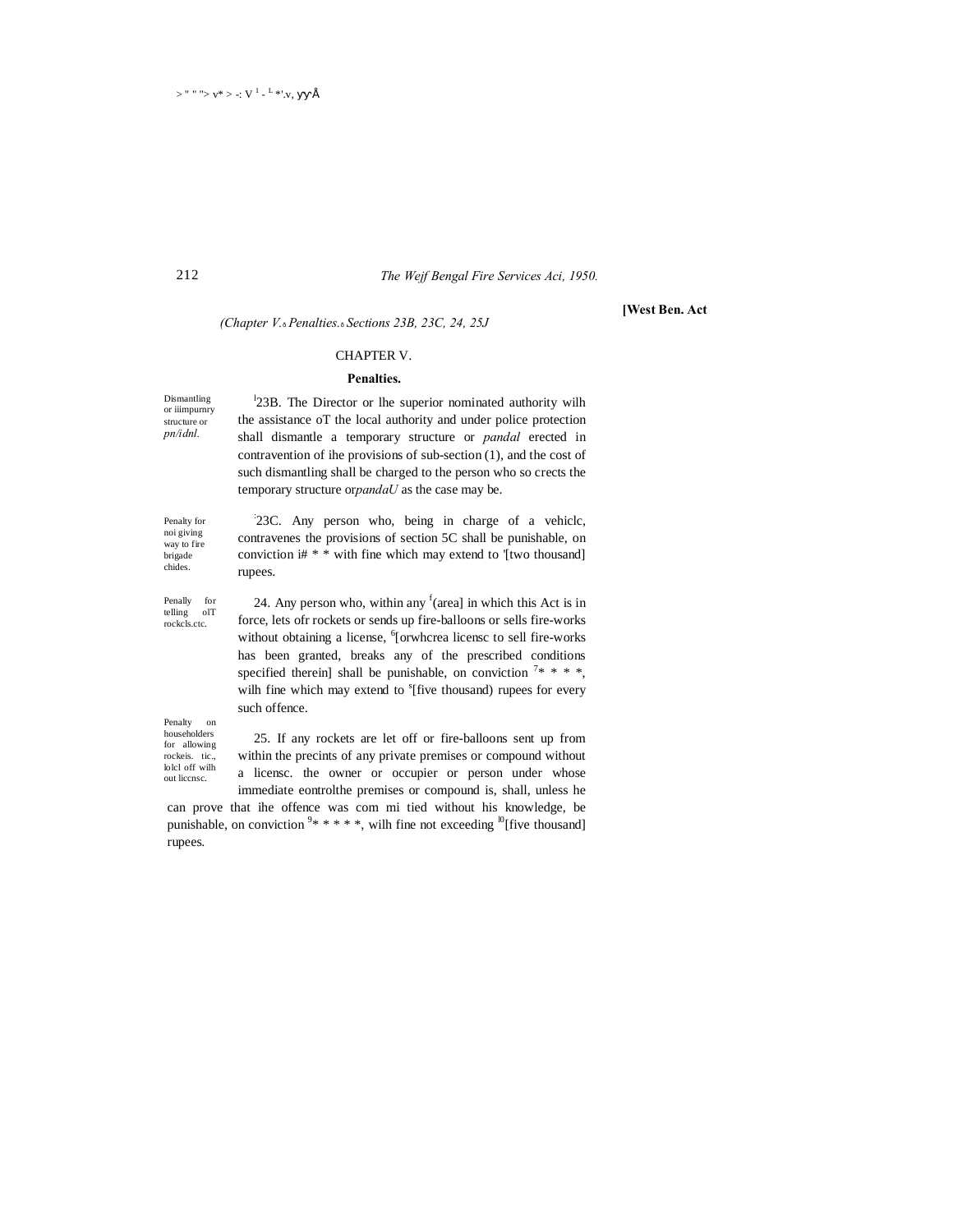*(Chapter V.—Penalties.—Sections 23B, 23C, 24, 25J*

## CHAPTER V.

### Penalties.

Dismantling or iiimpurnry structure or *pn/idnl.*

[1]23B. The Director or lhe superior nominated authority wilh the assistance oT the local authority and under police protection shall dismantle a temporary structure or *pandal* erected in contravention of ihe provisions of sub-section (1), and the cost of such dismantling shall be charged to the person who so crects the temporary structure or*pandaU* as the case may be.

Penalty for noi giving way to fire brigade chides.

[2]23C. Any person who, being in charge of a vehiclc, contravenes the provisions of section 5C shall be punishable, on conviction i# * * with fine which may extend to '[two thousand] rupees.

Penally for telling olT rockcls.ctc.

24. Any person who, within any [f](area] in which this Act is in force, lets ofr rockets or sends up fire-balloons or sells fire-works without obtaining a license, [6][orwhcrea licensc to sell fire-works has been granted, breaks any of the prescribed conditions specified therein] shall be punishable, on conviction [7]* * * *, wilh fine which may extend to [s][five thousand) rupees for every such offence.

Penalty on householders for allowing rockeis. tic., lolcl off wilh out liccnsc.

25. If any rockets are let off or fire-balloons sent up from within the precints of any private premises or compound without a licensc. the owner or occupier or person under whose immediate eontrolthe premises or compound is, shall, unless he can prove that ihe offence was com mi tied without his knowledge, be punishable, on conviction [9]* * * * *, wilh fine not exceeding [l0][five thousand] rupees.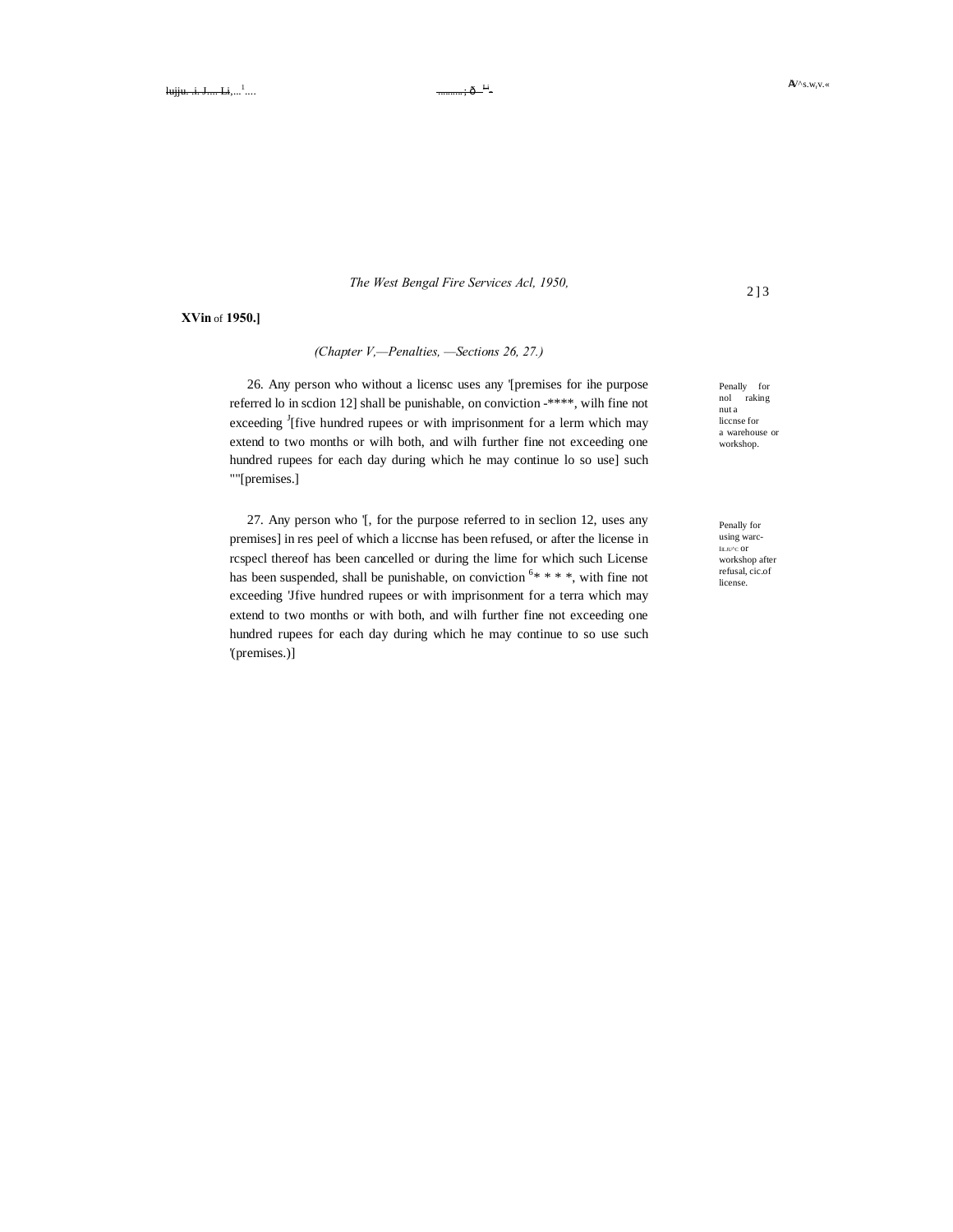*The West Bengal Fire Services Acl, 1950,*

**XVin** of **1950.]**

*(Chapter V,—Penalties, —Sections 26, 27.)*

Penally for nol raking nut a liccnse for a warehouse or workshop.

26. Any person who without a licensc uses any '[premises for ihe purpose referred lo in scdion 12] shall be punishable, on conviction -****, wilh fine not exceeding [J][five hundred rupees or with imprisonment for a lerm which may extend to two months or wilh both, and wilh further fine not exceeding one hundred rupees for each day during which he may continue lo so use] such ""[premises.]

Penally for using warc-house or workshop after refusal, cic.of license.

27. Any person who '[, for the purpose referred to in seclion 12, uses any premises] in res peel of which a liccnse has been refused, or after the license in rcspecl thereof has been cancelled or during the lime for which such License has been suspended, shall be punishable, on conviction [6]* * * *, with fine not exceeding 'Jfive hundred rupees or with imprisonment for a terra which may extend to two months or with both, and wilh further fine not exceeding one hundred rupees for each day during which he may continue to so use such '(premises.)]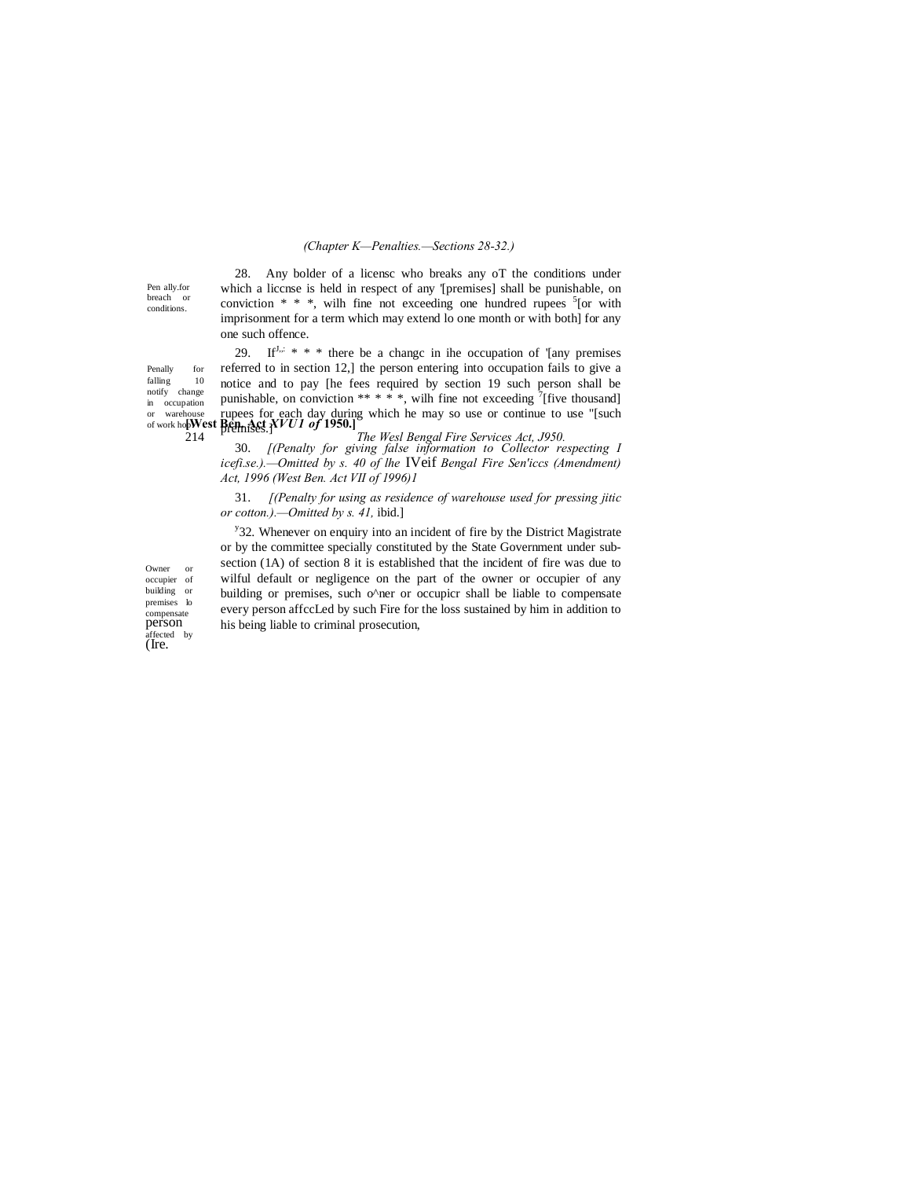*(Chapter K—Penalties.—Sections 28-32.)*

Pen ally.for breach or conditions.

28. Any bolder of a licensc who breaks any oT the conditions under which a liccnse is held in respect of any '[premises] shall be punishable, on conviction * * *, wilh fine not exceeding one hundred rupees [5][or with imprisonment for a term which may extend lo one month or with both] for any one such offence.

Penally for falling 10 notify change in occupation or warehouse of work hop.

29. If[J,;] * * * there be a changc in ihe occupation of '[any premises referred to in section 12,] the person entering into occupation fails to give a notice and to pay [he fees required by section 19 such person shall be punishable, on conviction ** * * *, wilh fine not exceeding [7][five thousand] rupees for each day during which he may so use or continue to use "[such premises.]

**[West Ben. Act *XVU1 of* 1950.]**

*The Wesl Bengal Fire Services Act, J950.*

30. *[(Penalty for giving false information to Collector respecting I icefi.se.).—Omitted by s. 40 of lhe* IVeif *Bengal Fire Sen'iccs (Amendment) Act, 1996 (West Ben. Act VII of 1996)1*

31. *[(Penalty for using as residence of warehouse used for pressing jitic or cotton.).—Omitted by s. 41,* ibid.]

Owner or occupier of building or premises lo compensate person affected by (Ire.

[y]32. Whenever on enquiry into an incident of fire by the District Magistrate or by the committee specially constituted by the State Government under sub-section (1A) of section 8 it is established that the incident of fire was due to wilful default or negligence on the part of the owner or occupier of any building or premises, such o^ner or occupicr shall be liable to compensate every person affccLed by such Fire for the loss sustained by him in addition to his being liable to criminal prosecution,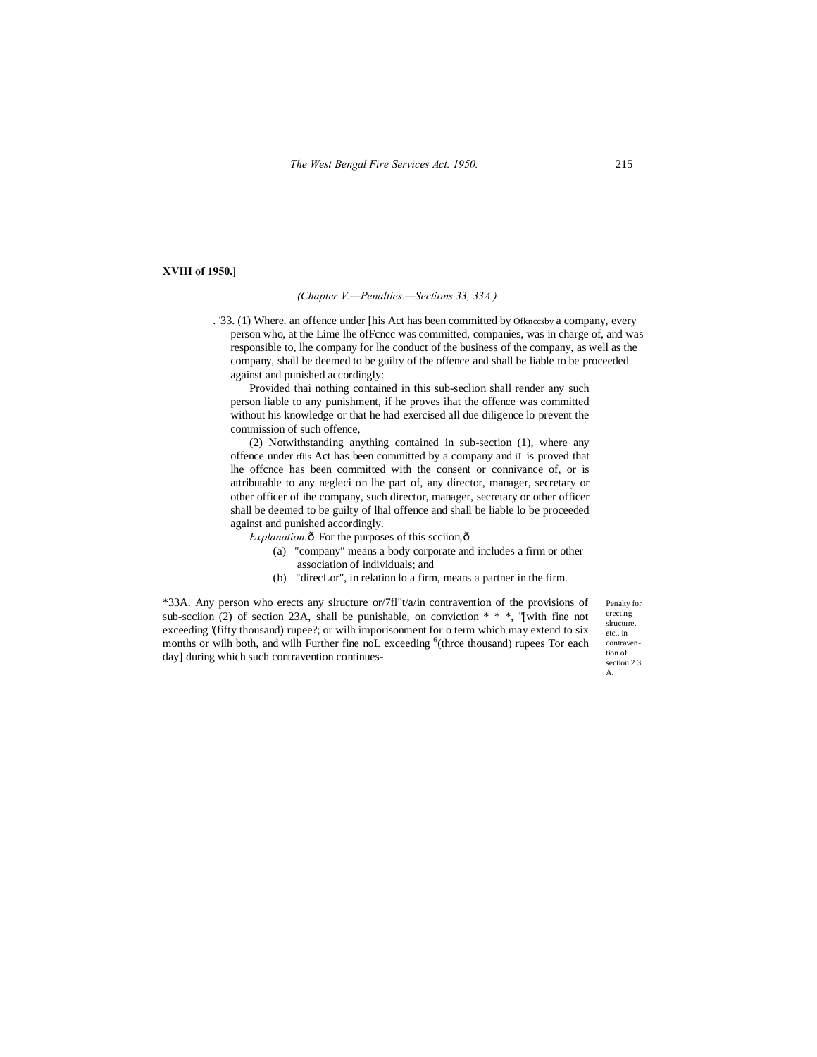**XVIII of 1950.]**

*(Chapter V.—Penalties.—Sections 33, 33A.)*

. '33. (1) Where. an offence under [his Act has been committed by Ofknccsby a company, every person who, at the Lime lhe ofFcncc was committed, companies, was in charge of, and was responsible to, lhe company for lhe conduct of the business of the company, as well as the company, shall be deemed to be guilty of the offence and shall be liable to be proceeded against and punished accordingly:

Provided thai nothing contained in this sub-seclion shall render any such person liable to any punishment, if he proves ihat the offence was committed without his knowledge or that he had exercised all due diligence lo prevent the commission of such offence,

(2) Notwithstanding anything contained in sub-section (1), where any offence under tfiis Act has been committed by a company and iL is proved that lhe offcnce has been committed with the consent or connivance of, or is attributable to any negleci on lhe part of, any director, manager, secretary or other officer of ihe company, such director, manager, secretary or other officer shall be deemed to be guilty of lhal offence and shall be liable lo be proceeded against and punished accordingly.

*Explanation.*ô For the purposes of this scciion,ô

(a) "company" means a body corporate and includes a firm or other association of individuals; and

(b) "direcLor", in relation lo a firm, means a partner in the firm.

Penalty for erecting slructure, etc.. in contravention of section 2 3 A.

*33A. Any person who erects any slructure or/7fl"t/a/in contravention of the provisions of sub-scciion (2) of section 23A, shall be punishable, on conviction * * *, "[with fine not exceeding '(fifty thousand) rupee?; or wilh imporisonment for o term which may extend to six months or wilh both, and wilh Further fine noL exceeding [6](thrce thousand) rupees Tor each day] during which such contravention continues-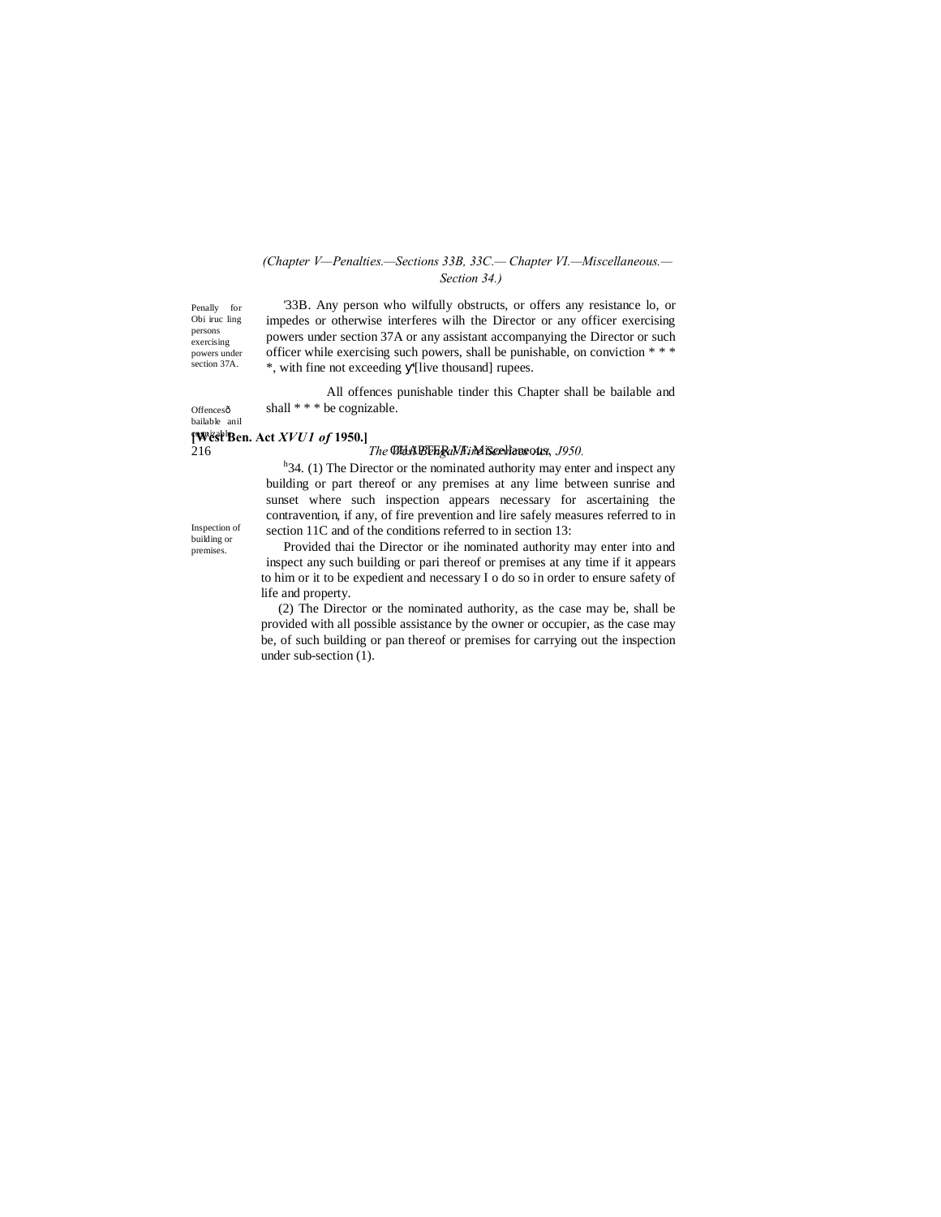*(Chapter V—Penalties.—Sections 33B, 33C.— Chapter VI.—Miscellaneous.—Section 34.)*

Penally for Obi iruc ling persons exercising powers under section 37A.

'33B. Any person who wilfully obstructs, or offers any resistance lo, or impedes or otherwise interferes wilh the Director or any officer exercising powers under section 37A or any assistant accompanying the Director or such officer while exercising such powers, shall be punishable, on conviction * * * *, with fine not exceeding [live thousand] rupees.

Offences bailable anil cognizable.

All offences punishable tinder this Chapter shall be bailable and shall * * * be cognizable.

CHAPTER VI.—Miscellaneous.

Inspection of building or premises.

[h]34. (1) The Director or the nominated authority may enter and inspect any building or part thereof or any premises at any lime between sunrise and sunset where such inspection appears necessary for ascertaining the contravention, if any, of fire prevention and lire safely measures referred to in section 11C and of the conditions referred to in section 13:

Provided thai the Director or ihe nominated authority may enter into and inspect any such building or pari thereof or premises at any time if it appears to him or it to be expedient and necessary I o do so in order to ensure safety of life and property.

(2) The Director or the nominated authority, as the case may be, shall be provided with all possible assistance by the owner or occupier, as the case may be, of such building or pan thereof or premises for carrying out the inspection under sub-section (1).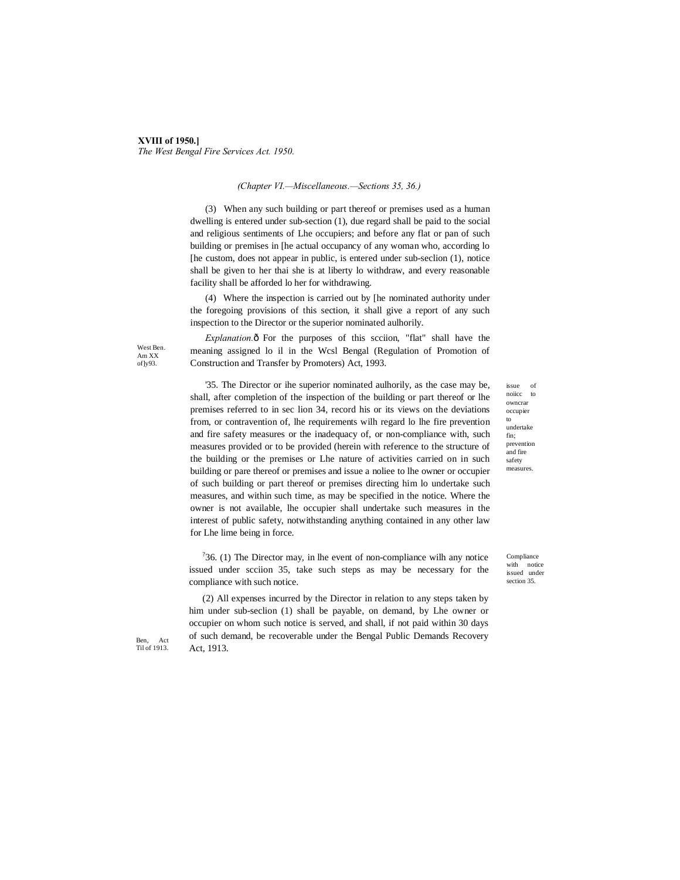(Chapter VI.—Miscellaneous.—Sections 35, 36.)

(3) When any such building or part thereof or premises used as a human dwelling is entered under sub-section (1), due regard shall be paid to the social and religious sentiments of Lhe occupiers; and before any flat or pan of such building or premises in [he actual occupancy of any woman who, according lo [he custom, does not appear in public, is entered under sub-seclion (1), notice shall be given to her thai she is at liberty lo withdraw, and every reasonable facility shall be afforded lo her for withdrawing.

(4) Where the inspection is carried out by [he nominated authority under the foregoing provisions of this section, it shall give a report of any such inspection to the Director or the superior nominated aulhorily.

West Ben. Am XX of]y93.

*Explanation.*ð For the purposes of this scciion, "flat" shall have the meaning assigned lo il in the Wcsl Bengal (Regulation of Promotion of Construction and Transfer by Promoters) Act, 1993.

issue of noiicc to owncrar occupier to undertake fin; prevention and fire safety measures.

'35. The Director or ihe superior nominated aulhorily, as the case may be, shall, after completion of the inspection of the building or part thereof or lhe premises referred to in sec lion 34, record his or its views on the deviations from, or contravention of, lhe requirements wilh regard lo lhe fire prevention and fire safety measures or the inadequacy of, or non-compliance with, such measures provided or to be provided (herein with reference to the structure of the building or the premises or Lhe nature of activities carried on in such building or pare thereof or premises and issue a noliee to lhe owner or occupier of such building or part thereof or premises directing him lo undertake such measures, and within such time, as may be specified in the notice. Where the owner is not available, lhe occupier shall undertake such measures in the interest of public safety, notwithstanding anything contained in any other law for Lhe lime being in force.

Compliance with notice issued under section 35.

[?]36. (1) The Director may, in lhe event of non-compliance wilh any notice issued under scciion 35, take such steps as may be necessary for the compliance with such notice.

(2) All expenses incurred by the Director in relation to any steps taken by him under sub-seclion (1) shall be payable, on demand, by Lhe owner or occupier on whom such notice is served, and shall, if not paid within 30 days of such demand, be recoverable under the Bengal Public Demands Recovery Act, 1913.

Ben, Act Til of 1913.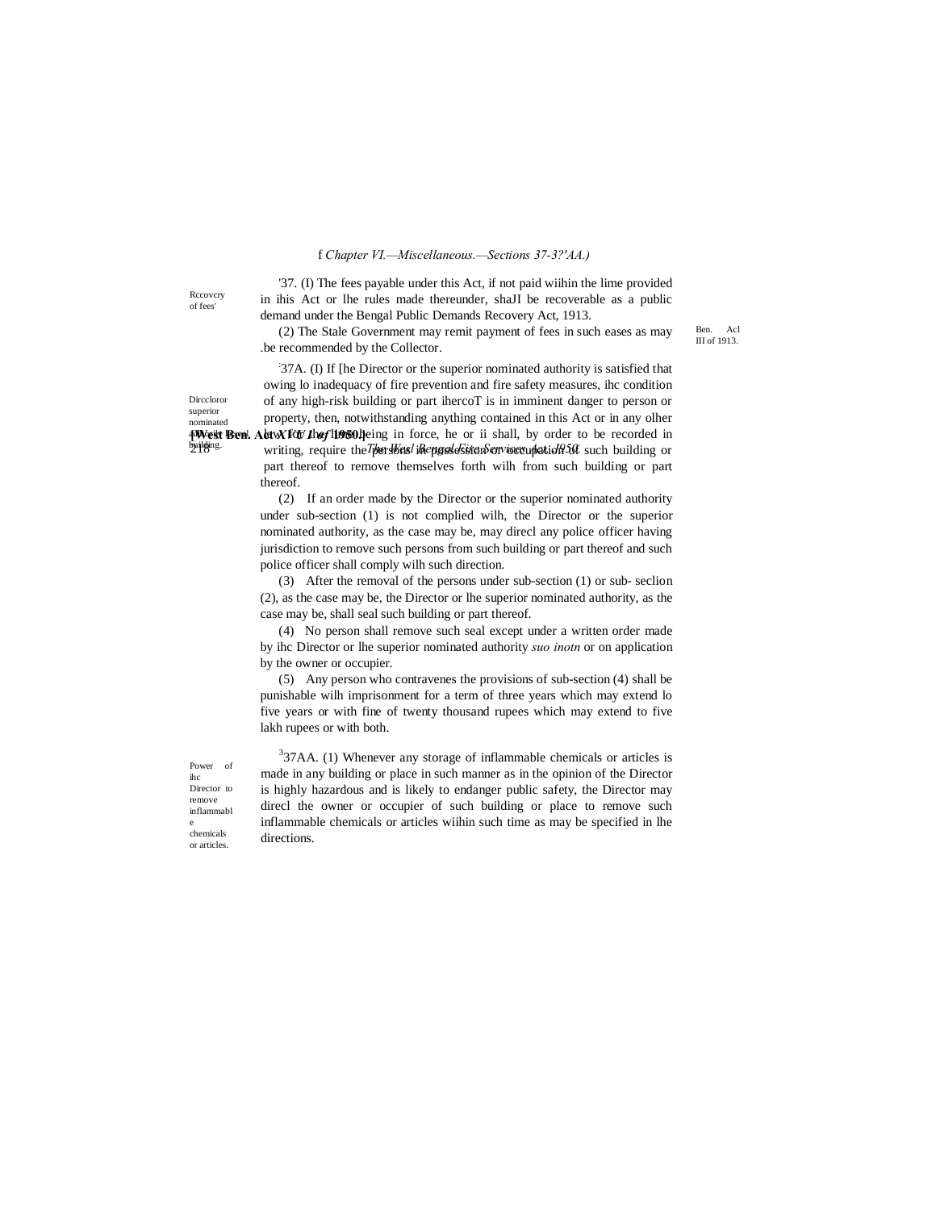f *Chapter VI.—Miscellaneous.—Sections 37-3?'AA.)*

Rccovcry of fees'

'37. (I) The fees payable under this Act, if not paid wiihin the lime provided in ihis Act or lhe rules made thereunder, shaJI be recoverable as a public demand under the Bengal Public Demands Recovery Act, 1913.

Ben. Acl III of 1913.

(2) The Stale Government may remit payment of fees in such eases as may .be recommended by the Collector.

Dircckoror superior nominated authority to seal building.

[37A. (I) If [he Director or the superior nominated authority is satisfied that owing lo inadequacy of fire prevention and fire safety measures, ihc condition of any high-risk building or part ihercoT is in imminent danger to person or property, then, notwithstanding anything contained in this Act or in any olher law for the lime being in force, he or ii shall, by order to be recorded in writing, require the persons in possession or occupation of such building or part thereof to remove themselves forth wilh from such building or part thereof.

(2) If an order made by the Director or the superior nominated authority under sub-section (1) is not complied wilh, the Director or the superior nominated authority, as the case may be, may direcl any police officer having jurisdiction to remove such persons from such building or part thereof and such police officer shall comply wilh such direction.

(3) After the removal of the persons under sub-section (1) or sub- seclion (2), as the case may be, the Director or lhe superior nominated authority, as the case may be, shall seal such building or part thereof.

(4) No person shall remove such seal except under a written order made by ihc Director or lhe superior nominated authority *suo inotn* or on application by the owner or occupier.

(5) Any person who contravenes the provisions of sub-section (4) shall be punishable wilh imprisonment for a term of three years which may extend lo five years or with fine of twenty thousand rupees which may extend to five lakh rupees or with both.

Power of ihc Director to remove inflammable chemicals or articles.

[3]37AA. (1) Whenever any storage of inflammable chemicals or articles is made in any building or place in such manner as in the opinion of the Director is highly hazardous and is likely to endanger public safety, the Director may direcl the owner or occupier of such building or place to remove such inflammable chemicals or articles wiihin such time as may be specified in lhe directions.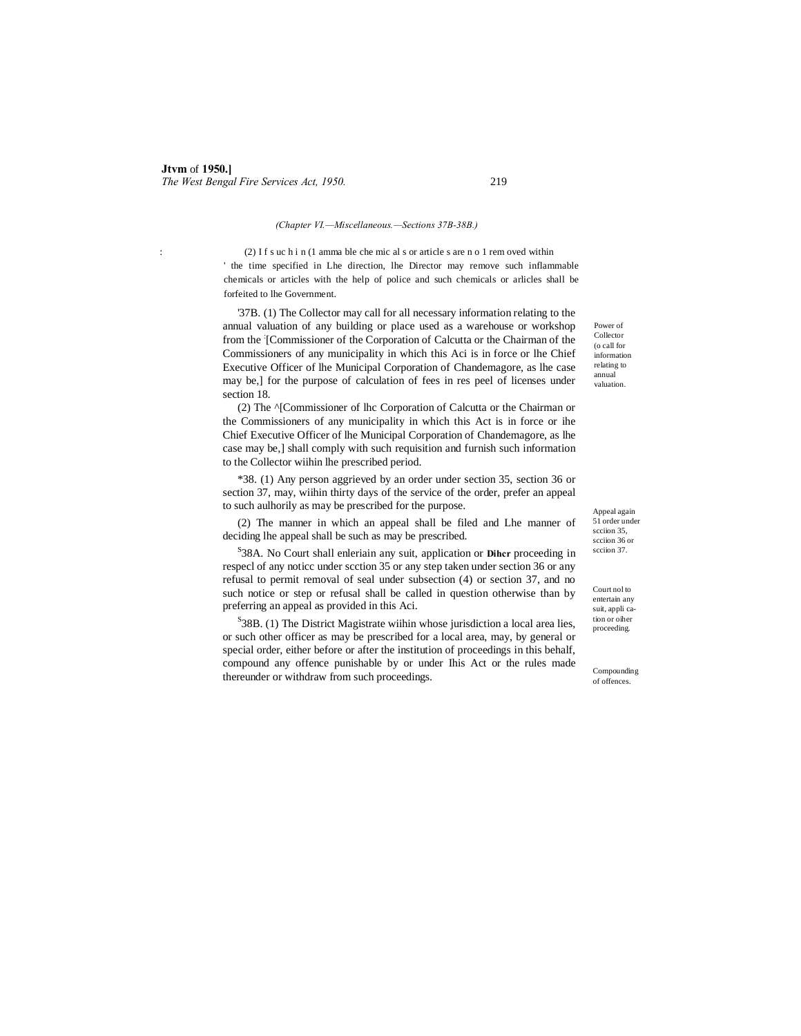(Chapter VI.—Miscellaneous.—Sections 37B-38B.)

(2) I f s uc h i n (1 amma ble che mic al s or article s are n o 1 rem oved within ' the time specified in Lhe direction, lhe Director may remove such inflammable chemicals or articles with the help of police and such chemicals or arlicles shall be forfeited to lhe Government.

Power of Collector (o call for information relating to annual valuation.

'37B. (1) The Collector may call for all necessary information relating to the annual valuation of any building or place used as a warehouse or workshop from the [Commissioner of the Corporation of Calcutta or the Chairman of the Commissioners of any municipality in which this Aci is in force or lhe Chief Executive Officer of lhe Municipal Corporation of Chandemagore, as lhe case may be,] for the purpose of calculation of fees in res peel of licenses under section 18.

(2) The ^[Commissioner of lhc Corporation of Calcutta or the Chairman or the Commissioners of any municipality in which this Act is in force or ihe Chief Executive Officer of lhe Municipal Corporation of Chandemagore, as lhe case may be,] shall comply with such requisition and furnish such information to the Collector wiihin lhe prescribed period.

Appeal again 51 order under scciion 35, scciion 36 or scciion 37.

*38. (1) Any person aggrieved by an order under section 35, section 36 or section 37, may, wiihin thirty days of the service of the order, prefer an appeal to such aulhorily as may be prescribed for the purpose.

(2) The manner in which an appeal shall be filed and Lhe manner of deciding lhe appeal shall be such as may be prescribed.

Court nol to entertain any suit, appli cation or oiher proceeding.

[S]38A. No Court shall enleriain any suit, application or **Dihcr** proceeding in respecl of any noticc under scction 35 or any step taken under section 36 or any refusal to permit removal of seal under subsection (4) or section 37, and no such notice or step or refusal shall be called in question otherwise than by preferring an appeal as provided in this Aci.

Compounding of offences.

[S]38B. (1) The District Magistrate wiihin whose jurisdiction a local area lies, or such other officer as may be prescribed for a local area, may, by general or special order, either before or after the institution of proceedings in this behalf, compound any offence punishable by or under Ihis Act or the rules made thereunder or withdraw from such proceedings.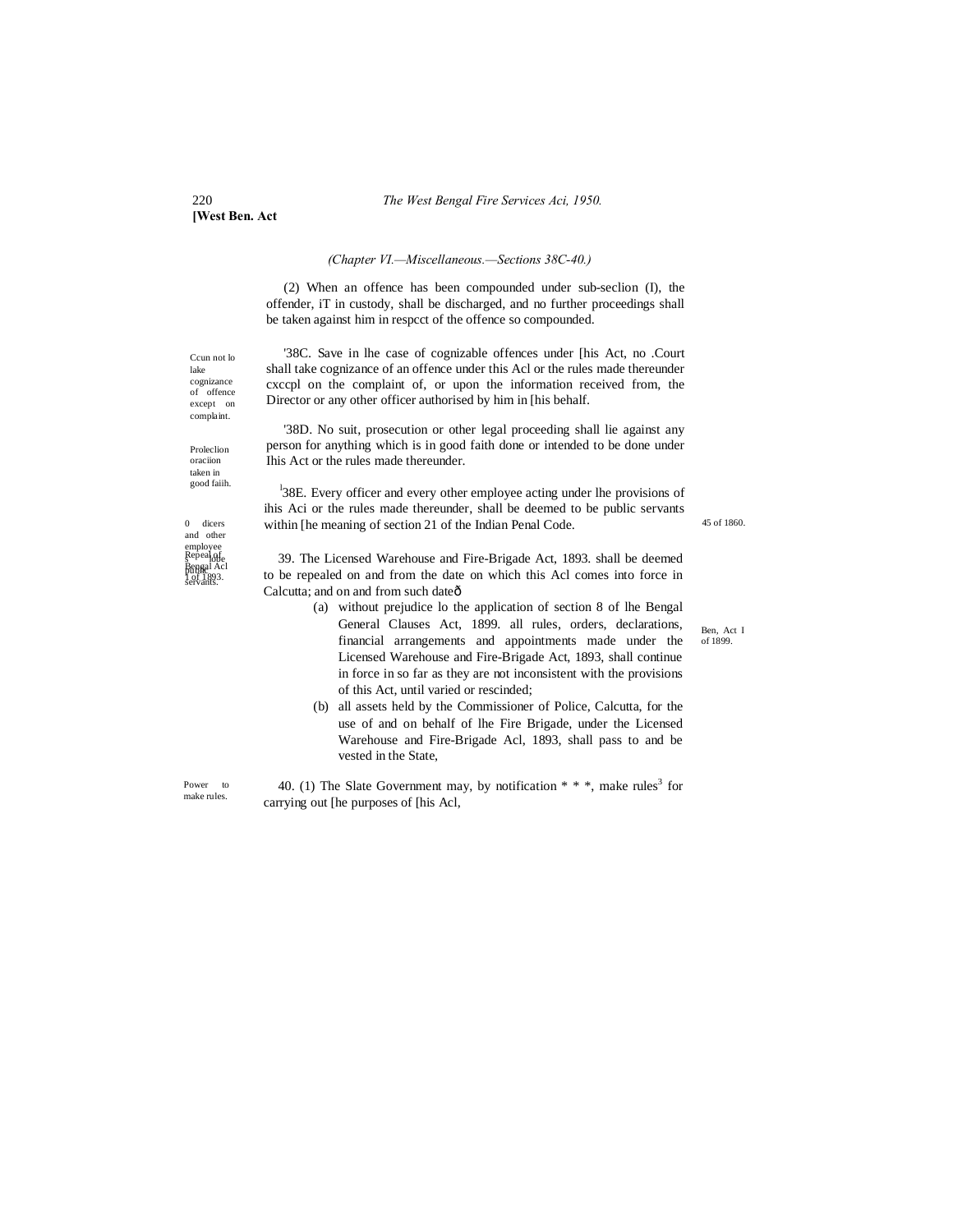*(Chapter VI.—Miscellaneous.—Sections 38C-40.)*

(2) When an offence has been compounded under sub-seclion (I), the offender, iT in custody, shall be discharged, and no further proceedings shall be taken against him in respcct of the offence so compounded.

Ccun not lo lake cognizance of offence except on complaint.

'38C. Save in lhe case of cognizable offences under [his Act, no .Court shall take cognizance of an offence under this Acl or the rules made thereunder cxccpl on the complaint of, or upon the information received from, the Director or any other officer authorised by him in [his behalf.

Proleclion oraciion taken in good faiih.

'38D. No suit, prosecution or other legal proceeding shall lie against any person for anything which is in good faith done or intended to be done under Ihis Act or the rules made thereunder.

0 dicers and other employees to be public servants.

[1]38E. Every officer and every other employee acting under lhe provisions of ihis Aci or the rules made thereunder, shall be deemed to be public servants within [he meaning of section 21 of the Indian Penal Code.

45 of 1860.

Repeal of Bengal Acl 1 of 1893.

39. The Licensed Warehouse and Fire-Brigade Act, 1893. shall be deemed to be repealed on and from the date on which this Acl comes into force in Calcutta; and on and from such dateð

(a) without prejudice lo the application of section 8 of lhe Bengal General Clauses Act, 1899. all rules, orders, declarations, financial arrangements and appointments made under the Licensed Warehouse and Fire-Brigade Act, 1893, shall continue in force in so far as they are not inconsistent with the provisions of this Act, until varied or rescinded;

Ben, Act I of 1899.

(b) all assets held by the Commissioner of Police, Calcutta, for the use of and on behalf of lhe Fire Brigade, under the Licensed Warehouse and Fire-Brigade Acl, 1893, shall pass to and be vested in the State,

Power to make rules.

40. (1) The Slate Government may, by notification * * *, make rules[3] for carrying out [he purposes of [his Acl,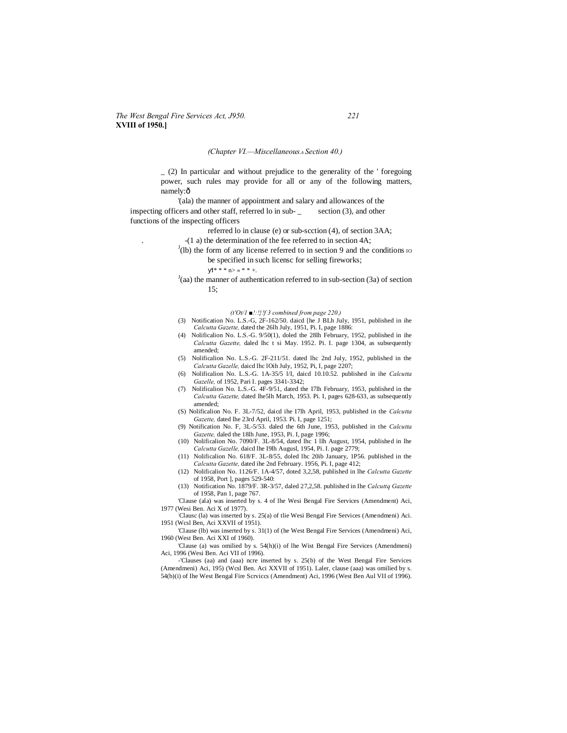(Chapter VI.—Miscellaneous.ðSection 40.)

_ (2) In particular and without prejudice to the generality of the ' foregoing power, such rules may provide for all or any of the following matters, namely:ð

'(ala) the manner of appointment and salary and allowances of the inspecting officers and other staff, referred lo in sub- _ section (3), and other functions of the inspecting officers referred lo in clause (e) or sub-scction (4), of section 3AA;

-(1 a) the determination of the fee referred to in section 4A;

[J](lb) the form of any license referred to in section 9 and the conditions IO be specified in such licensc for selling fireworks;

уf* * * n> » * * +.

[J](aa) the manner of authentication referred to in sub-section (3a) of section 15;

(t'Ot/1 ■!:!}!f 3 combined from page 220.)

(3) Notification No. L.S.-G, 2F-162/50. daicd [he J BLh July, 1951, published in ihe *Calcutta Gazette,* dated the 26lh July, 1951, Pi. I, page 1886:

(4) Nolificalion No. L.S.-G. 9/50(1), doled the 28lh February, 1952, published in ihe *Calcutta Gazette,* daled lhc t si May. 1952. Pi. I. page 1304, as subsequently amended;

(5) Nolificalion No. L.S.-G. 2F-211/51. dated lhc 2nd July, 1952, published in the *Calcutta Gazelle,* daicd lhc lOih July, 1952, Pi, I, page 2207;

(6) Nolificalion No. L.S.-G. 1A-35/5 l/I, daicd 10.10.52. published in ihe *Calcutta Gazelle,* of 1952, Pari I. pages 3341-3342;

(7) Nolificalion No. L.S.-G. 4F-9/51, dated the I7lh February, 1953, published in the *Calcutta Gazette,* dated lhe5lh March, 1953. Pi. I, pages 628-633, as subsequently amended;

(S) Nolificalion No. F. 3L-7/52, daicd ihe I7lh April, 1953, published in the *Calcutta Gazette,* dated lhe 23rd April, 1953. Pi. I, page 1251;

(9) Notification No. F, 3L-5/53. daled the 6th June, 1953, published in the *Calcutta Gazette,* daled the 18lh June, 1953, Pi. I, page 1996;

(10) Nolificalion No. 7090/F. 3L-8/54, dated lhc 1 llh August, 1954, published in lhe *Calcutta Gazelle,* daicd lhe I9lh Augusl, 1954, Pi. I. page 2779;

(11) Nolificalion No. 618/F. 3L-8/55, doled lhc 20ib January, 1P56. published in the *Calcutta Gazette,* dated ihe 2nd February. 1956, Pi. I, page 412;

(12) Nolificalion No. 1126/F. 1A-4/57, doted 3,2,58, published in lhe *Calcutta Gazette* of 1958, Port ], pages 529-540:

(13) Notification No. 1879/F. 3R-3/57, daled 27,2,58. published in Ihe *Calcuttq Gazette* of 1958, Pan 1, page 767.

'Clause (ala) was inserted by s. 4 of lhe Wesi Bengal Fire Services (Amendment) Aci, 1977 (Wesi Ben. Aci X of 1977).

'Clausc (la) was inserted by s. 25(a) of tlie Wesi Bengal Fire Services (Amendmeni) Aci. 1951 (Wcsl Ben, Aci XXVII of 1951).

'Clause (lb) was inserted by s. 31(1) of (he West Bengal Fire Services (Amendmeni) Aci, 1960 (West Ben. Aci XXI of 1960).

'Clause (a) was omilied by s. 54(h)(i) of lhe Wist Bengal Fire Services (Amendmeni) Aci, 1996 (Wesi Ben. Aci VII of 1996).

-'Clauses (aa) and (aaa) ncre inserted by s. 25(b) of the West Bengal Fire Services (Amendmeni) Aci, 195) (Wcsl Ben. Aci XXVII of 1951). Laler, clause (aaa) was omilied by s. 54(b)(i) of Ihe West Bengal Fire Scrviccs (Amendment) Aci, 1996 (West Ben Aul VII of 1996).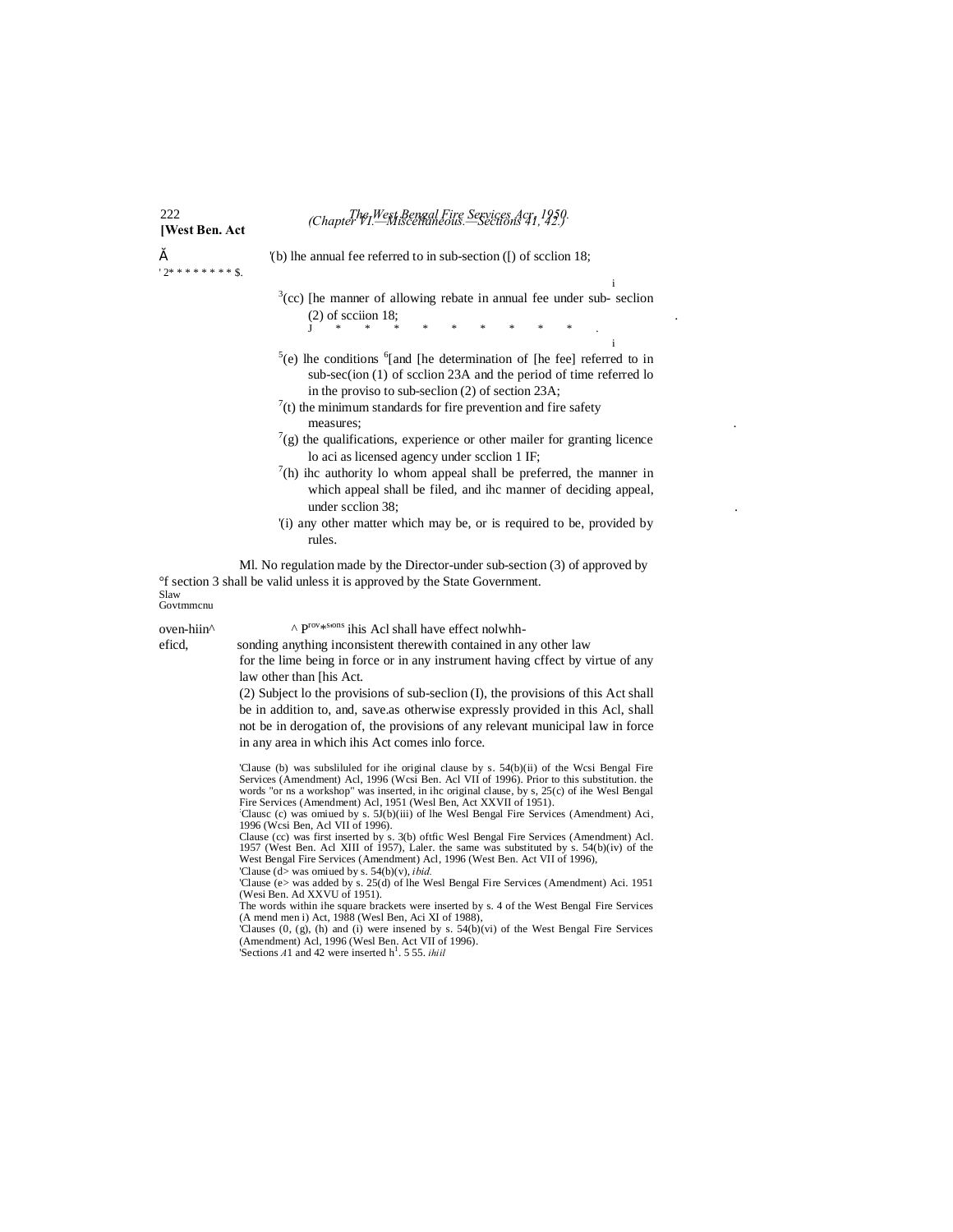Ă '(b) lhe annual fee referred to in sub-section ([) of scclion 18;

' 2* * * * * * * * $.

[3](cc) [he manner of allowing rebate in annual fee under sub- seclion (2) of scciion 18;

J * * * * * * * * .

[5](e) lhe conditions [6][and [he determination of [he fee] referred to in sub-sec(ion (1) of scclion 23A and the period of time referred lo in the proviso to sub-seclion (2) of section 23A;

[7](t) the minimum standards for fire prevention and fire safety measures;

[7](g) the qualifications, experience or other mailer for granting licence lo aci as licensed agency under scclion 1 IF;

[7](h) ihc authority lo whom appeal shall be preferred, the manner in which appeal shall be filed, and ihc manner of deciding appeal, under scclion 38;

'(i) any other matter which may be, or is required to be, provided by rules.

Ml. No regulation made by the Director-under sub-section (3) of approved by °f section 3 shall be valid unless it is approved by the State Government.

Slaw Govtmmcnu

oven-hiin^ eficd,

^ Prov*s»ons ihis Acl shall have effect nolwhh-sonding anything inconsistent therewith contained in any other law for the lime being in force or in any instrument having cffect by virtue of any law other than [his Act.

(2) Subject lo the provisions of sub-seclion (I), the provisions of this Act shall be in addition to, and, save.as otherwise expressly provided in this Acl, shall not be in derogation of, the provisions of any relevant municipal law in force in any area in which ihis Act comes inlo force.

'Clause (b) was subsliluled for ihe original clause by s. 54(b)(ii) of the Wcsi Bengal Fire Services (Amendment) Acl, 1996 (Wcsi Ben. Acl VII of 1996). Prior to this substitution. the words "or ns a workshop" was inserted, in ihc original clause, by s, 25(c) of ihe Wesl Bengal Fire Services (Amendment) Acl, 1951 (Wesl Ben, Act XXVII of 1951).

;Clausc (c) was omiued by s. 5J(b)(iii) of lhe Wesl Bengal Fire Services (Amendment) Aci, 1996 (Wcsi Ben, Acl VII of 1996).

Clause (cc) was first inserted by s. 3(b) oftfic Wesl Bengal Fire Services (Amendment) Acl. 1957 (West Ben. Acl XIII of 1957), Laler. the same was substituted by s. 54(b)(iv) of the West Bengal Fire Services (Amendment) Acl, 1996 (West Ben. Act VII of 1996),

'Clause (d> was omiued by s. 54(b)(v), *ibid.*

'Clause (e> was added by s. 25(d) of lhe Wesl Bengal Fire Services (Amendment) Aci. 1951 (Wesi Ben. Ad XXVU of 1951).

The words within ihe square brackets were inserted by s. 4 of the West Bengal Fire Services (A mend men i) Act, 1988 (Wesl Ben, Aci XI of 1988),

'Clauses (0, (g), (h) and (i) were insened by s. 54(b)(vi) of the West Bengal Fire Services (Amendment) Acl, 1996 (Wesl Ben. Act VII of 1996).

'Sections *A*1 and 42 were inserted h[1]. 5 55. *ihiil*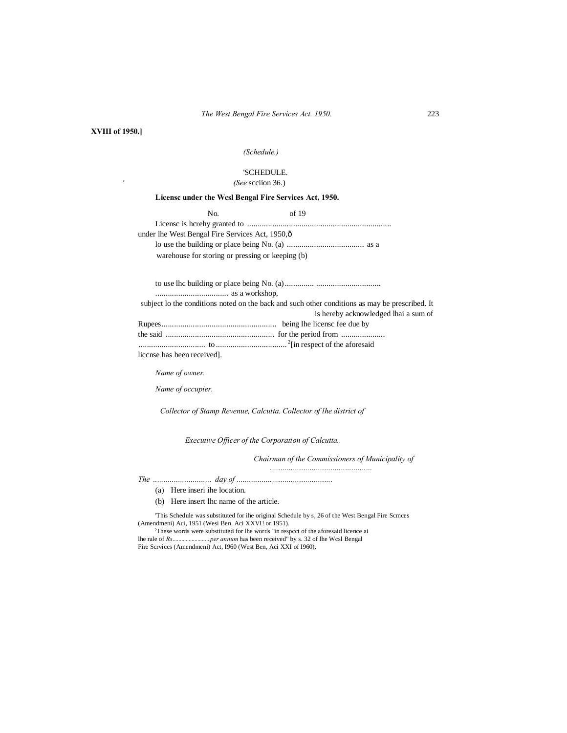**XVIII of 1950.]**

*(Schedule.)*

'SCHEDULE.

*(See* scciion 36.)

**Licensc under the Wcsl Bengal Fire Services Act, 1950.**

No. of 19

Licensc is hcrehy granted to ....................................................................
under lhe West Bengal Fire Services Act, 1950,ð

lo use the building or place being No. (a) ..................................... as a warehouse for storing or pressing or keeping (b)

to use lhc building or place being No. (a) .............. ...............................
................................... as a workshop,

subject lo the conditions noted on the back and such other conditions as may be prescribed. It is hereby acknowledged lhai a sum of Rupees....................................................... being lhe licensc fee due by the said .................................................... for the period from .....................
................................ to ..................................[2][in respect of the aforesaid liccnse has been received].

*Name of owner.*

*Name of occupier.*

*Collector of Stamp Revenue, Calcutta. Collector of lhe district of*

*Executive Officer of the Corporation of Calcutta.*

*Chairman of the Commissioners of Municipality of*
.................................................

*The* ............................ *day of* ..............................................

(a) Here inseri ihe location.

(b) Here insert lhc name of the article.

'This Schedule was substituted for ihe original Schedule by s, 26 of the West Bengal Fire Scmces (Amendmeni) Aci, 1951 (Wesi Ben. Aci XXVI! or 1951).

[2]These words were substituted for lhe words "in respcct of the aforesaid licence ai lhe rale of *Rs........................ per annum* has been received" by s. 32 of lhe Wcsl Bengal Fire Scrviccs (Amendmeni) Act, I960 (West Ben, Aci XXI of I960).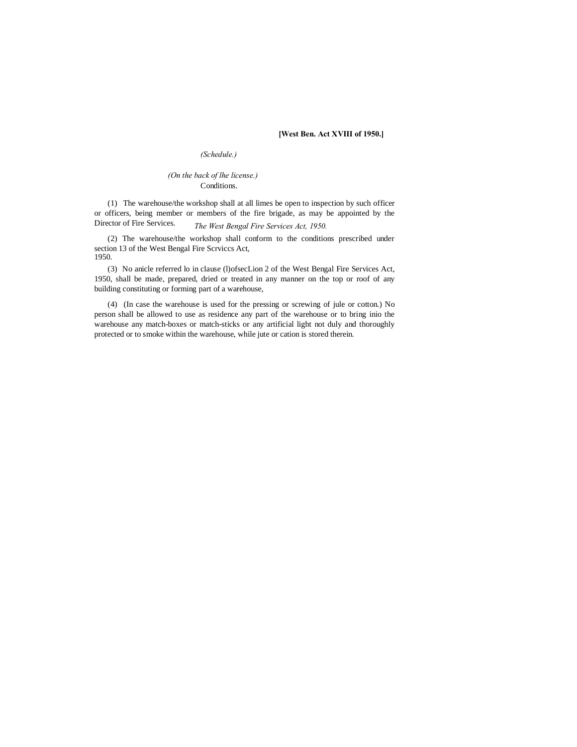**[West Ben. Act XVIII of 1950.]**

*(Schedule.)*

*(On the back of lhe license.)*

Conditions.

(1) The warehouse/the workshop shall at all limes be open to inspection by such officer or officers, being member or members of the fire brigade, as may be appointed by the Director of Fire Services.

*The West Bengal Fire Services Act, 1950.*

(2) The warehouse/the workshop shall conform to the conditions prescribed under section 13 of the West Bengal Fire Scrviccs Act, 1950.

(3) No anicle referred lo in clause (l)ofsecLion 2 of the West Bengal Fire Services Act, 1950, shall be made, prepared, dried or treated in any manner on the top or roof of any building constituting or forming part of a warehouse,

(4) (In case the warehouse is used for the pressing or screwing of jule or cotton.) No person shall be allowed to use as residence any part of the warehouse or to bring inio the warehouse any match-boxes or match-sticks or any artificial light not duly and thoroughly protected or to smoke within the warehouse, while jute or cation is stored therein.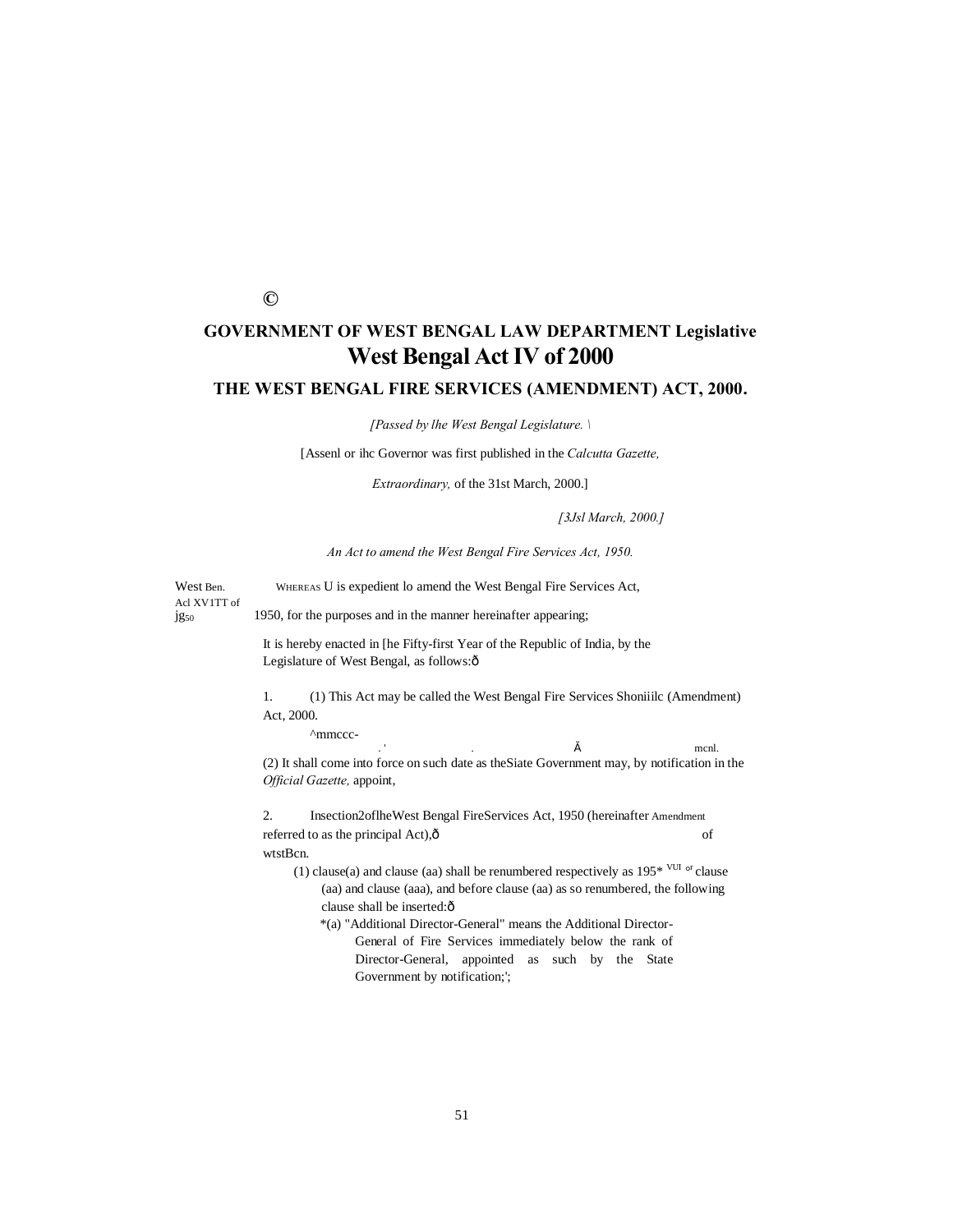©

# GOVERNMENT OF WEST BENGAL LAW DEPARTMENT Legislative

# West Bengal Act IV of 2000

## THE WEST BENGAL FIRE SERVICES (AMENDMENT) ACT, 2000.

*[Passed by lhe West Bengal Legislature. \*

[Assenl or ihc Governor was first published in the *Calcutta Gazette, Extraordinary,* of the 31st March, 2000.]

*[3Jsl March, 2000.]*

*An Act to amend the West Bengal Fire Services Act, 1950.*

West Ben. Acl XV1TT of jg50

WHEREAS U is expedient lo amend the West Bengal Fire Services Act, 1950, for the purposes and in the manner hereinafter appearing;

It is hereby enacted in [he Fifty-first Year of the Republic of India, by the Legislature of West Bengal, as follows:ð

1. (1) This Act may be called the West Bengal Fire Services Shoniiilc (Amendment) Act, 2000.

^mmccc- . ' . Ă mcnl.

(2) It shall come into force on such date as theSiate Government may, by notification in the *Official Gazette,* appoint,

2. Insection2oflheWest Bengal FireServices Act, 1950 (hereinafter Amendment referred to as the principal Act),ð of wtstBcn.

(1) clause(a) and clause (aa) shall be renumbered respectively as 195* VUI of clause (aa) and clause (aaa), and before clause (aa) as so renumbered, the following clause shall be inserted:ð

*(a) "Additional Director-General" means the Additional Director-General of Fire Services immediately below the rank of Director-General, appointed as such by the State Government by notification;';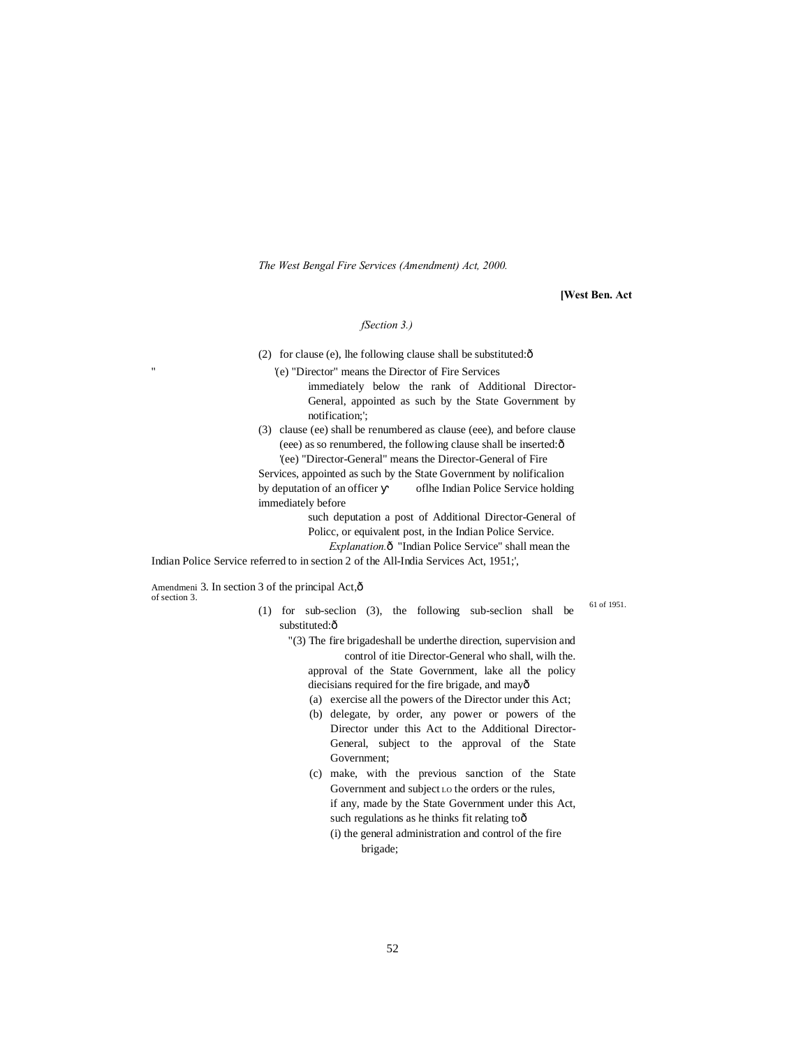*The West Bengal Fire Services (Amendment) Act, 2000.*

**[West Ben. Act**

*fSection 3.)*

(2) for clause (e), lhe following clause shall be substituted:ð

" '(e) "Director" means the Director of Fire Services immediately below the rank of Additional Director-General, appointed as such by the State Government by notification;';

(3) clause (ee) shall be renumbered as clause (eee), and before clause (eee) as so renumbered, the following clause shall be inserted:ð

'(ee) "Director-General" means the Director-General of Fire Services, appointed as such by the State Government by nolificalion by deputation of an officer ϒ oflhe Indian Police Service holding immediately before such deputation a post of Additional Director-General of Policc, or equivalent post, in the Indian Police Service.

*Explanation.*ð "Indian Police Service" shall mean the Indian Police Service referred to in section 2 of the All-India Services Act, 1951;',

61 of 1951.

Amendmeni of section 3. 3. In section 3 of the principal Act,ð

(1) for sub-seclion (3), the following sub-seclion shall be substituted:ð

"(3) The fire brigadeshall be underthe direction, supervision and control of itie Director-General who shall, wilh the. approval of the State Government, lake all the policy diecisians required for the fire brigade, and mayð

(a) exercise all the powers of the Director under this Act;

(b) delegate, by order, any power or powers of the Director under this Act to the Additional Director-General, subject to the approval of the State Government;

(c) make, with the previous sanction of the State Government and subject LO the orders or the rules, if any, made by the State Government under this Act, such regulations as he thinks fit relating toð

(i) the general administration and control of the fire brigade;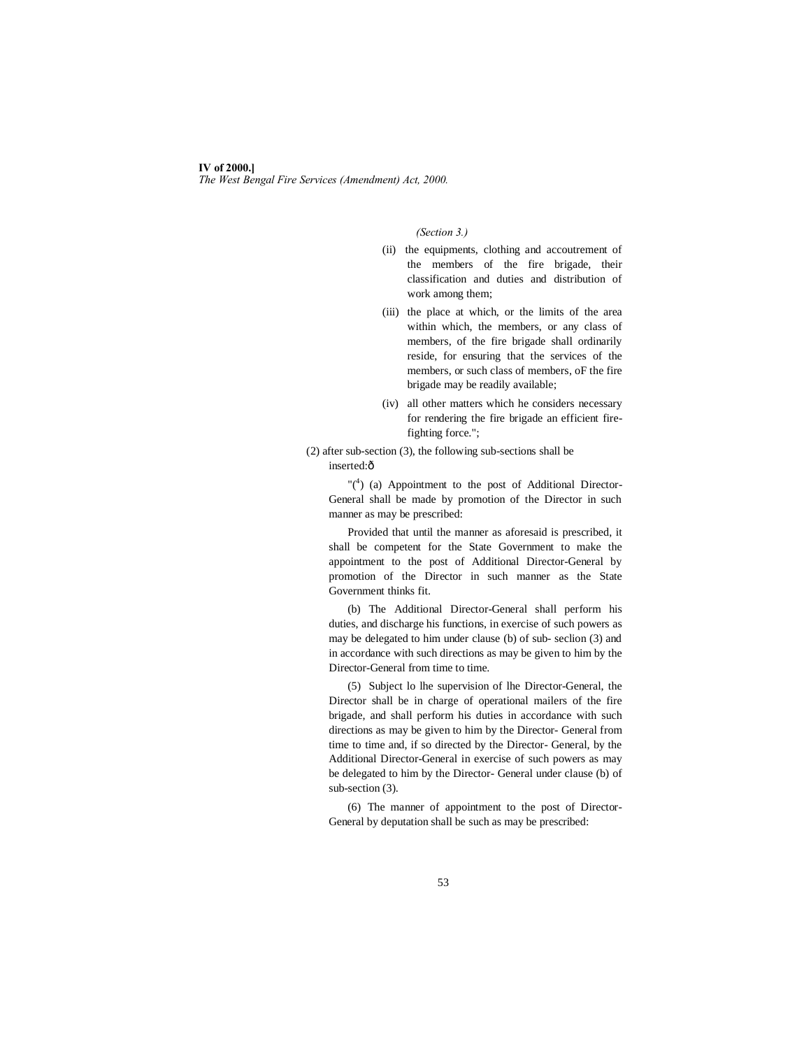*(Section 3.)*

(ii) the equipments, clothing and accoutrement of the members of the fire brigade, their classification and duties and distribution of work among them;

(iii) the place at which, or the limits of the area within which, the members, or any class of members, of the fire brigade shall ordinarily reside, for ensuring that the services of the members, or such class of members, oF the fire brigade may be readily available;

(iv) all other matters which he considers necessary for rendering the fire brigade an efficient fire-fighting force.";

(2) after sub-section (3), the following sub-sections shall be inserted:ô

"(4) (a) Appointment to the post of Additional Director-General shall be made by promotion of the Director in such manner as may be prescribed:

Provided that until the manner as aforesaid is prescribed, it shall be competent for the State Government to make the appointment to the post of Additional Director-General by promotion of the Director in such manner as the State Government thinks fit.

(b) The Additional Director-General shall perform his duties, and discharge his functions, in exercise of such powers as may be delegated to him under clause (b) of sub- seclion (3) and in accordance with such directions as may be given to him by the Director-General from time to time.

(5) Subject lo lhe supervision of lhe Director-General, the Director shall be in charge of operational mailers of the fire brigade, and shall perform his duties in accordance with such directions as may be given to him by the Director- General from time to time and, if so directed by the Director- General, by the Additional Director-General in exercise of such powers as may be delegated to him by the Director- General under clause (b) of sub-section (3).

(6) The manner of appointment to the post of Director-General by deputation shall be such as may be prescribed: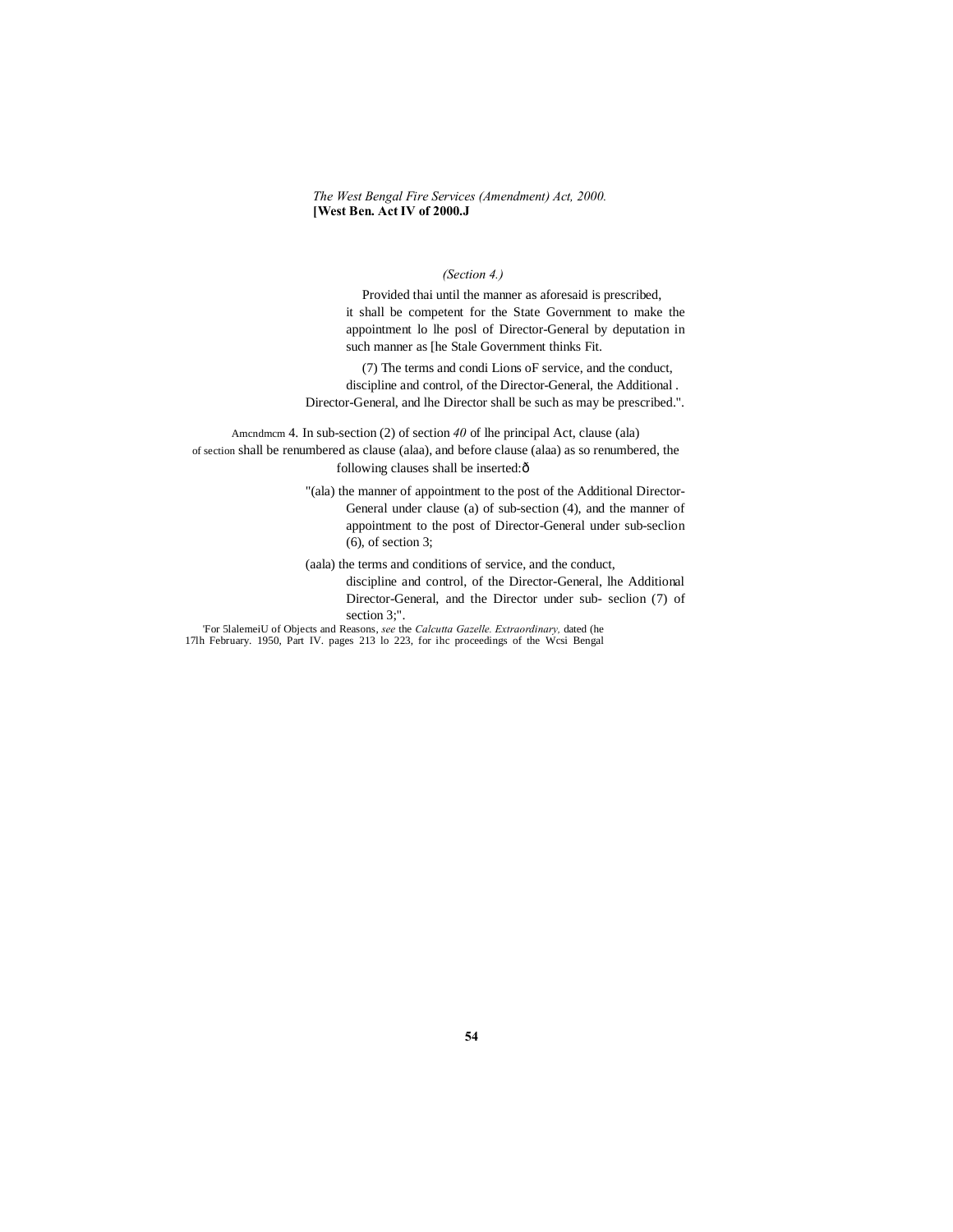*(Section 4.)*

Provided thai until the manner as aforesaid is prescribed, it shall be competent for the State Government to make the appointment lo lhe posl of Director-General by deputation in such manner as [he Stale Government thinks Fit.

(7) The terms and condi Lions oF service, and the conduct, discipline and control, of the Director-General, the Additional . Director-General, and lhe Director shall be such as may be prescribed.".

Amcndmcm of section 4. In sub-section (2) of section *40* of lhe principal Act, clause (ala) shall be renumbered as clause (alaa), and before clause (alaa) as so renumbered, the following clauses shall be inserted:ô

"(ala) the manner of appointment to the post of the Additional Director-General under clause (a) of sub-section (4), and the manner of appointment to the post of Director-General under sub-seclion (6), of section 3;

(aala) the terms and conditions of service, and the conduct, discipline and control, of the Director-General, lhe Additional Director-General, and the Director under sub- seclion (7) of section 3;".

'For 5lalemeiU of Objects and Reasons, *see* the *Calcutta Gazelle. Extraordinary,* dated (he 17lh February. 1950, Part IV. pages 213 lo 223, for ihc proceedings of the Wcsi Bengal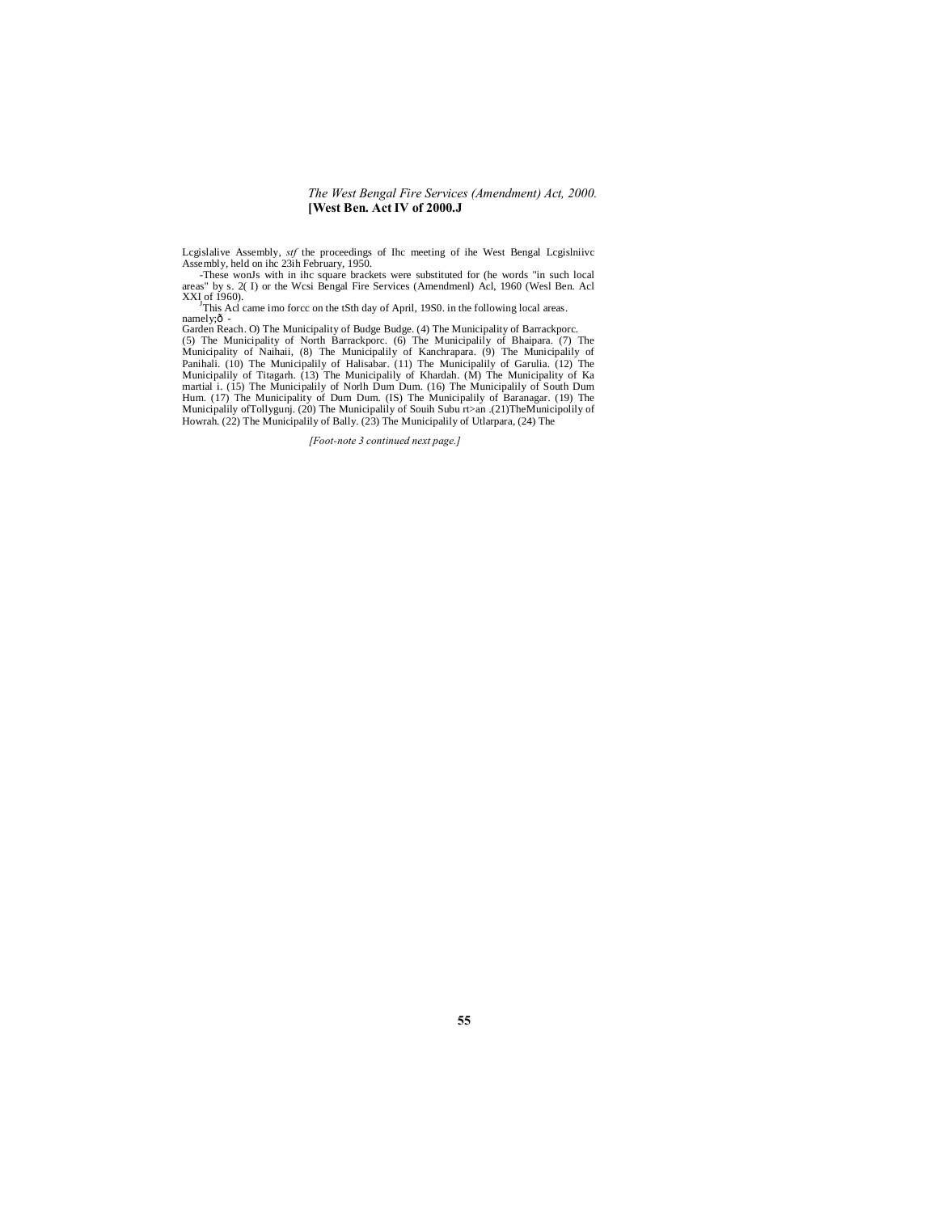Lcgislalive Assembly, *stf* the proceedings of Ihc meeting of ihe West Bengal Lcgislniivc Assembly, held on ihc 23ih February, 1950.

-These wonJs with in ihc square brackets were substituted for (he words "in such local areas" by s. 2( I) or the Wcsi Bengal Fire Services (Amendmenl) Acl, 1960 (Wesl Ben. Acl XXI of 1960).

[J]This Acl came imo forcc on the tSth day of April, 19S0. in the following local areas. namely;ð -

Garden Reach. O) The Municipality of Budge Budge. (4) The Municipality of Barrackporc. (5) The Municipality of North Barrackporc. (6) The Municipalily of Bhaipara. (7) The Municipality of Naihaii, (8) The Municipalily of Kanchrapara. (9) The Municipalily of Panihali. (10) The Municipalily of Halisabar. (11) The Municipalily of Garulia. (12) The Municipalily of Titagarh. (13) The Municipalily of Khardah. (M) The Municipality of Ka martial i. (15) The Municipalily of Norlh Dum Dum. (16) The Municipalily of South Dum Hum. (17) The Municipality of Dum Dum. (IS) The Municipalily of Baranagar. (19) The Municipalily ofTollygunj. (20) The Municipalily of Souih Subu rt>an .(21)TheMunicipolily of Howrah. (22) The Municipalily of Bally. (23) The Municipalily of Utlarpara, (24) The

*[Foot-note 3 continued next page.]*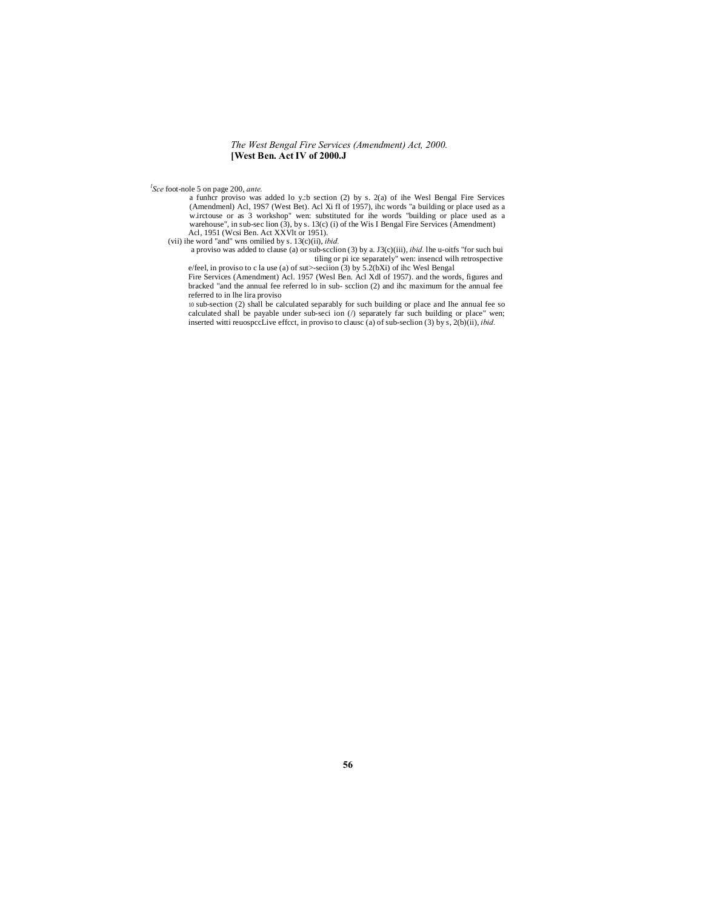*The West Bengal Fire Services (Amendment) Act, 2000.*
**[West Ben. Act IV of 2000.J**

[l]*Sce* foot-nole 5 on page 200, *ante.*

a funhcr proviso was added lo y.:b section (2) by s. 2(a) of ihe Wesl Bengal Fire Services (Amendmenl) Acl, 19S7 (West Bet). Acl Xi fI of 1957), ihc words "a building or place used as a w.irctouse or as 3 workshop" wen: substituted for ihe words "building or place used as a warehouse", in sub-sec lion (3), by s. 13(c) (i) of the Wis I Bengal Fire Services (Amendment) Acl, 1951 (Wcsi Ben. Act XXVlt or 1951).

(vii) ihe word "and" wns omilied by s. 13(c)(ii), *ibid.*

a proviso was added to clause (a) or sub-scclion (3) by a. J3(c)(iii), *ibid.* lhe u-oitfs "for such bui tiling or pi ice separately" wen: insencd wilh retrospective e/feel, in proviso to c la use (a) of sut>-seciion (3) by 5.2(bXi) of ihc Wesl Bengal Fire Services (Amendment) Acl. 1957 (Wesl Ben. Acl Xdl of 1957). and the words, figures and bracked "and the annual fee referred lo in sub- scclion (2) and ihc maximum for the annual fee referred to in lhe lira proviso

10 sub-section (2) shall be calculated separably for such building or place and Ihe annual fee so calculated shall be payable under sub-seci ion (/) separately far such building or place" wen; inserted witti reuospccLive effcct, in proviso to clausc (a) of sub-seclion (3) by s, 2(b)(ii), *ibid.*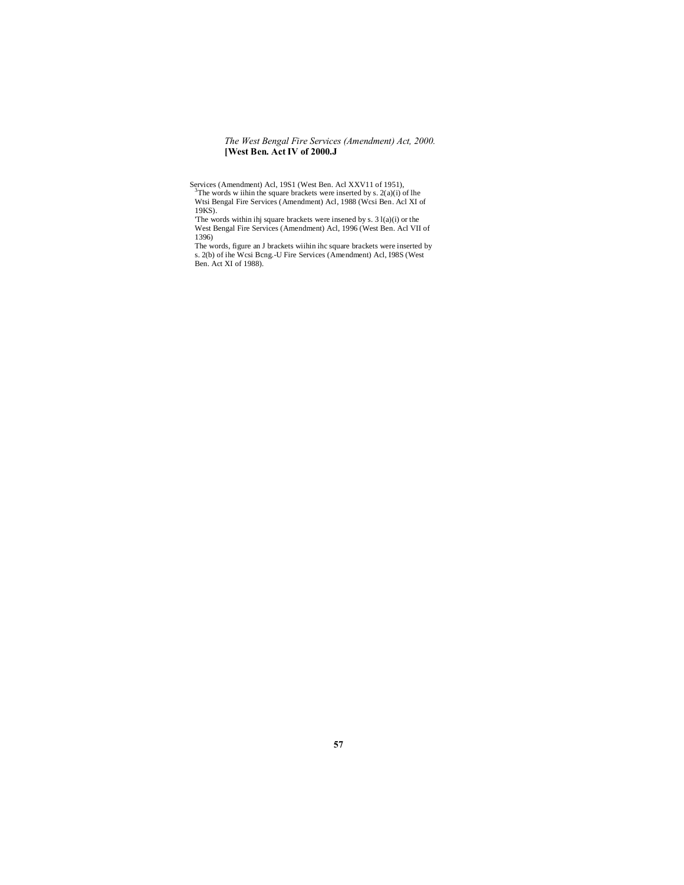*The West Bengal Fire Services (Amendment) Act, 2000.*
**[West Ben. Act IV of 2000.J**

Services (Amendment) Acl, 19S1 (West Ben. Acl XXV11 of 1951),
[3]The words w iihin the square brackets were inserted by s. 2(a)(i) of lhe Wtsi Bengal Fire Services (Amendment) Acl, 1988 (Wcsi Ben. Acl XI of 19KS).
'The words within ihj square brackets were insened by s. 3 l(a)(i) or the West Bengal Fire Services (Amendment) Acl, 1996 (West Ben. Acl VII of 1396)
The words, figure an J brackets wiihin ihc square brackets were inserted by s. 2(b) of ihe Wcsi Bcng.-U Fire Services (Amendment) Acl, I98S (West Ben. Act XI of 1988).